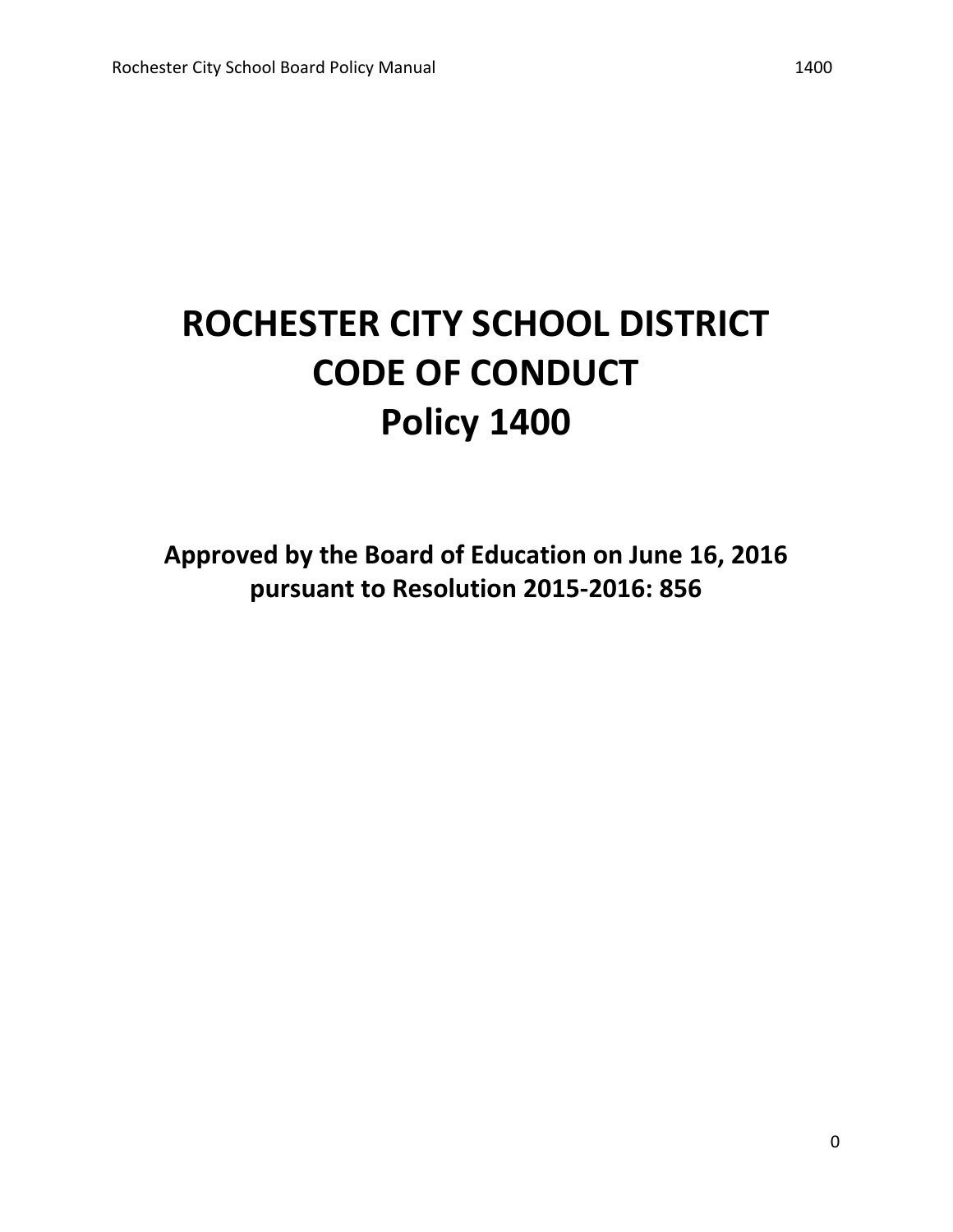# ROCHESTER CITY SCHOOL DISTRICT
# CODE OF CONDUCT
# Policy 1400

**Approved by the Board of Education on June 16, 2016 pursuant to Resolution 2015-2016: 856**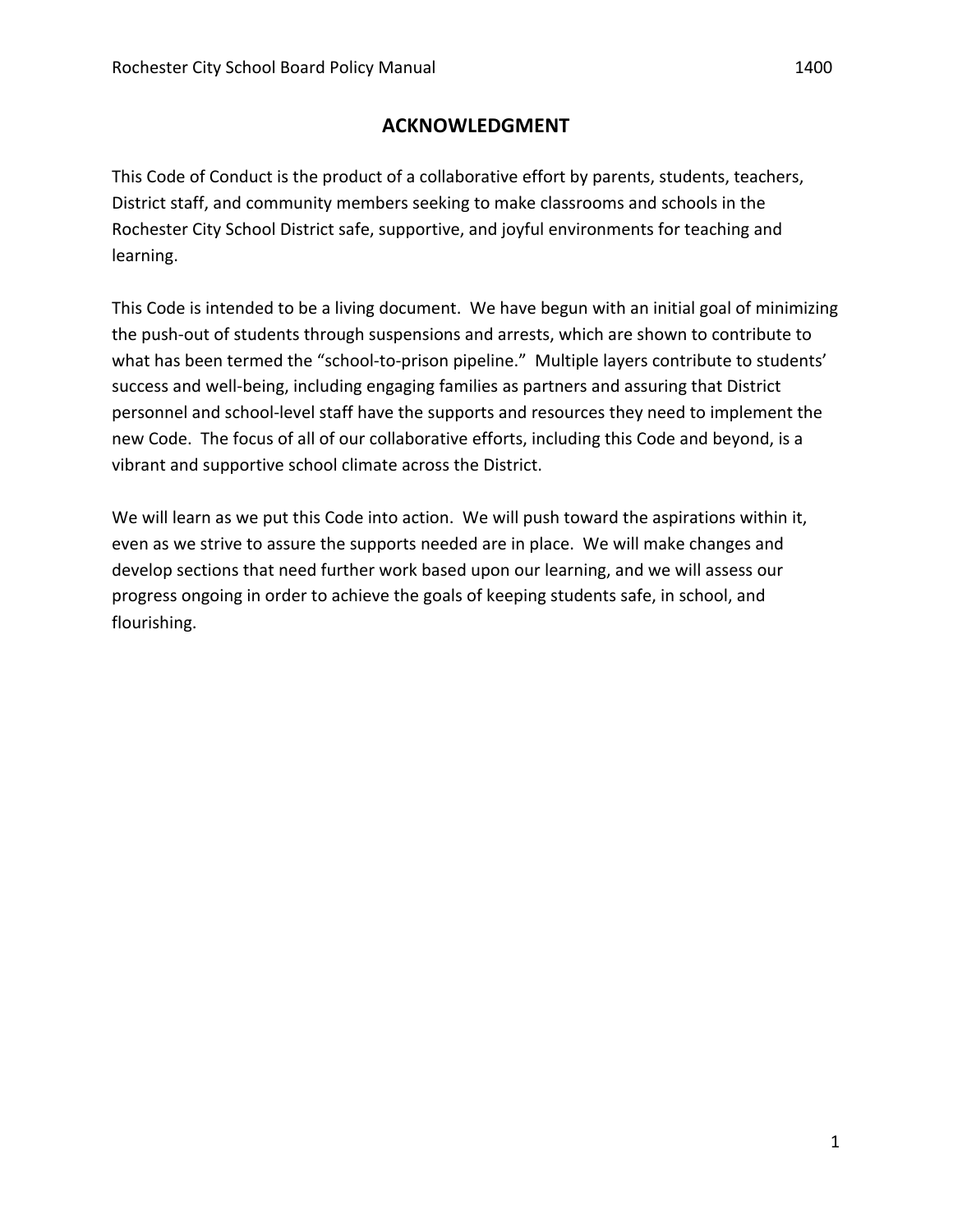## ACKNOWLEDGMENT

This Code of Conduct is the product of a collaborative effort by parents, students, teachers, District staff, and community members seeking to make classrooms and schools in the Rochester City School District safe, supportive, and joyful environments for teaching and learning.

This Code is intended to be a living document. We have begun with an initial goal of minimizing the push-out of students through suspensions and arrests, which are shown to contribute to what has been termed the "school-to-prison pipeline." Multiple layers contribute to students' success and well-being, including engaging families as partners and assuring that District personnel and school-level staff have the supports and resources they need to implement the new Code. The focus of all of our collaborative efforts, including this Code and beyond, is a vibrant and supportive school climate across the District.

We will learn as we put this Code into action. We will push toward the aspirations within it, even as we strive to assure the supports needed are in place. We will make changes and develop sections that need further work based upon our learning, and we will assess our progress ongoing in order to achieve the goals of keeping students safe, in school, and flourishing.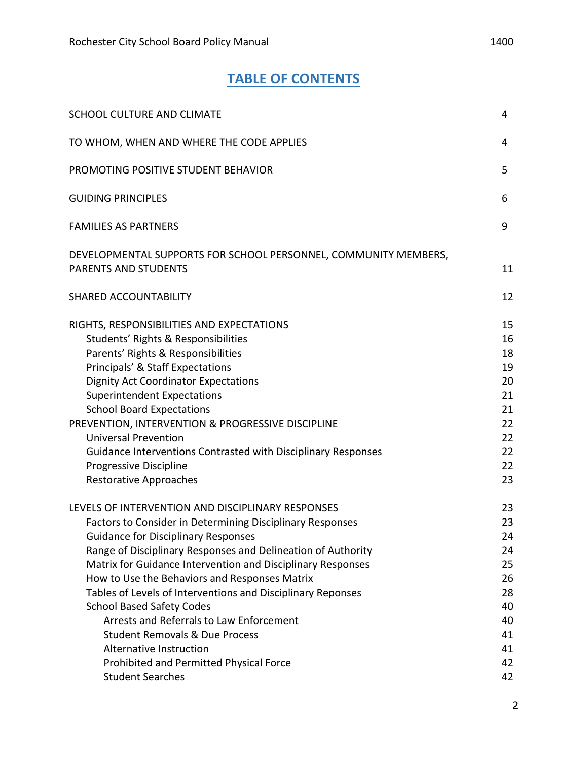# TABLE OF CONTENTS

| | |
|---|---|
| SCHOOL CULTURE AND CLIMATE | 4 |
| TO WHOM, WHEN AND WHERE THE CODE APPLIES | 4 |
| PROMOTING POSITIVE STUDENT BEHAVIOR | 5 |
| GUIDING PRINCIPLES | 6 |
| FAMILIES AS PARTNERS | 9 |
| DEVELOPMENTAL SUPPORTS FOR SCHOOL PERSONNEL, COMMUNITY MEMBERS, PARENTS AND STUDENTS | 11 |
| SHARED ACCOUNTABILITY | 12 |
| RIGHTS, RESPONSIBILITIES AND EXPECTATIONS | 15 |
| Students' Rights & Responsibilities | 16 |
| Parents' Rights & Responsibilities | 18 |
| Principals' & Staff Expectations | 19 |
| Dignity Act Coordinator Expectations | 20 |
| Superintendent Expectations | 21 |
| School Board Expectations | 21 |
| PREVENTION, INTERVENTION & PROGRESSIVE DISCIPLINE | 22 |
| Universal Prevention | 22 |
| Guidance Interventions Contrasted with Disciplinary Responses | 22 |
| Progressive Discipline | 22 |
| Restorative Approaches | 23 |
| LEVELS OF INTERVENTION AND DISCIPLINARY RESPONSES | 23 |
| Factors to Consider in Determining Disciplinary Responses | 23 |
| Guidance for Disciplinary Responses | 24 |
| Range of Disciplinary Responses and Delineation of Authority | 24 |
| Matrix for Guidance Intervention and Disciplinary Responses | 25 |
| How to Use the Behaviors and Responses Matrix | 26 |
| Tables of Levels of Interventions and Disciplinary Reponses | 28 |
| School Based Safety Codes | 40 |
| Arrests and Referrals to Law Enforcement | 40 |
| Student Removals & Due Process | 41 |
| Alternative Instruction | 41 |
| Prohibited and Permitted Physical Force | 42 |
| Student Searches | 42 |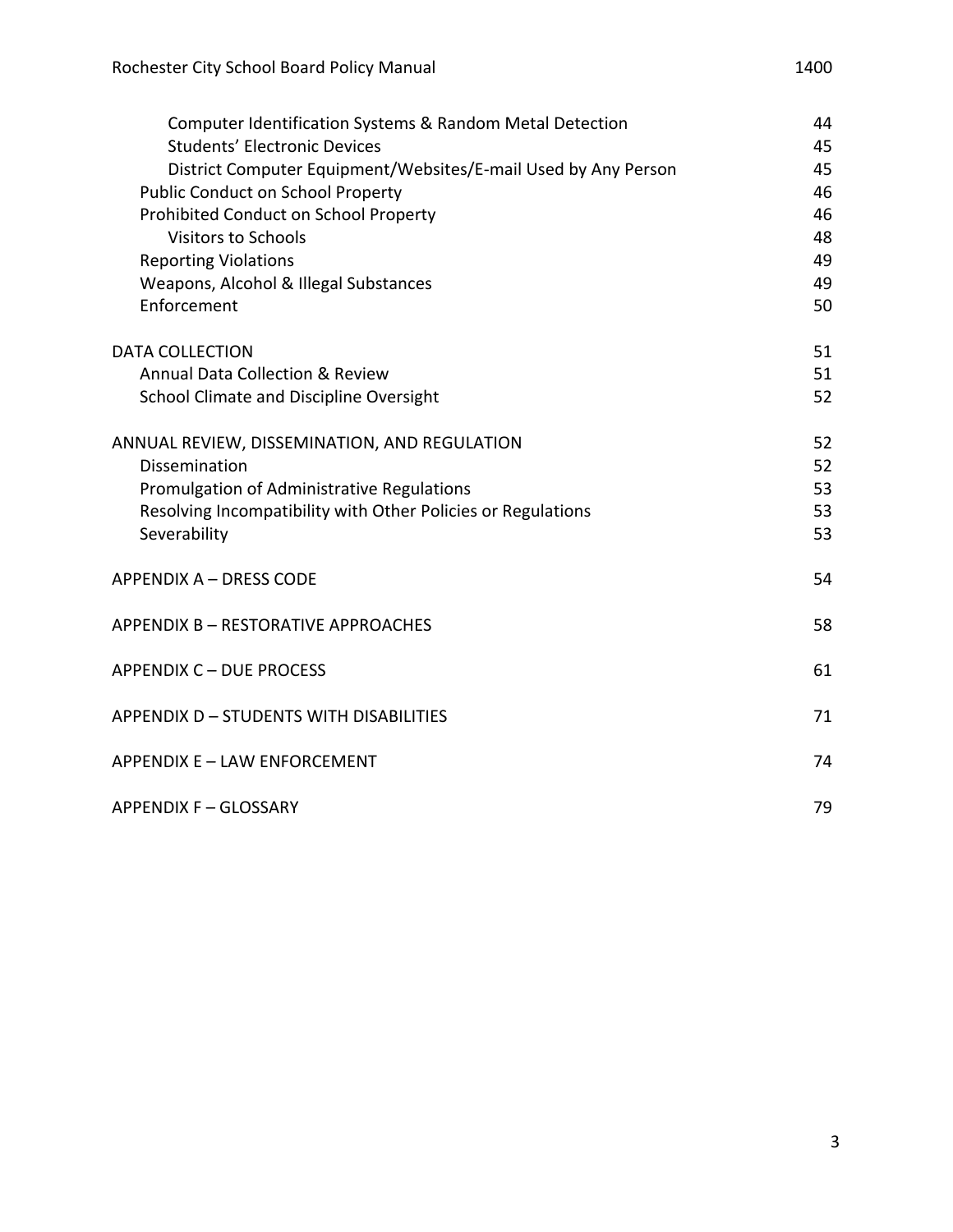| | |
|---|---|
| Computer Identification Systems & Random Metal Detection | 44 |
| Students' Electronic Devices | 45 |
| District Computer Equipment/Websites/E-mail Used by Any Person | 45 |
| Public Conduct on School Property | 46 |
| Prohibited Conduct on School Property | 46 |
| Visitors to Schools | 48 |
| Reporting Violations | 49 |
| Weapons, Alcohol & Illegal Substances | 49 |
| Enforcement | 50 |
| DATA COLLECTION | 51 |
| Annual Data Collection & Review | 51 |
| School Climate and Discipline Oversight | 52 |
| ANNUAL REVIEW, DISSEMINATION, AND REGULATION | 52 |
| Dissemination | 52 |
| Promulgation of Administrative Regulations | 53 |
| Resolving Incompatibility with Other Policies or Regulations | 53 |
| Severability | 53 |
| APPENDIX A – DRESS CODE | 54 |
| APPENDIX B – RESTORATIVE APPROACHES | 58 |
| APPENDIX C – DUE PROCESS | 61 |
| APPENDIX D – STUDENTS WITH DISABILITIES | 71 |
| APPENDIX E – LAW ENFORCEMENT | 74 |
| APPENDIX F – GLOSSARY | 79 |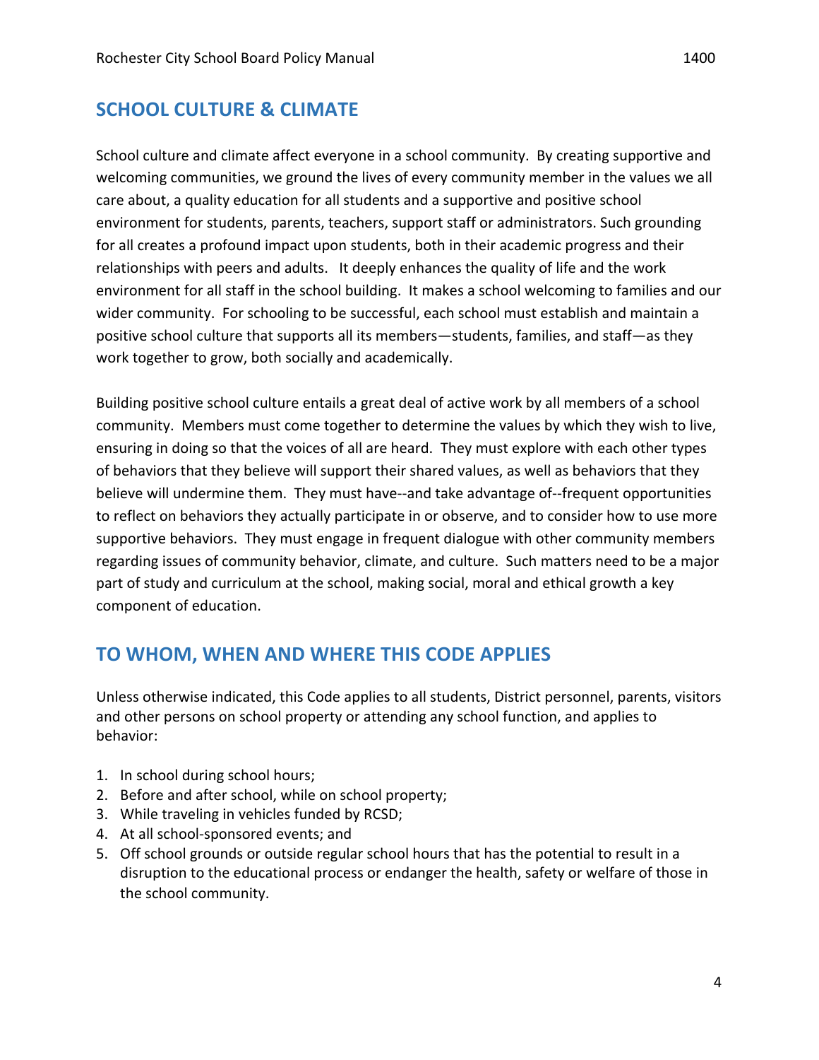## SCHOOL CULTURE & CLIMATE

School culture and climate affect everyone in a school community. By creating supportive and welcoming communities, we ground the lives of every community member in the values we all care about, a quality education for all students and a supportive and positive school environment for students, parents, teachers, support staff or administrators. Such grounding for all creates a profound impact upon students, both in their academic progress and their relationships with peers and adults. It deeply enhances the quality of life and the work environment for all staff in the school building. It makes a school welcoming to families and our wider community. For schooling to be successful, each school must establish and maintain a positive school culture that supports all its members—students, families, and staff—as they work together to grow, both socially and academically.

Building positive school culture entails a great deal of active work by all members of a school community. Members must come together to determine the values by which they wish to live, ensuring in doing so that the voices of all are heard. They must explore with each other types of behaviors that they believe will support their shared values, as well as behaviors that they believe will undermine them. They must have--and take advantage of--frequent opportunities to reflect on behaviors they actually participate in or observe, and to consider how to use more supportive behaviors. They must engage in frequent dialogue with other community members regarding issues of community behavior, climate, and culture. Such matters need to be a major part of study and curriculum at the school, making social, moral and ethical growth a key component of education.

## TO WHOM, WHEN AND WHERE THIS CODE APPLIES

Unless otherwise indicated, this Code applies to all students, District personnel, parents, visitors and other persons on school property or attending any school function, and applies to behavior:

1. In school during school hours;
2. Before and after school, while on school property;
3. While traveling in vehicles funded by RCSD;
4. At all school-sponsored events; and
5. Off school grounds or outside regular school hours that has the potential to result in a disruption to the educational process or endanger the health, safety or welfare of those in the school community.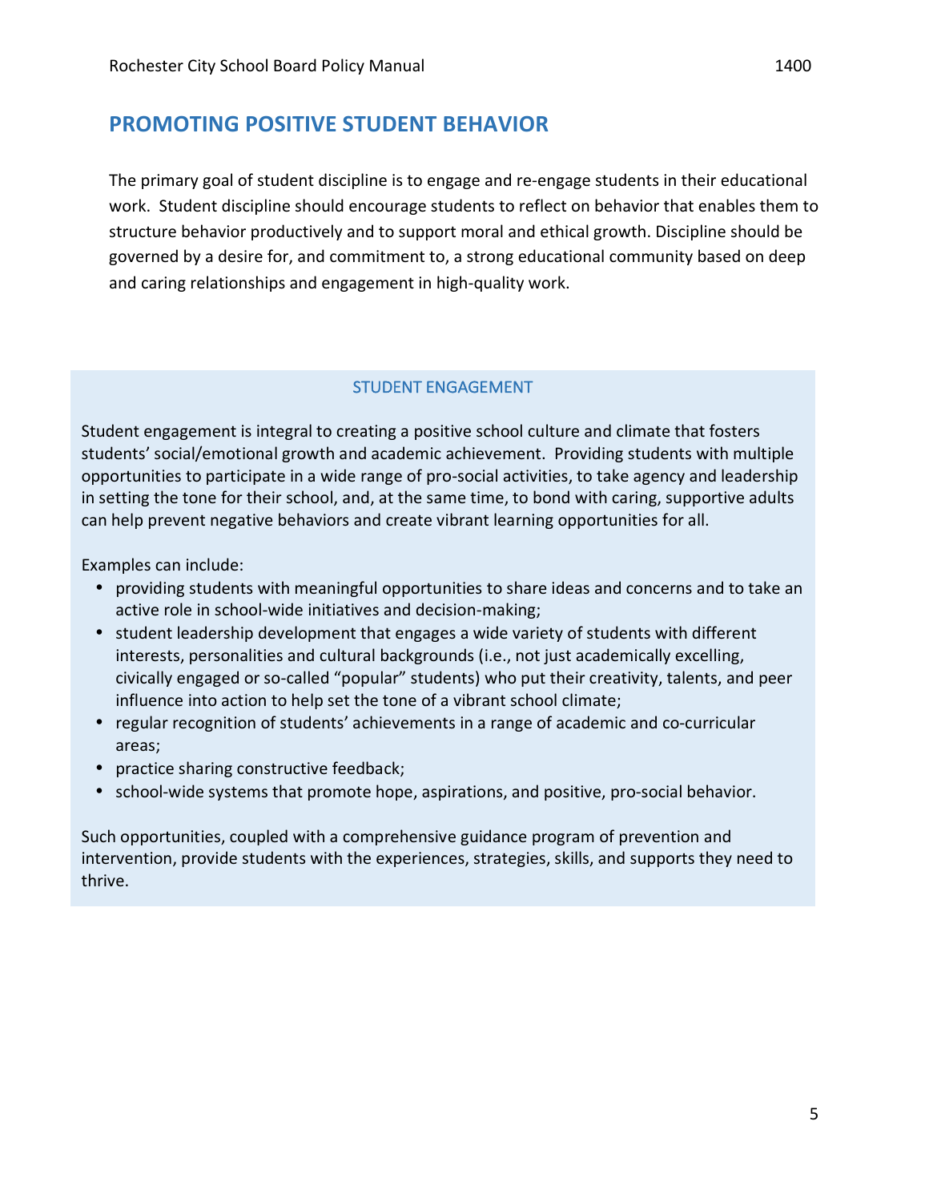## PROMOTING POSITIVE STUDENT BEHAVIOR

The primary goal of student discipline is to engage and re-engage students in their educational work. Student discipline should encourage students to reflect on behavior that enables them to structure behavior productively and to support moral and ethical growth. Discipline should be governed by a desire for, and commitment to, a strong educational community based on deep and caring relationships and engagement in high-quality work.

### STUDENT ENGAGEMENT

Student engagement is integral to creating a positive school culture and climate that fosters students' social/emotional growth and academic achievement. Providing students with multiple opportunities to participate in a wide range of pro-social activities, to take agency and leadership in setting the tone for their school, and, at the same time, to bond with caring, supportive adults can help prevent negative behaviors and create vibrant learning opportunities for all.

Examples can include:

- providing students with meaningful opportunities to share ideas and concerns and to take an active role in school-wide initiatives and decision-making;
- student leadership development that engages a wide variety of students with different interests, personalities and cultural backgrounds (i.e., not just academically excelling, civically engaged or so-called "popular" students) who put their creativity, talents, and peer influence into action to help set the tone of a vibrant school climate;
- regular recognition of students' achievements in a range of academic and co-curricular areas;
- practice sharing constructive feedback;
- school-wide systems that promote hope, aspirations, and positive, pro-social behavior.

Such opportunities, coupled with a comprehensive guidance program of prevention and intervention, provide students with the experiences, strategies, skills, and supports they need to thrive.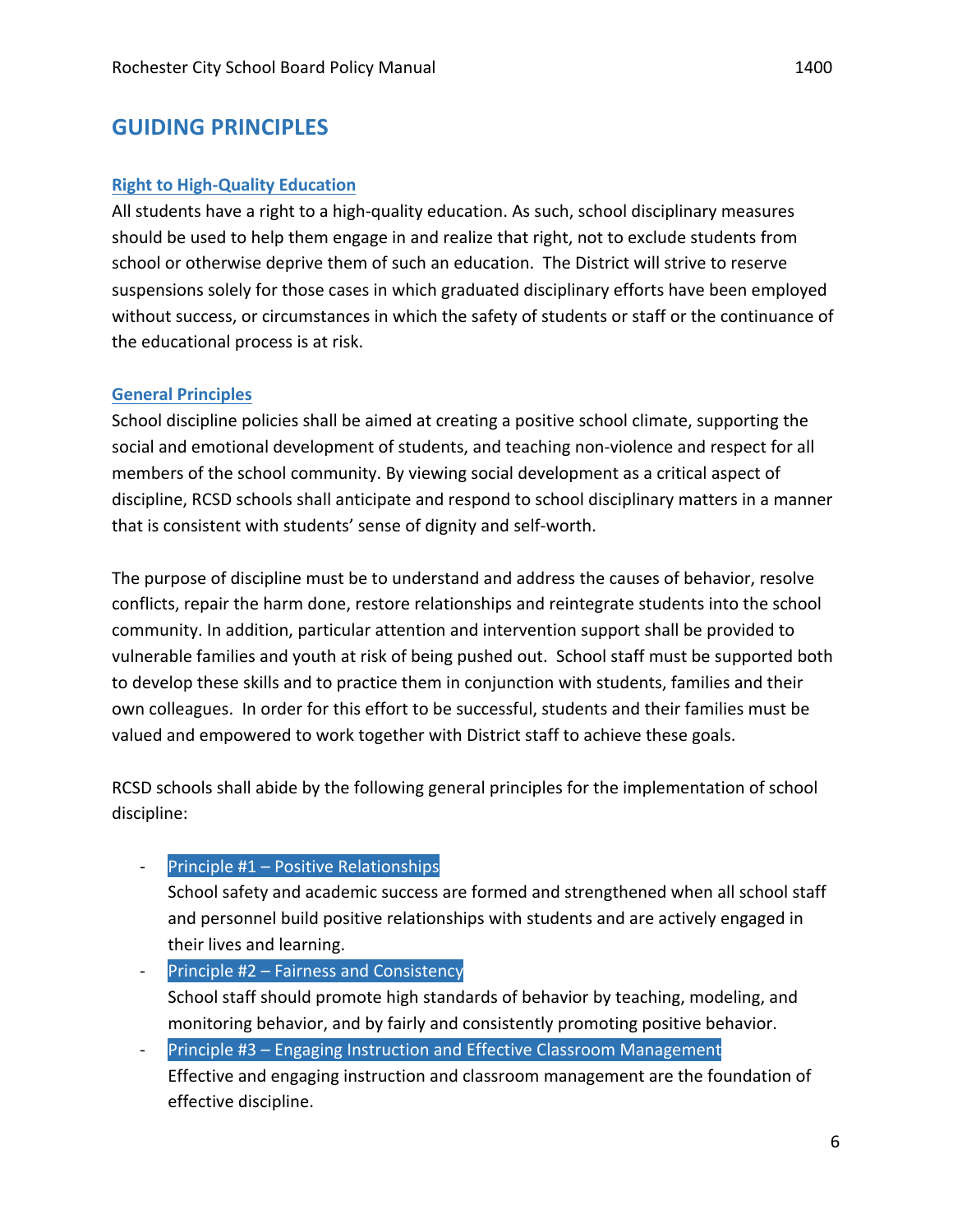# GUIDING PRINCIPLES

## Right to High-Quality Education

All students have a right to a high-quality education. As such, school disciplinary measures should be used to help them engage in and realize that right, not to exclude students from school or otherwise deprive them of such an education. The District will strive to reserve suspensions solely for those cases in which graduated disciplinary efforts have been employed without success, or circumstances in which the safety of students or staff or the continuance of the educational process is at risk.

## General Principles

School discipline policies shall be aimed at creating a positive school climate, supporting the social and emotional development of students, and teaching non-violence and respect for all members of the school community. By viewing social development as a critical aspect of discipline, RCSD schools shall anticipate and respond to school disciplinary matters in a manner that is consistent with students' sense of dignity and self-worth.

The purpose of discipline must be to understand and address the causes of behavior, resolve conflicts, repair the harm done, restore relationships and reintegrate students into the school community. In addition, particular attention and intervention support shall be provided to vulnerable families and youth at risk of being pushed out. School staff must be supported both to develop these skills and to practice them in conjunction with students, families and their own colleagues. In order for this effort to be successful, students and their families must be valued and empowered to work together with District staff to achieve these goals.

RCSD schools shall abide by the following general principles for the implementation of school discipline:

- Principle #1 – Positive Relationships
  School safety and academic success are formed and strengthened when all school staff and personnel build positive relationships with students and are actively engaged in their lives and learning.
- Principle #2 – Fairness and Consistency
  School staff should promote high standards of behavior by teaching, modeling, and monitoring behavior, and by fairly and consistently promoting positive behavior.
- Principle #3 – Engaging Instruction and Effective Classroom Management
  Effective and engaging instruction and classroom management are the foundation of effective discipline.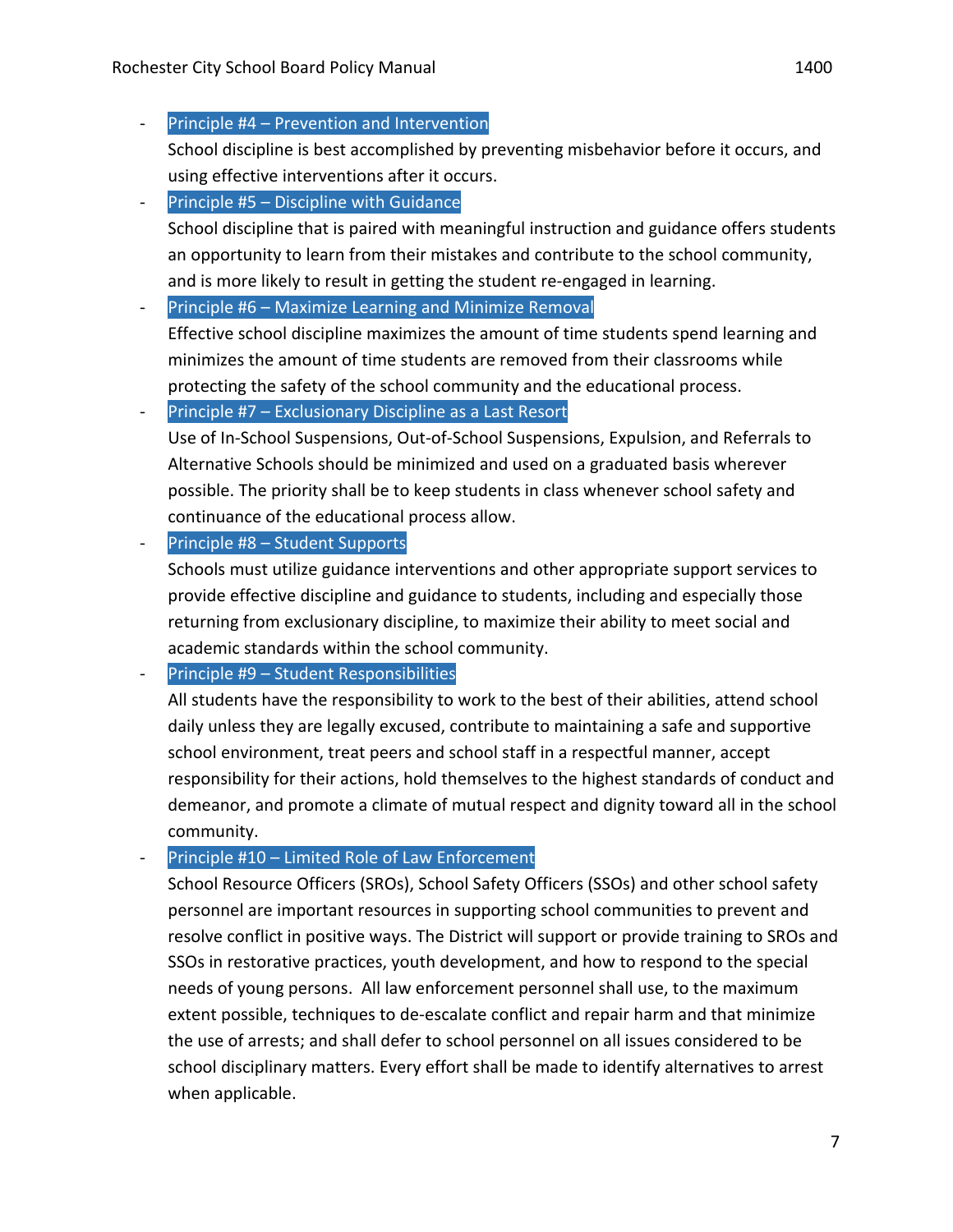- Principle #4 – Prevention and Intervention
  School discipline is best accomplished by preventing misbehavior before it occurs, and using effective interventions after it occurs.
- Principle #5 – Discipline with Guidance
  School discipline that is paired with meaningful instruction and guidance offers students an opportunity to learn from their mistakes and contribute to the school community, and is more likely to result in getting the student re-engaged in learning.
- Principle #6 – Maximize Learning and Minimize Removal
  Effective school discipline maximizes the amount of time students spend learning and minimizes the amount of time students are removed from their classrooms while protecting the safety of the school community and the educational process.
- Principle #7 – Exclusionary Discipline as a Last Resort
  Use of In-School Suspensions, Out-of-School Suspensions, Expulsion, and Referrals to Alternative Schools should be minimized and used on a graduated basis wherever possible. The priority shall be to keep students in class whenever school safety and continuance of the educational process allow.
- Principle #8 – Student Supports
  Schools must utilize guidance interventions and other appropriate support services to provide effective discipline and guidance to students, including and especially those returning from exclusionary discipline, to maximize their ability to meet social and academic standards within the school community.
- Principle #9 – Student Responsibilities
  All students have the responsibility to work to the best of their abilities, attend school daily unless they are legally excused, contribute to maintaining a safe and supportive school environment, treat peers and school staff in a respectful manner, accept responsibility for their actions, hold themselves to the highest standards of conduct and demeanor, and promote a climate of mutual respect and dignity toward all in the school community.
- Principle #10 – Limited Role of Law Enforcement
  School Resource Officers (SROs), School Safety Officers (SSOs) and other school safety personnel are important resources in supporting school communities to prevent and resolve conflict in positive ways. The District will support or provide training to SROs and SSOs in restorative practices, youth development, and how to respond to the special needs of young persons. All law enforcement personnel shall use, to the maximum extent possible, techniques to de-escalate conflict and repair harm and that minimize the use of arrests; and shall defer to school personnel on all issues considered to be school disciplinary matters. Every effort shall be made to identify alternatives to arrest when applicable.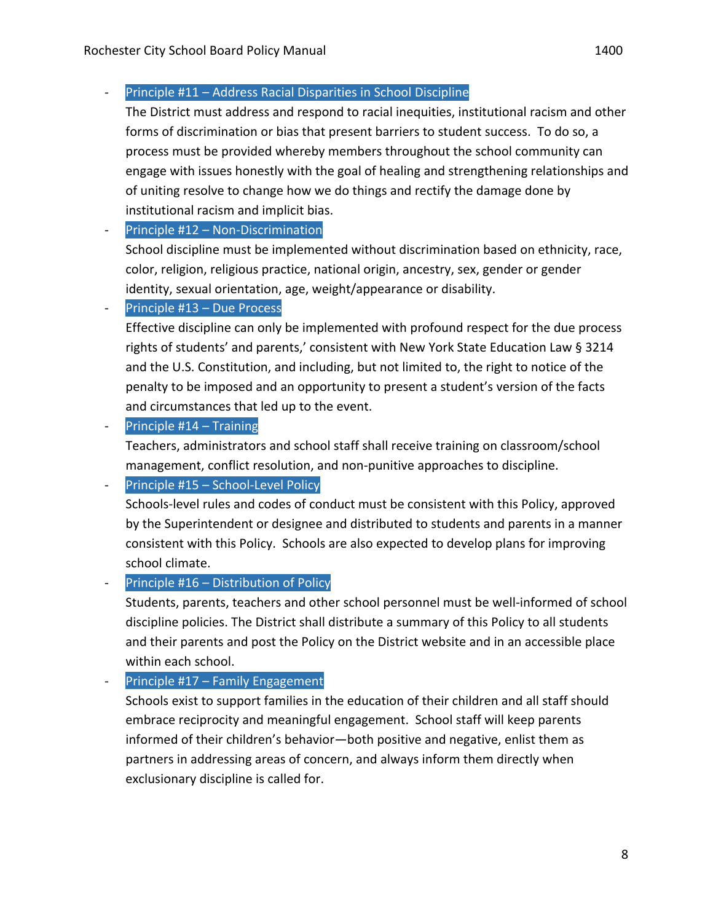- Principle #11 – Address Racial Disparities in School Discipline

  The District must address and respond to racial inequities, institutional racism and other forms of discrimination or bias that present barriers to student success. To do so, a process must be provided whereby members throughout the school community can engage with issues honestly with the goal of healing and strengthening relationships and of uniting resolve to change how we do things and rectify the damage done by institutional racism and implicit bias.

- Principle #12 – Non-Discrimination

  School discipline must be implemented without discrimination based on ethnicity, race, color, religion, religious practice, national origin, ancestry, sex, gender or gender identity, sexual orientation, age, weight/appearance or disability.

- Principle #13 – Due Process

  Effective discipline can only be implemented with profound respect for the due process rights of students' and parents,' consistent with New York State Education Law § 3214 and the U.S. Constitution, and including, but not limited to, the right to notice of the penalty to be imposed and an opportunity to present a student's version of the facts and circumstances that led up to the event.

- Principle #14 – Training

  Teachers, administrators and school staff shall receive training on classroom/school management, conflict resolution, and non-punitive approaches to discipline.

- Principle #15 – School-Level Policy

  Schools-level rules and codes of conduct must be consistent with this Policy, approved by the Superintendent or designee and distributed to students and parents in a manner consistent with this Policy. Schools are also expected to develop plans for improving school climate.

- Principle #16 – Distribution of Policy

  Students, parents, teachers and other school personnel must be well-informed of school discipline policies. The District shall distribute a summary of this Policy to all students and their parents and post the Policy on the District website and in an accessible place within each school.

- Principle #17 – Family Engagement

  Schools exist to support families in the education of their children and all staff should embrace reciprocity and meaningful engagement. School staff will keep parents informed of their children's behavior—both positive and negative, enlist them as partners in addressing areas of concern, and always inform them directly when exclusionary discipline is called for.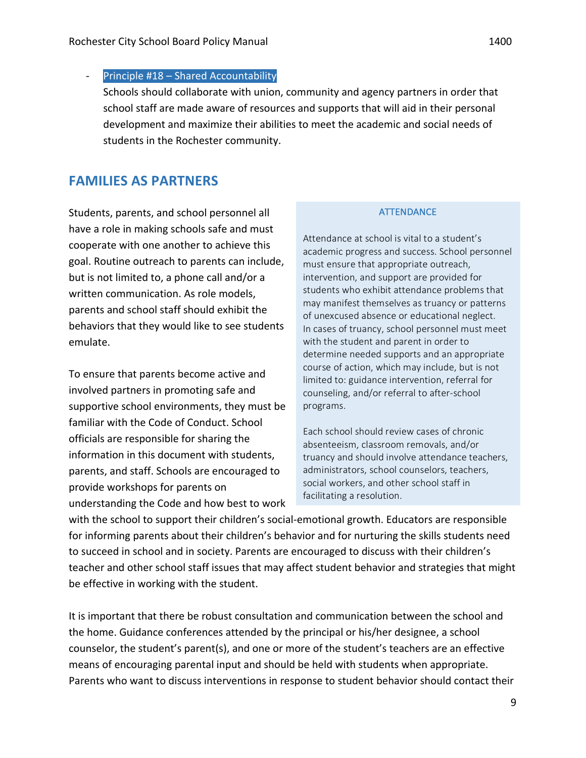- Principle #18 – Shared Accountability
  Schools should collaborate with union, community and agency partners in order that school staff are made aware of resources and supports that will aid in their personal development and maximize their abilities to meet the academic and social needs of students in the Rochester community.

## FAMILIES AS PARTNERS

Students, parents, and school personnel all have a role in making schools safe and must cooperate with one another to achieve this goal. Routine outreach to parents can include, but is not limited to, a phone call and/or a written communication. As role models, parents and school staff should exhibit the behaviors that they would like to see students emulate.

To ensure that parents become active and involved partners in promoting safe and supportive school environments, they must be familiar with the Code of Conduct. School officials are responsible for sharing the information in this document with students, parents, and staff. Schools are encouraged to provide workshops for parents on understanding the Code and how best to work with the school to support their children's social-emotional growth. Educators are responsible for informing parents about their children's behavior and for nurturing the skills students need to succeed in school and in society. Parents are encouraged to discuss with their children's teacher and other school staff issues that may affect student behavior and strategies that might be effective in working with the student.

It is important that there be robust consultation and communication between the school and the home. Guidance conferences attended by the principal or his/her designee, a school counselor, the student's parent(s), and one or more of the student's teachers are an effective means of encouraging parental input and should be held with students when appropriate. Parents who want to discuss interventions in response to student behavior should contact their

### ATTENDANCE

Attendance at school is vital to a student's academic progress and success. School personnel must ensure that appropriate outreach, intervention, and support are provided for students who exhibit attendance problems that may manifest themselves as truancy or patterns of unexcused absence or educational neglect. In cases of truancy, school personnel must meet with the student and parent in order to determine needed supports and an appropriate course of action, which may include, but is not limited to: guidance intervention, referral for counseling, and/or referral to after-school programs.

Each school should review cases of chronic absenteeism, classroom removals, and/or truancy and should involve attendance teachers, administrators, school counselors, teachers, social workers, and other school staff in facilitating a resolution.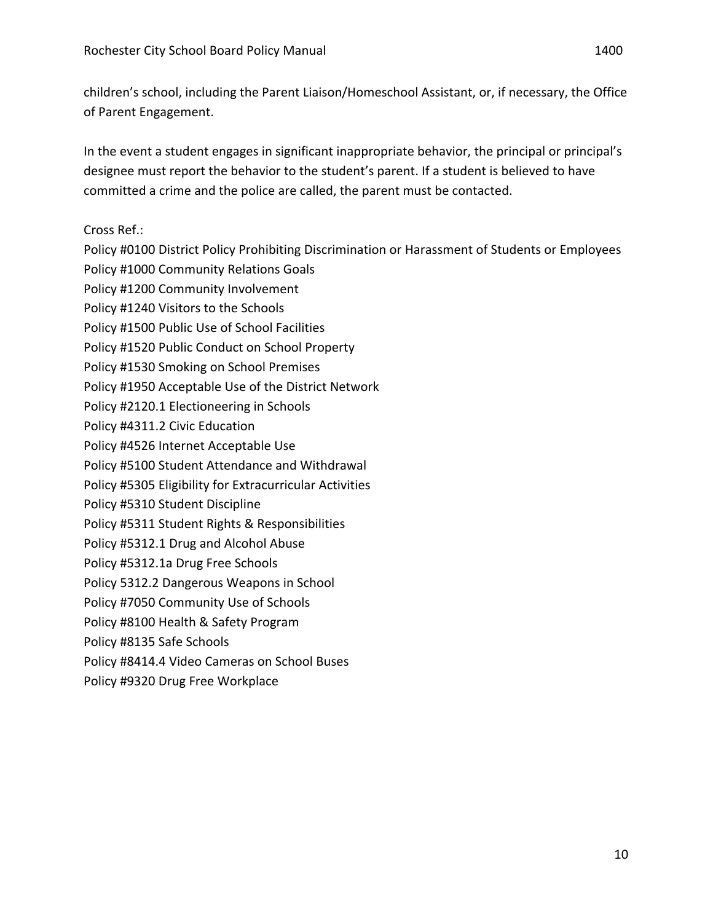children's school, including the Parent Liaison/Homeschool Assistant, or, if necessary, the Office of Parent Engagement.

In the event a student engages in significant inappropriate behavior, the principal or principal's designee must report the behavior to the student's parent. If a student is believed to have committed a crime and the police are called, the parent must be contacted.

Cross Ref.:
Policy #0100 District Policy Prohibiting Discrimination or Harassment of Students or Employees
Policy #1000 Community Relations Goals
Policy #1200 Community Involvement
Policy #1240 Visitors to the Schools
Policy #1500 Public Use of School Facilities
Policy #1520 Public Conduct on School Property
Policy #1530 Smoking on School Premises
Policy #1950 Acceptable Use of the District Network
Policy #2120.1 Electioneering in Schools
Policy #4311.2 Civic Education
Policy #4526 Internet Acceptable Use
Policy #5100 Student Attendance and Withdrawal
Policy #5305 Eligibility for Extracurricular Activities
Policy #5310 Student Discipline
Policy #5311 Student Rights & Responsibilities
Policy #5312.1 Drug and Alcohol Abuse
Policy #5312.1a Drug Free Schools
Policy 5312.2 Dangerous Weapons in School
Policy #7050 Community Use of Schools
Policy #8100 Health & Safety Program
Policy #8135 Safe Schools
Policy #8414.4 Video Cameras on School Buses
Policy #9320 Drug Free Workplace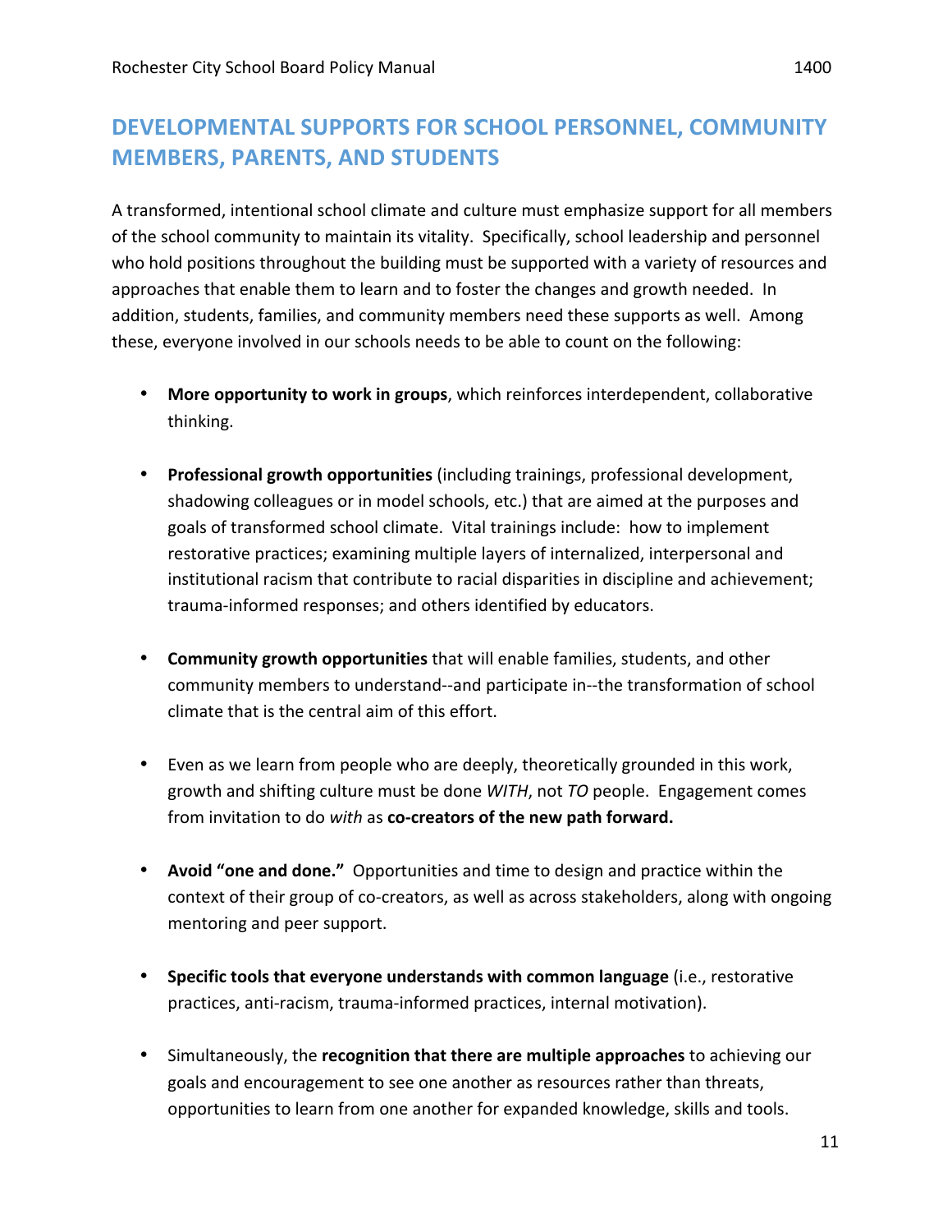## DEVELOPMENTAL SUPPORTS FOR SCHOOL PERSONNEL, COMMUNITY MEMBERS, PARENTS, AND STUDENTS

A transformed, intentional school climate and culture must emphasize support for all members of the school community to maintain its vitality. Specifically, school leadership and personnel who hold positions throughout the building must be supported with a variety of resources and approaches that enable them to learn and to foster the changes and growth needed. In addition, students, families, and community members need these supports as well. Among these, everyone involved in our schools needs to be able to count on the following:

- **More opportunity to work in groups**, which reinforces interdependent, collaborative thinking.
- **Professional growth opportunities** (including trainings, professional development, shadowing colleagues or in model schools, etc.) that are aimed at the purposes and goals of transformed school climate. Vital trainings include: how to implement restorative practices; examining multiple layers of internalized, interpersonal and institutional racism that contribute to racial disparities in discipline and achievement; trauma-informed responses; and others identified by educators.
- **Community growth opportunities** that will enable families, students, and other community members to understand--and participate in--the transformation of school climate that is the central aim of this effort.
- Even as we learn from people who are deeply, theoretically grounded in this work, growth and shifting culture must be done *WITH*, not *TO* people. Engagement comes from invitation to do *with* as **co-creators of the new path forward.**
- **Avoid "one and done."** Opportunities and time to design and practice within the context of their group of co-creators, as well as across stakeholders, along with ongoing mentoring and peer support.
- **Specific tools that everyone understands with common language** (i.e., restorative practices, anti-racism, trauma-informed practices, internal motivation).
- Simultaneously, the **recognition that there are multiple approaches** to achieving our goals and encouragement to see one another as resources rather than threats, opportunities to learn from one another for expanded knowledge, skills and tools.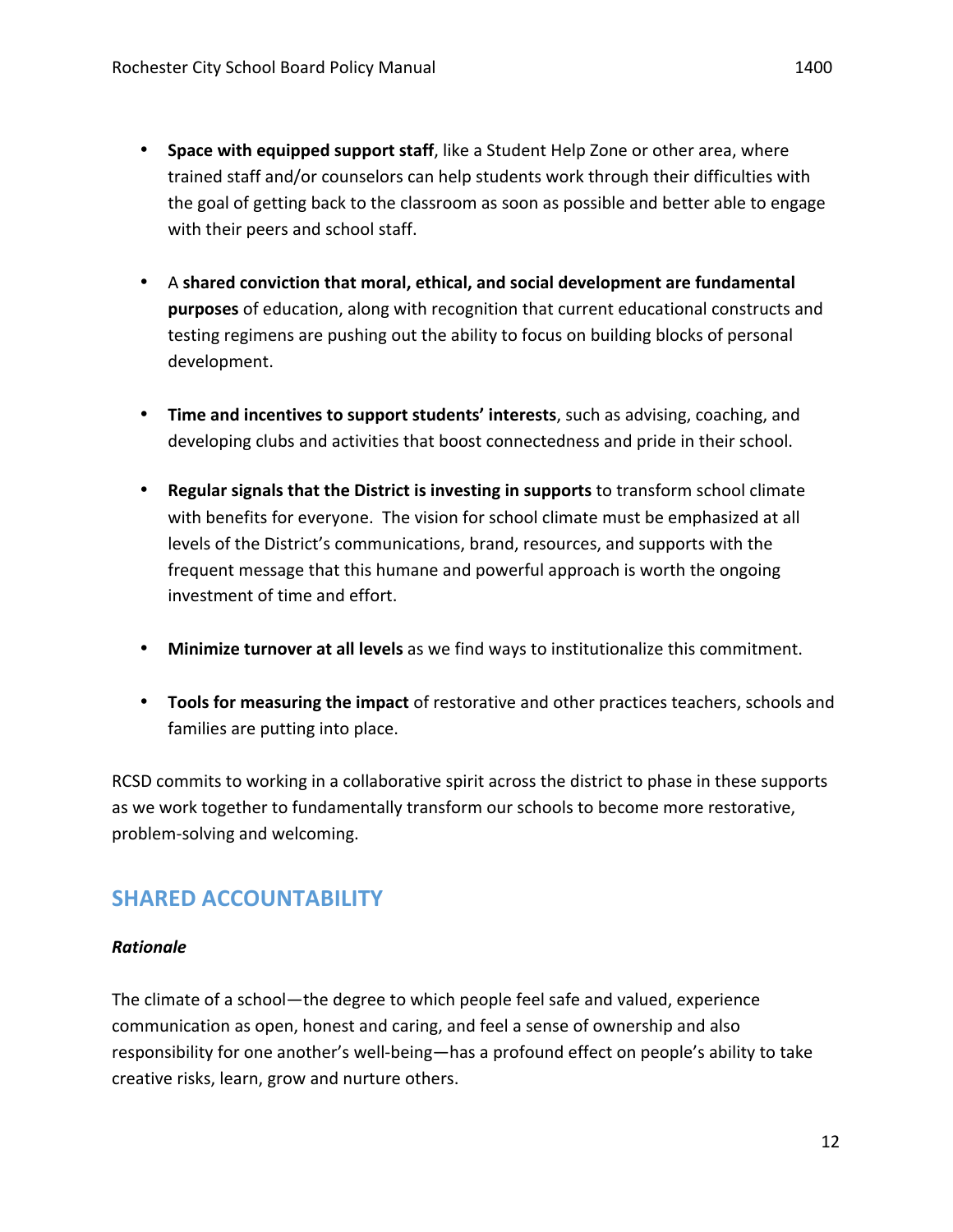- **Space with equipped support staff**, like a Student Help Zone or other area, where trained staff and/or counselors can help students work through their difficulties with the goal of getting back to the classroom as soon as possible and better able to engage with their peers and school staff.

- A **shared conviction that moral, ethical, and social development are fundamental purposes** of education, along with recognition that current educational constructs and testing regimens are pushing out the ability to focus on building blocks of personal development.

- **Time and incentives to support students' interests**, such as advising, coaching, and developing clubs and activities that boost connectedness and pride in their school.

- **Regular signals that the District is investing in supports** to transform school climate with benefits for everyone. The vision for school climate must be emphasized at all levels of the District's communications, brand, resources, and supports with the frequent message that this humane and powerful approach is worth the ongoing investment of time and effort.

- **Minimize turnover at all levels** as we find ways to institutionalize this commitment.

- **Tools for measuring the impact** of restorative and other practices teachers, schools and families are putting into place.

RCSD commits to working in a collaborative spirit across the district to phase in these supports as we work together to fundamentally transform our schools to become more restorative, problem-solving and welcoming.

## SHARED ACCOUNTABILITY

***Rationale***

The climate of a school—the degree to which people feel safe and valued, experience communication as open, honest and caring, and feel a sense of ownership and also responsibility for one another's well-being—has a profound effect on people's ability to take creative risks, learn, grow and nurture others.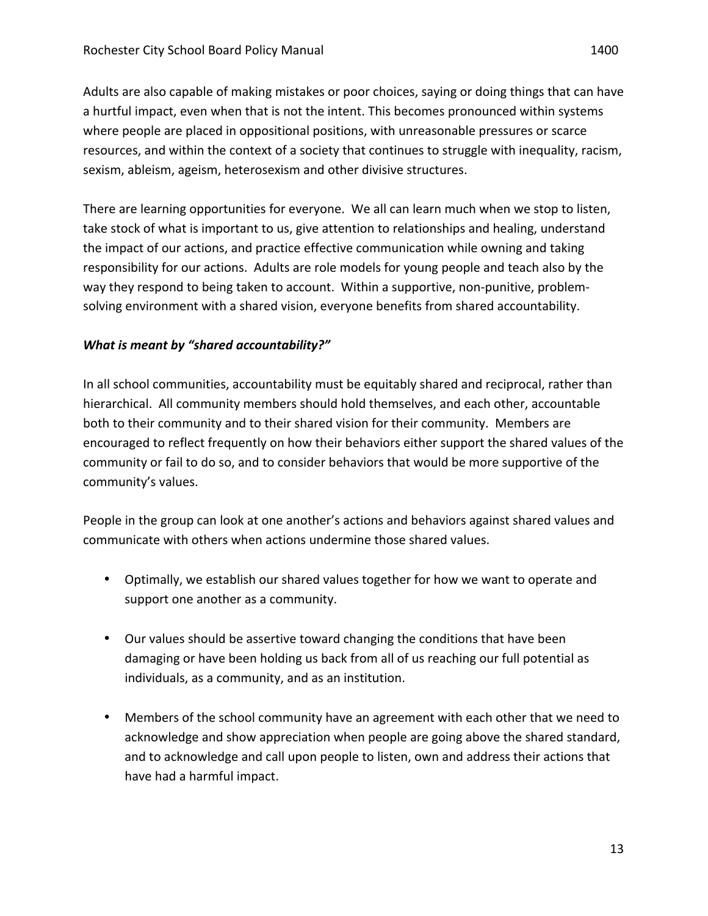Adults are also capable of making mistakes or poor choices, saying or doing things that can have a hurtful impact, even when that is not the intent. This becomes pronounced within systems where people are placed in oppositional positions, with unreasonable pressures or scarce resources, and within the context of a society that continues to struggle with inequality, racism, sexism, ableism, ageism, heterosexism and other divisive structures.

There are learning opportunities for everyone. We all can learn much when we stop to listen, take stock of what is important to us, give attention to relationships and healing, understand the impact of our actions, and practice effective communication while owning and taking responsibility for our actions. Adults are role models for young people and teach also by the way they respond to being taken to account. Within a supportive, non-punitive, problem-solving environment with a shared vision, everyone benefits from shared accountability.

***What is meant by "shared accountability?"***

In all school communities, accountability must be equitably shared and reciprocal, rather than hierarchical. All community members should hold themselves, and each other, accountable both to their community and to their shared vision for their community. Members are encouraged to reflect frequently on how their behaviors either support the shared values of the community or fail to do so, and to consider behaviors that would be more supportive of the community's values.

People in the group can look at one another's actions and behaviors against shared values and communicate with others when actions undermine those shared values.

- Optimally, we establish our shared values together for how we want to operate and support one another as a community.
- Our values should be assertive toward changing the conditions that have been damaging or have been holding us back from all of us reaching our full potential as individuals, as a community, and as an institution.
- Members of the school community have an agreement with each other that we need to acknowledge and show appreciation when people are going above the shared standard, and to acknowledge and call upon people to listen, own and address their actions that have had a harmful impact.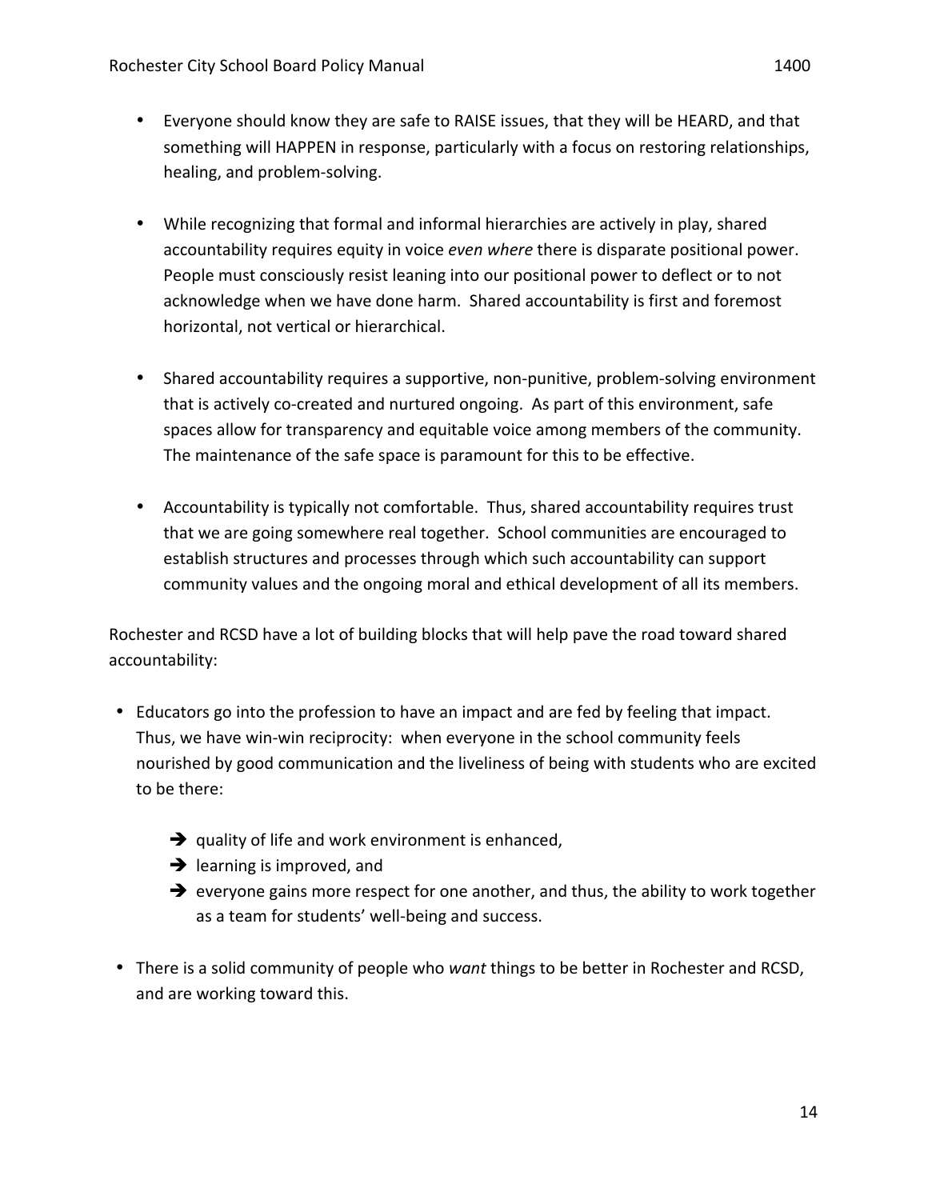- Everyone should know they are safe to RAISE issues, that they will be HEARD, and that something will HAPPEN in response, particularly with a focus on restoring relationships, healing, and problem-solving.

- While recognizing that formal and informal hierarchies are actively in play, shared accountability requires equity in voice *even where* there is disparate positional power. People must consciously resist leaning into our positional power to deflect or to not acknowledge when we have done harm. Shared accountability is first and foremost horizontal, not vertical or hierarchical.

- Shared accountability requires a supportive, non-punitive, problem-solving environment that is actively co-created and nurtured ongoing. As part of this environment, safe spaces allow for transparency and equitable voice among members of the community. The maintenance of the safe space is paramount for this to be effective.

- Accountability is typically not comfortable. Thus, shared accountability requires trust that we are going somewhere real together. School communities are encouraged to establish structures and processes through which such accountability can support community values and the ongoing moral and ethical development of all its members.

Rochester and RCSD have a lot of building blocks that will help pave the road toward shared accountability:

- Educators go into the profession to have an impact and are fed by feeling that impact. Thus, we have win-win reciprocity: when everyone in the school community feels nourished by good communication and the liveliness of being with students who are excited to be there:

  - ➔ quality of life and work environment is enhanced,
  - ➔ learning is improved, and
  - ➔ everyone gains more respect for one another, and thus, the ability to work together as a team for students' well-being and success.

- There is a solid community of people who *want* things to be better in Rochester and RCSD, and are working toward this.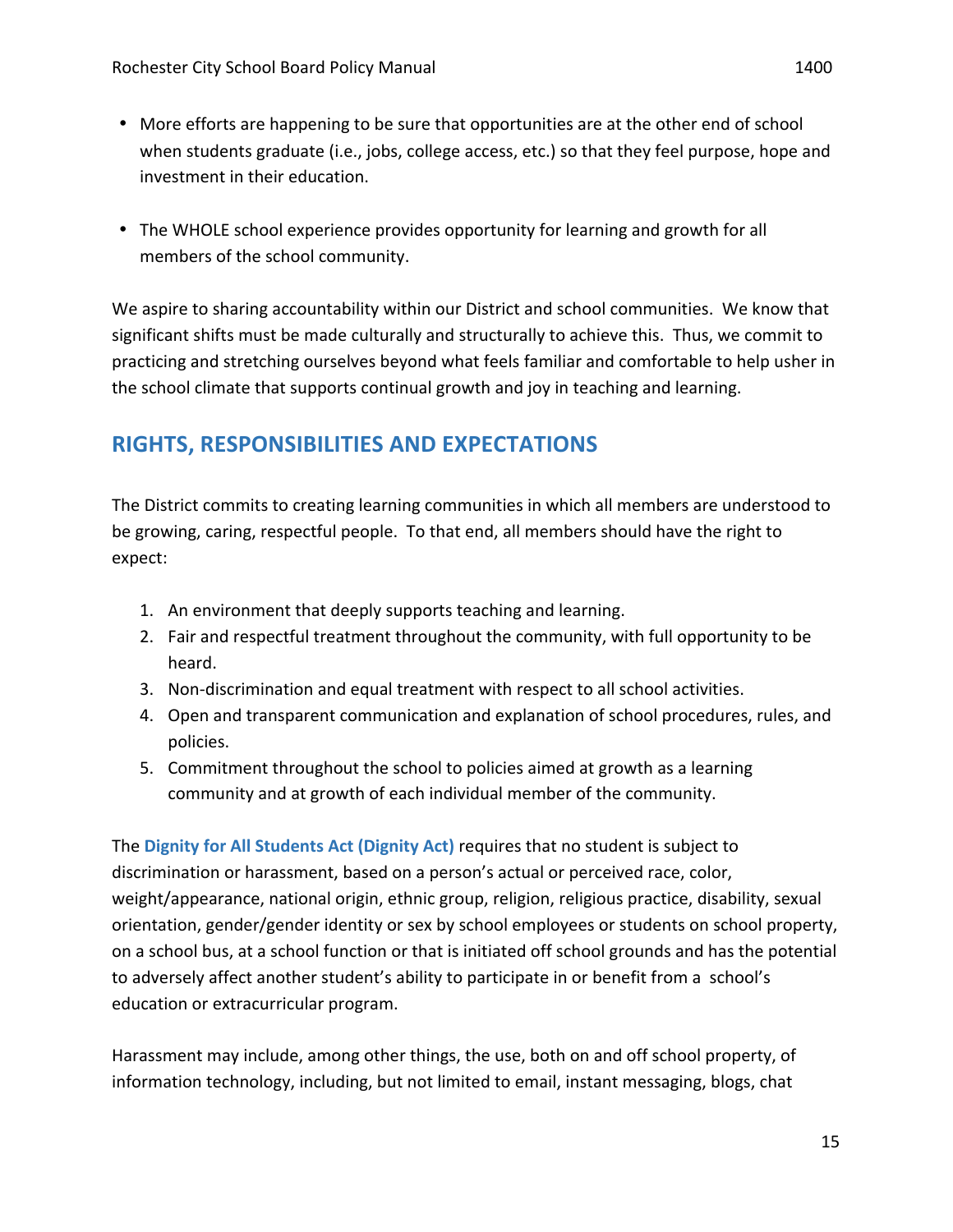- More efforts are happening to be sure that opportunities are at the other end of school when students graduate (i.e., jobs, college access, etc.) so that they feel purpose, hope and investment in their education.

- The WHOLE school experience provides opportunity for learning and growth for all members of the school community.

We aspire to sharing accountability within our District and school communities. We know that significant shifts must be made culturally and structurally to achieve this. Thus, we commit to practicing and stretching ourselves beyond what feels familiar and comfortable to help usher in the school climate that supports continual growth and joy in teaching and learning.

## RIGHTS, RESPONSIBILITIES AND EXPECTATIONS

The District commits to creating learning communities in which all members are understood to be growing, caring, respectful people. To that end, all members should have the right to expect:

1. An environment that deeply supports teaching and learning.
2. Fair and respectful treatment throughout the community, with full opportunity to be heard.
3. Non-discrimination and equal treatment with respect to all school activities.
4. Open and transparent communication and explanation of school procedures, rules, and policies.
5. Commitment throughout the school to policies aimed at growth as a learning community and at growth of each individual member of the community.

The **Dignity for All Students Act (Dignity Act)** requires that no student is subject to discrimination or harassment, based on a person's actual or perceived race, color, weight/appearance, national origin, ethnic group, religion, religious practice, disability, sexual orientation, gender/gender identity or sex by school employees or students on school property, on a school bus, at a school function or that is initiated off school grounds and has the potential to adversely affect another student's ability to participate in or benefit from a school's education or extracurricular program.

Harassment may include, among other things, the use, both on and off school property, of information technology, including, but not limited to email, instant messaging, blogs, chat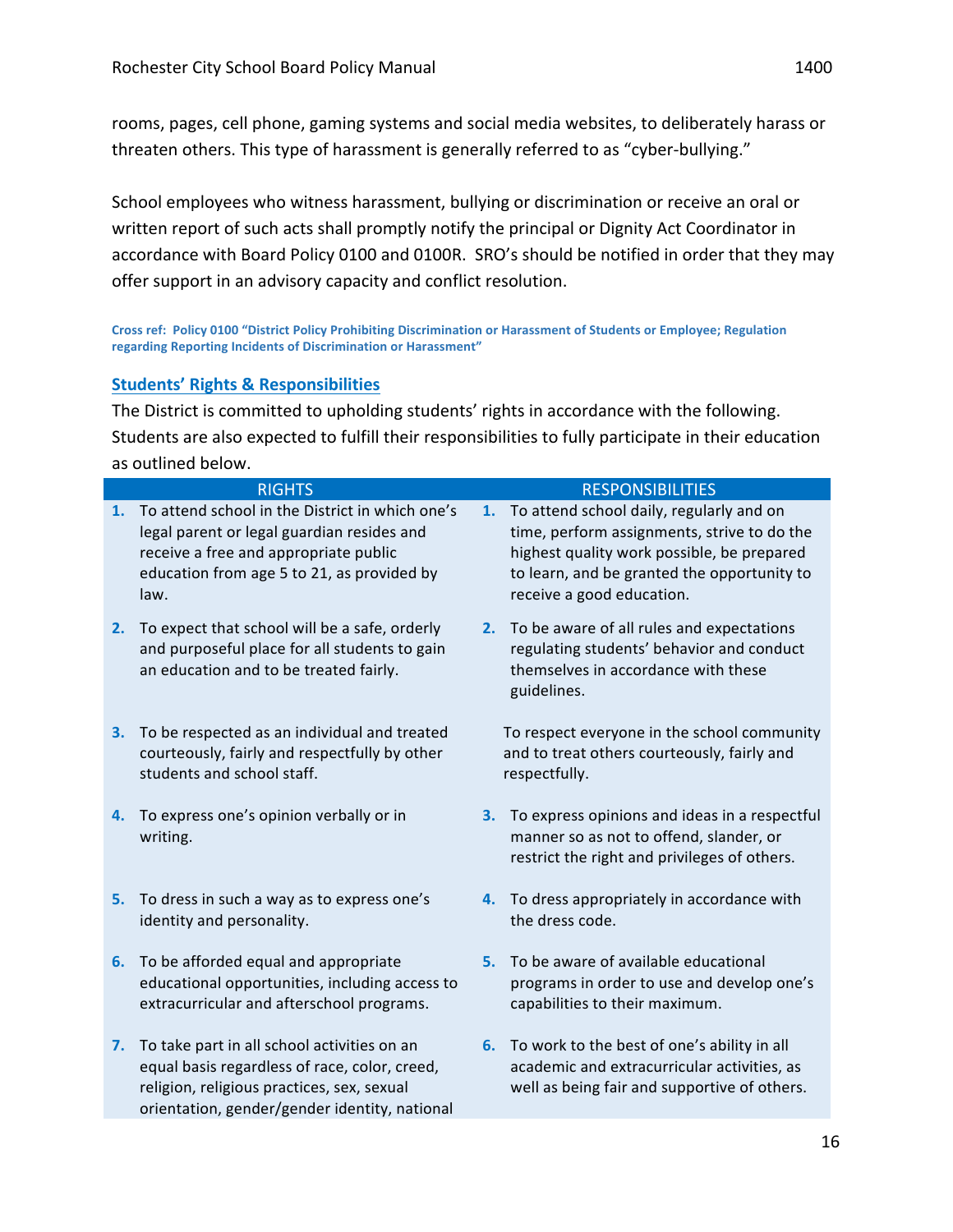rooms, pages, cell phone, gaming systems and social media websites, to deliberately harass or threaten others. This type of harassment is generally referred to as "cyber-bullying."

School employees who witness harassment, bullying or discrimination or receive an oral or written report of such acts shall promptly notify the principal or Dignity Act Coordinator in accordance with Board Policy 0100 and 0100R. SRO's should be notified in order that they may offer support in an advisory capacity and conflict resolution.

**Cross ref: Policy 0100 "District Policy Prohibiting Discrimination or Harassment of Students or Employee; Regulation regarding Reporting Incidents of Discrimination or Harassment"**

## Students' Rights & Responsibilities

The District is committed to upholding students' rights in accordance with the following. Students are also expected to fulfill their responsibilities to fully participate in their education as outlined below.

| RIGHTS | RESPONSIBILITIES |
|---|---|
| **1.** To attend school in the District in which one's legal parent or legal guardian resides and receive a free and appropriate public education from age 5 to 21, as provided by law. | **1.** To attend school daily, regularly and on time, perform assignments, strive to do the highest quality work possible, be prepared to learn, and be granted the opportunity to receive a good education. |
| **2.** To expect that school will be a safe, orderly and purposeful place for all students to gain an education and to be treated fairly. | **2.** To be aware of all rules and expectations regulating students' behavior and conduct themselves in accordance with these guidelines. |
| **3.** To be respected as an individual and treated courteously, fairly and respectfully by other students and school staff. | To respect everyone in the school community and to treat others courteously, fairly and respectfully. |
| **4.** To express one's opinion verbally or in writing. | **3.** To express opinions and ideas in a respectful manner so as not to offend, slander, or restrict the right and privileges of others. |
| **5.** To dress in such a way as to express one's identity and personality. | **4.** To dress appropriately in accordance with the dress code. |
| **6.** To be afforded equal and appropriate educational opportunities, including access to extracurricular and afterschool programs. | **5.** To be aware of available educational programs in order to use and develop one's capabilities to their maximum. |
| **7.** To take part in all school activities on an equal basis regardless of race, color, creed, religion, religious practices, sex, sexual orientation, gender/gender identity, national | **6.** To work to the best of one's ability in all academic and extracurricular activities, as well as being fair and supportive of others. |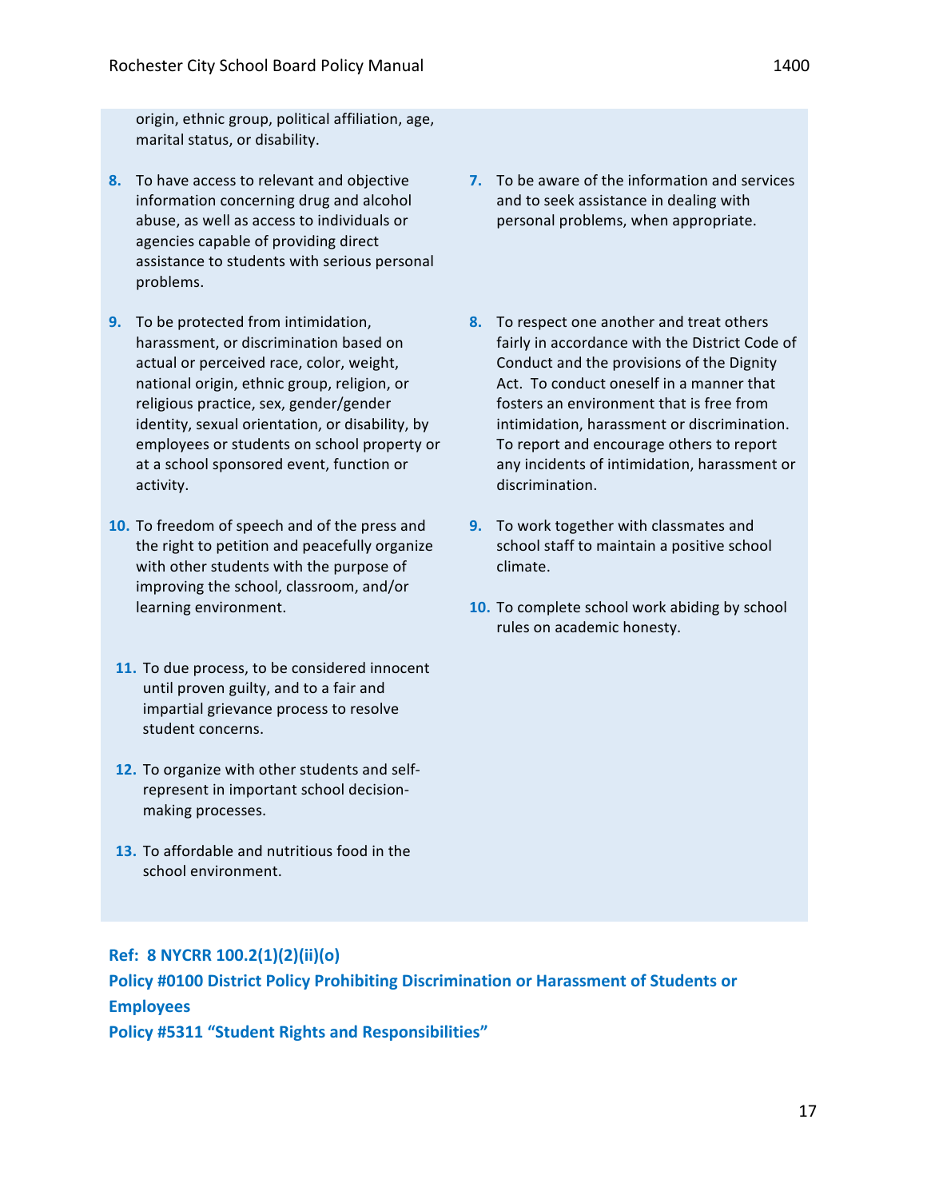origin, ethnic group, political affiliation, age, marital status, or disability.

8. To have access to relevant and objective information concerning drug and alcohol abuse, as well as access to individuals or agencies capable of providing direct assistance to students with serious personal problems.

9. To be protected from intimidation, harassment, or discrimination based on actual or perceived race, color, weight, national origin, ethnic group, religion, or religious practice, sex, gender/gender identity, sexual orientation, or disability, by employees or students on school property or at a school sponsored event, function or activity.

10. To freedom of speech and of the press and the right to petition and peacefully organize with other students with the purpose of improving the school, classroom, and/or learning environment.

11. To due process, to be considered innocent until proven guilty, and to a fair and impartial grievance process to resolve student concerns.

12. To organize with other students and self-represent in important school decision-making processes.

13. To affordable and nutritious food in the school environment.

7. To be aware of the information and services and to seek assistance in dealing with personal problems, when appropriate.

8. To respect one another and treat others fairly in accordance with the District Code of Conduct and the provisions of the Dignity Act. To conduct oneself in a manner that fosters an environment that is free from intimidation, harassment or discrimination. To report and encourage others to report any incidents of intimidation, harassment or discrimination.

9. To work together with classmates and school staff to maintain a positive school climate.

10. To complete school work abiding by school rules on academic honesty.

**Ref: 8 NYCRR 100.2(1)(2)(ii)(o)**
**Policy #0100 District Policy Prohibiting Discrimination or Harassment of Students or Employees**
**Policy #5311 "Student Rights and Responsibilities"**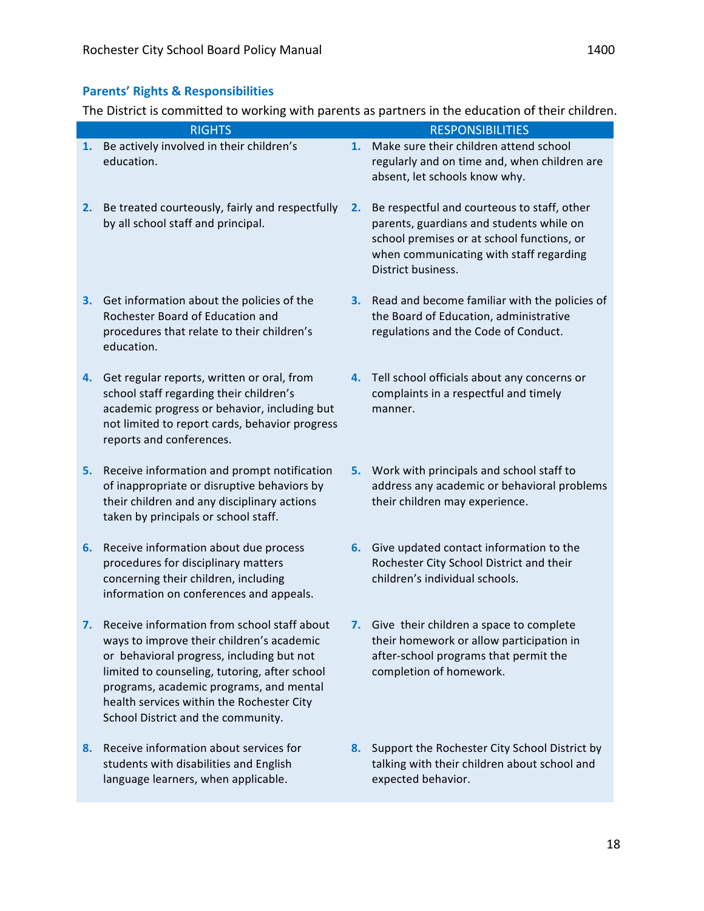### Parents' Rights & Responsibilities

The District is committed to working with parents as partners in the education of their children.

| RIGHTS | RESPONSIBILITIES |
|---|---|
| **1.** Be actively involved in their children's education. | **1.** Make sure their children attend school regularly and on time and, when children are absent, let schools know why. |
| **2.** Be treated courteously, fairly and respectfully by all school staff and principal. | **2.** Be respectful and courteous to staff, other parents, guardians and students while on school premises or at school functions, or when communicating with staff regarding District business. |
| **3.** Get information about the policies of the Rochester Board of Education and procedures that relate to their children's education. | **3.** Read and become familiar with the policies of the Board of Education, administrative regulations and the Code of Conduct. |
| **4.** Get regular reports, written or oral, from school staff regarding their children's academic progress or behavior, including but not limited to report cards, behavior progress reports and conferences. | **4.** Tell school officials about any concerns or complaints in a respectful and timely manner. |
| **5.** Receive information and prompt notification of inappropriate or disruptive behaviors by their children and any disciplinary actions taken by principals or school staff. | **5.** Work with principals and school staff to address any academic or behavioral problems their children may experience. |
| **6.** Receive information about due process procedures for disciplinary matters concerning their children, including information on conferences and appeals. | **6.** Give updated contact information to the Rochester City School District and their children's individual schools. |
| **7.** Receive information from school staff about ways to improve their children's academic or behavioral progress, including but not limited to counseling, tutoring, after school programs, academic programs, and mental health services within the Rochester City School District and the community. | **7.** Give their children a space to complete their homework or allow participation in after-school programs that permit the completion of homework. |
| **8.** Receive information about services for students with disabilities and English language learners, when applicable. | **8.** Support the Rochester City School District by talking with their children about school and expected behavior. |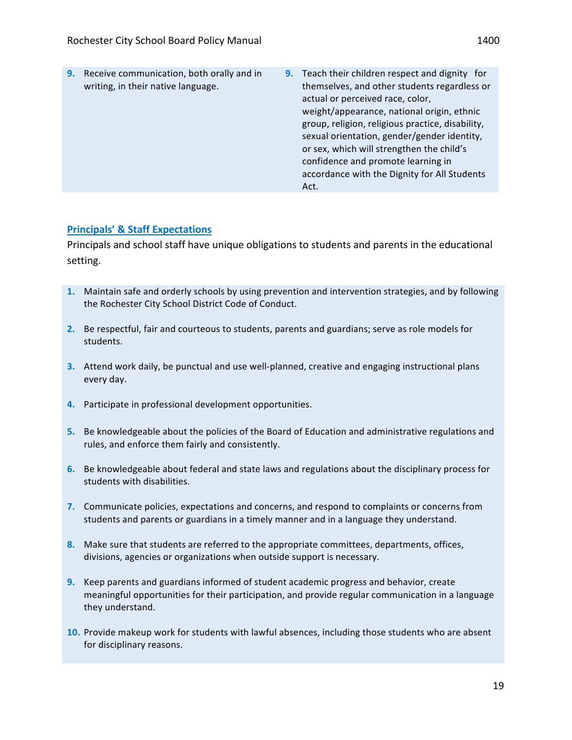| | |
|---|---|
| **9.** Receive communication, both orally and in writing, in their native language. | **9.** Teach their children respect and dignity for themselves, and other students regardless or actual or perceived race, color, weight/appearance, national origin, ethnic group, religion, religious practice, disability, sexual orientation, gender/gender identity, or sex, which will strengthen the child's confidence and promote learning in accordance with the Dignity for All Students Act. |

## Principals' & Staff Expectations

Principals and school staff have unique obligations to students and parents in the educational setting.

1. Maintain safe and orderly schools by using prevention and intervention strategies, and by following the Rochester City School District Code of Conduct.

2. Be respectful, fair and courteous to students, parents and guardians; serve as role models for students.

3. Attend work daily, be punctual and use well-planned, creative and engaging instructional plans every day.

4. Participate in professional development opportunities.

5. Be knowledgeable about the policies of the Board of Education and administrative regulations and rules, and enforce them fairly and consistently.

6. Be knowledgeable about federal and state laws and regulations about the disciplinary process for students with disabilities.

7. Communicate policies, expectations and concerns, and respond to complaints or concerns from students and parents or guardians in a timely manner and in a language they understand.

8. Make sure that students are referred to the appropriate committees, departments, offices, divisions, agencies or organizations when outside support is necessary.

9. Keep parents and guardians informed of student academic progress and behavior, create meaningful opportunities for their participation, and provide regular communication in a language they understand.

10. Provide makeup work for students with lawful absences, including those students who are absent for disciplinary reasons.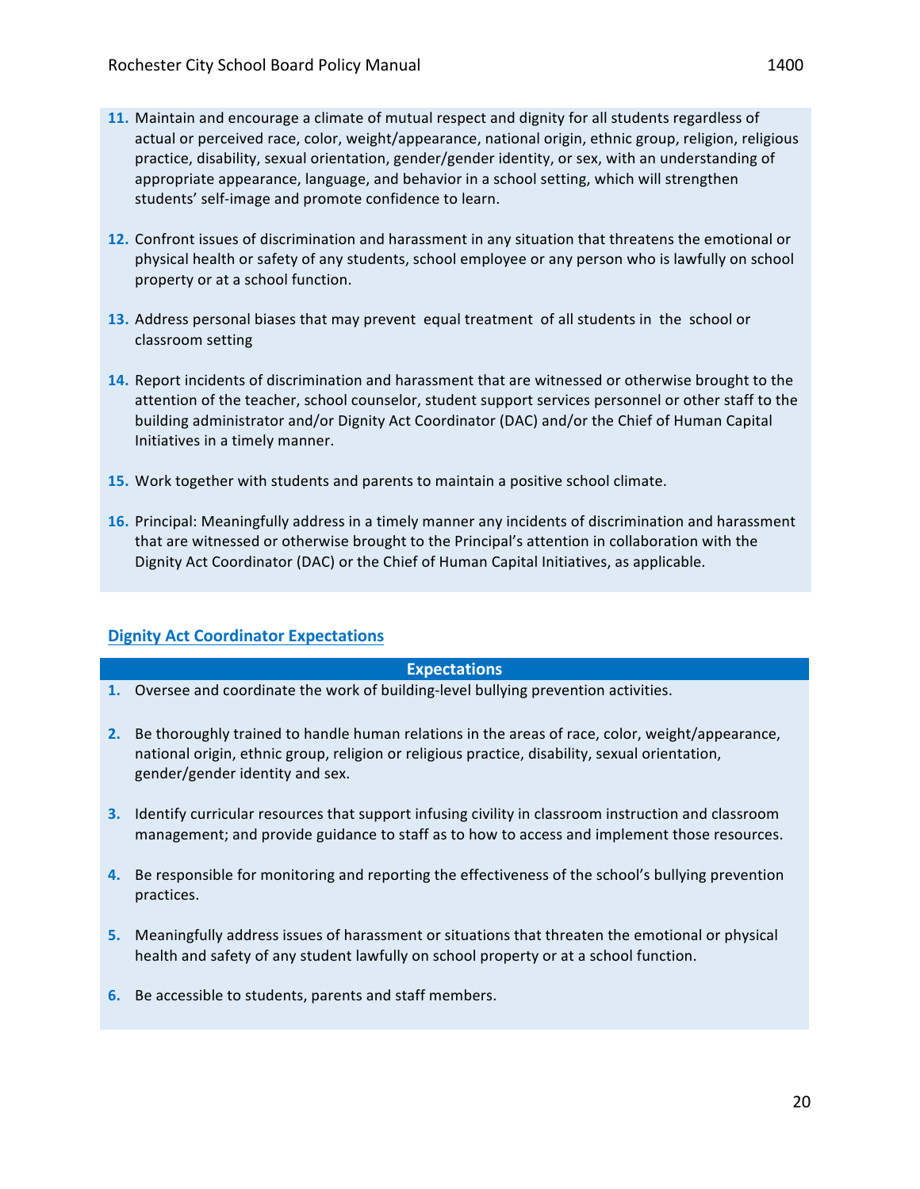11. Maintain and encourage a climate of mutual respect and dignity for all students regardless of actual or perceived race, color, weight/appearance, national origin, ethnic group, religion, religious practice, disability, sexual orientation, gender/gender identity, or sex, with an understanding of appropriate appearance, language, and behavior in a school setting, which will strengthen students' self-image and promote confidence to learn.

12. Confront issues of discrimination and harassment in any situation that threatens the emotional or physical health or safety of any students, school employee or any person who is lawfully on school property or at a school function.

13. Address personal biases that may prevent equal treatment of all students in the school or classroom setting

14. Report incidents of discrimination and harassment that are witnessed or otherwise brought to the attention of the teacher, school counselor, student support services personnel or other staff to the building administrator and/or Dignity Act Coordinator (DAC) and/or the Chief of Human Capital Initiatives in a timely manner.

15. Work together with students and parents to maintain a positive school climate.

16. Principal: Meaningfully address in a timely manner any incidents of discrimination and harassment that are witnessed or otherwise brought to the Principal's attention in collaboration with the Dignity Act Coordinator (DAC) or the Chief of Human Capital Initiatives, as applicable.

## Dignity Act Coordinator Expectations

| Expectations |
|---|
| 1. Oversee and coordinate the work of building-level bullying prevention activities. |
| 2. Be thoroughly trained to handle human relations in the areas of race, color, weight/appearance, national origin, ethnic group, religion or religious practice, disability, sexual orientation, gender/gender identity and sex. |
| 3. Identify curricular resources that support infusing civility in classroom instruction and classroom management; and provide guidance to staff as to how to access and implement those resources. |
| 4. Be responsible for monitoring and reporting the effectiveness of the school's bullying prevention practices. |
| 5. Meaningfully address issues of harassment or situations that threaten the emotional or physical health and safety of any student lawfully on school property or at a school function. |
| 6. Be accessible to students, parents and staff members. |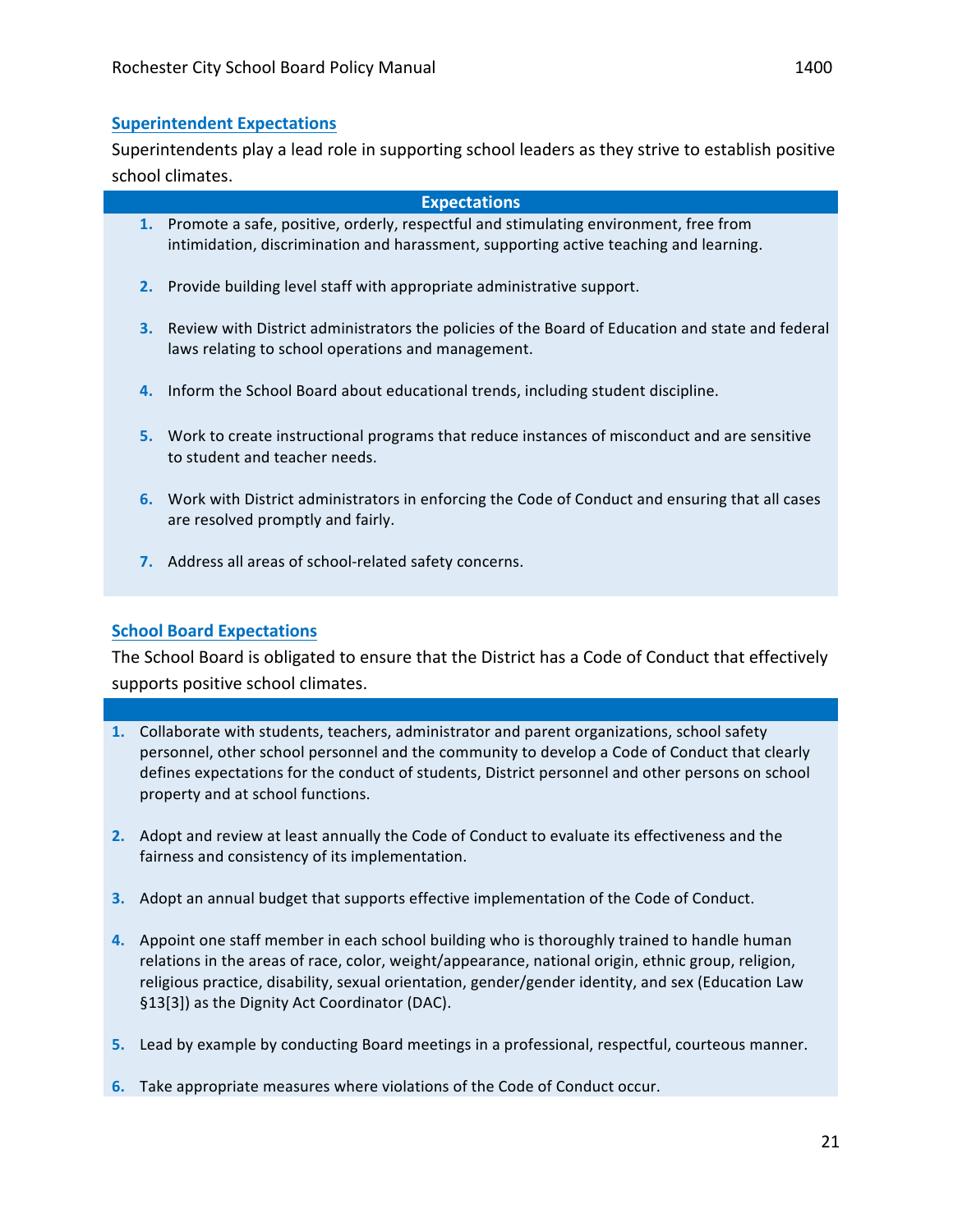## Superintendent Expectations

Superintendents play a lead role in supporting school leaders as they strive to establish positive school climates.

**Expectations**

1. Promote a safe, positive, orderly, respectful and stimulating environment, free from intimidation, discrimination and harassment, supporting active teaching and learning.
2. Provide building level staff with appropriate administrative support.
3. Review with District administrators the policies of the Board of Education and state and federal laws relating to school operations and management.
4. Inform the School Board about educational trends, including student discipline.
5. Work to create instructional programs that reduce instances of misconduct and are sensitive to student and teacher needs.
6. Work with District administrators in enforcing the Code of Conduct and ensuring that all cases are resolved promptly and fairly.
7. Address all areas of school-related safety concerns.

## School Board Expectations

The School Board is obligated to ensure that the District has a Code of Conduct that effectively supports positive school climates.

1. Collaborate with students, teachers, administrator and parent organizations, school safety personnel, other school personnel and the community to develop a Code of Conduct that clearly defines expectations for the conduct of students, District personnel and other persons on school property and at school functions.
2. Adopt and review at least annually the Code of Conduct to evaluate its effectiveness and the fairness and consistency of its implementation.
3. Adopt an annual budget that supports effective implementation of the Code of Conduct.
4. Appoint one staff member in each school building who is thoroughly trained to handle human relations in the areas of race, color, weight/appearance, national origin, ethnic group, religion, religious practice, disability, sexual orientation, gender/gender identity, and sex (Education Law §13[3]) as the Dignity Act Coordinator (DAC).
5. Lead by example by conducting Board meetings in a professional, respectful, courteous manner.
6. Take appropriate measures where violations of the Code of Conduct occur.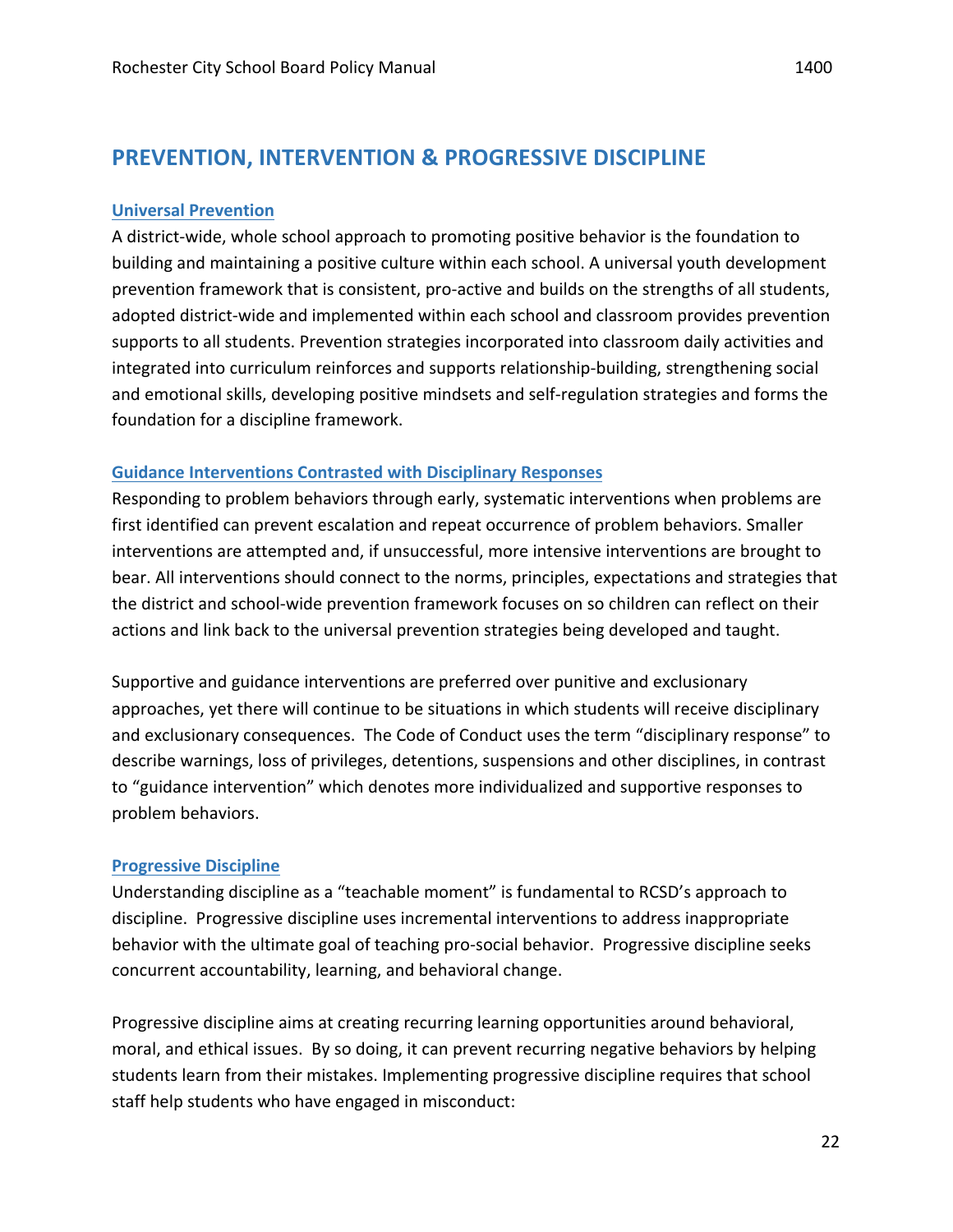# PREVENTION, INTERVENTION & PROGRESSIVE DISCIPLINE

## Universal Prevention

A district-wide, whole school approach to promoting positive behavior is the foundation to building and maintaining a positive culture within each school. A universal youth development prevention framework that is consistent, pro-active and builds on the strengths of all students, adopted district-wide and implemented within each school and classroom provides prevention supports to all students. Prevention strategies incorporated into classroom daily activities and integrated into curriculum reinforces and supports relationship-building, strengthening social and emotional skills, developing positive mindsets and self-regulation strategies and forms the foundation for a discipline framework.

## Guidance Interventions Contrasted with Disciplinary Responses

Responding to problem behaviors through early, systematic interventions when problems are first identified can prevent escalation and repeat occurrence of problem behaviors. Smaller interventions are attempted and, if unsuccessful, more intensive interventions are brought to bear. All interventions should connect to the norms, principles, expectations and strategies that the district and school-wide prevention framework focuses on so children can reflect on their actions and link back to the universal prevention strategies being developed and taught.

Supportive and guidance interventions are preferred over punitive and exclusionary approaches, yet there will continue to be situations in which students will receive disciplinary and exclusionary consequences. The Code of Conduct uses the term "disciplinary response" to describe warnings, loss of privileges, detentions, suspensions and other disciplines, in contrast to "guidance intervention" which denotes more individualized and supportive responses to problem behaviors.

## Progressive Discipline

Understanding discipline as a "teachable moment" is fundamental to RCSD's approach to discipline. Progressive discipline uses incremental interventions to address inappropriate behavior with the ultimate goal of teaching pro-social behavior. Progressive discipline seeks concurrent accountability, learning, and behavioral change.

Progressive discipline aims at creating recurring learning opportunities around behavioral, moral, and ethical issues. By so doing, it can prevent recurring negative behaviors by helping students learn from their mistakes. Implementing progressive discipline requires that school staff help students who have engaged in misconduct: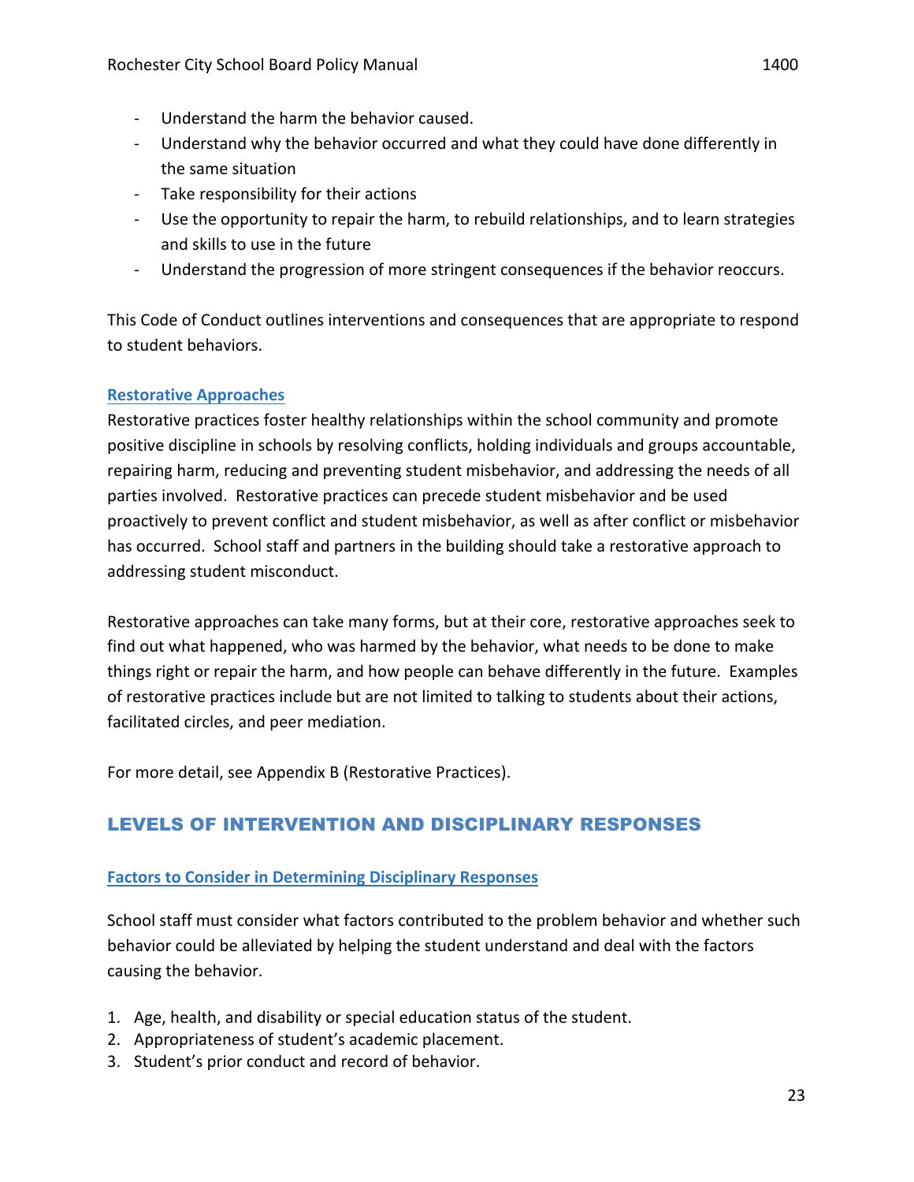- Understand the harm the behavior caused.
- Understand why the behavior occurred and what they could have done differently in the same situation
- Take responsibility for their actions
- Use the opportunity to repair the harm, to rebuild relationships, and to learn strategies and skills to use in the future
- Understand the progression of more stringent consequences if the behavior reoccurs.

This Code of Conduct outlines interventions and consequences that are appropriate to respond to student behaviors.

### Restorative Approaches

Restorative practices foster healthy relationships within the school community and promote positive discipline in schools by resolving conflicts, holding individuals and groups accountable, repairing harm, reducing and preventing student misbehavior, and addressing the needs of all parties involved. Restorative practices can precede student misbehavior and be used proactively to prevent conflict and student misbehavior, as well as after conflict or misbehavior has occurred. School staff and partners in the building should take a restorative approach to addressing student misconduct.

Restorative approaches can take many forms, but at their core, restorative approaches seek to find out what happened, who was harmed by the behavior, what needs to be done to make things right or repair the harm, and how people can behave differently in the future. Examples of restorative practices include but are not limited to talking to students about their actions, facilitated circles, and peer mediation.

For more detail, see Appendix B (Restorative Practices).

## LEVELS OF INTERVENTION AND DISCIPLINARY RESPONSES

### Factors to Consider in Determining Disciplinary Responses

School staff must consider what factors contributed to the problem behavior and whether such behavior could be alleviated by helping the student understand and deal with the factors causing the behavior.

1. Age, health, and disability or special education status of the student.
2. Appropriateness of student's academic placement.
3. Student's prior conduct and record of behavior.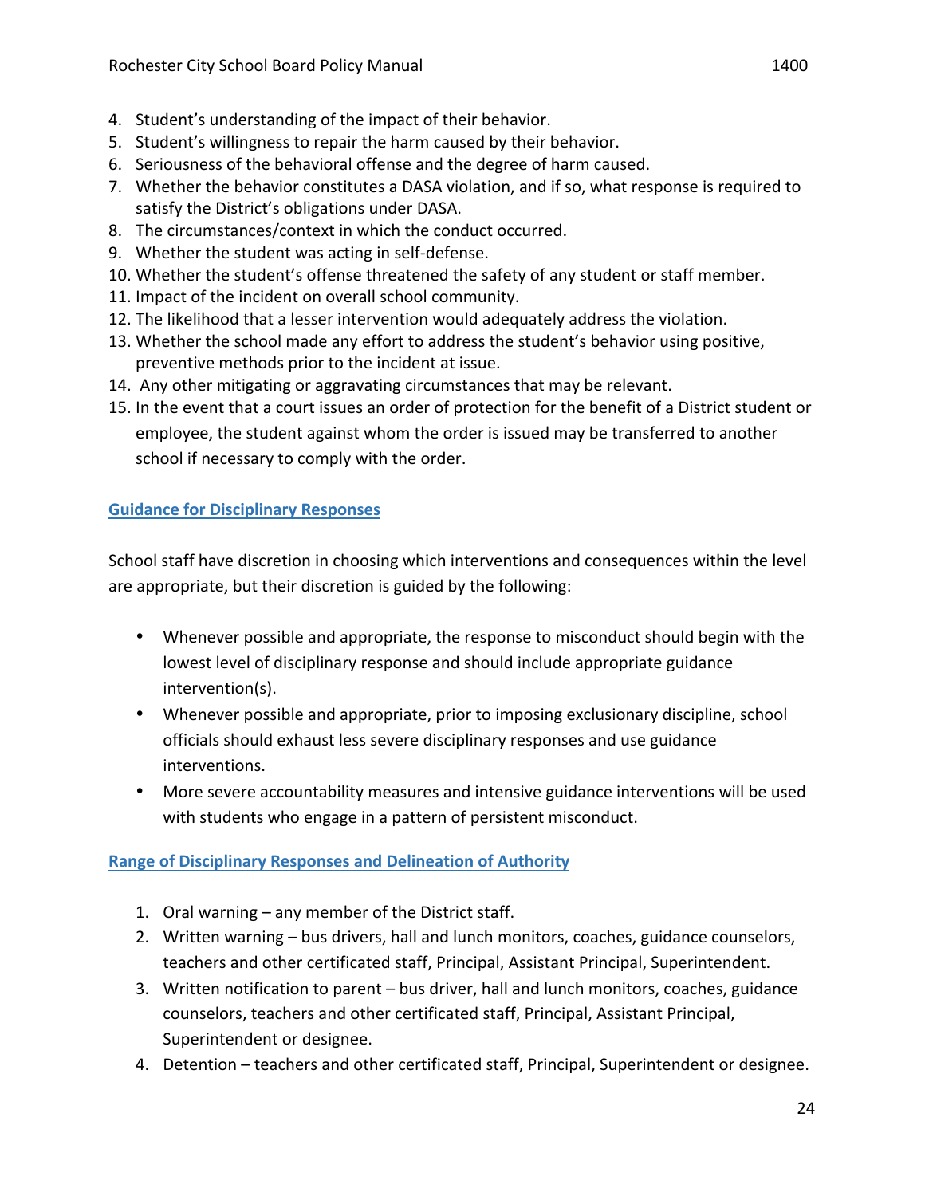4. Student's understanding of the impact of their behavior.
5. Student's willingness to repair the harm caused by their behavior.
6. Seriousness of the behavioral offense and the degree of harm caused.
7. Whether the behavior constitutes a DASA violation, and if so, what response is required to satisfy the District's obligations under DASA.
8. The circumstances/context in which the conduct occurred.
9. Whether the student was acting in self-defense.
10. Whether the student's offense threatened the safety of any student or staff member.
11. Impact of the incident on overall school community.
12. The likelihood that a lesser intervention would adequately address the violation.
13. Whether the school made any effort to address the student's behavior using positive, preventive methods prior to the incident at issue.
14. Any other mitigating or aggravating circumstances that may be relevant.
15. In the event that a court issues an order of protection for the benefit of a District student or employee, the student against whom the order is issued may be transferred to another school if necessary to comply with the order.

## Guidance for Disciplinary Responses

School staff have discretion in choosing which interventions and consequences within the level are appropriate, but their discretion is guided by the following:

- Whenever possible and appropriate, the response to misconduct should begin with the lowest level of disciplinary response and should include appropriate guidance intervention(s).
- Whenever possible and appropriate, prior to imposing exclusionary discipline, school officials should exhaust less severe disciplinary responses and use guidance interventions.
- More severe accountability measures and intensive guidance interventions will be used with students who engage in a pattern of persistent misconduct.

## Range of Disciplinary Responses and Delineation of Authority

1. Oral warning – any member of the District staff.
2. Written warning – bus drivers, hall and lunch monitors, coaches, guidance counselors, teachers and other certificated staff, Principal, Assistant Principal, Superintendent.
3. Written notification to parent – bus driver, hall and lunch monitors, coaches, guidance counselors, teachers and other certificated staff, Principal, Assistant Principal, Superintendent or designee.
4. Detention – teachers and other certificated staff, Principal, Superintendent or designee.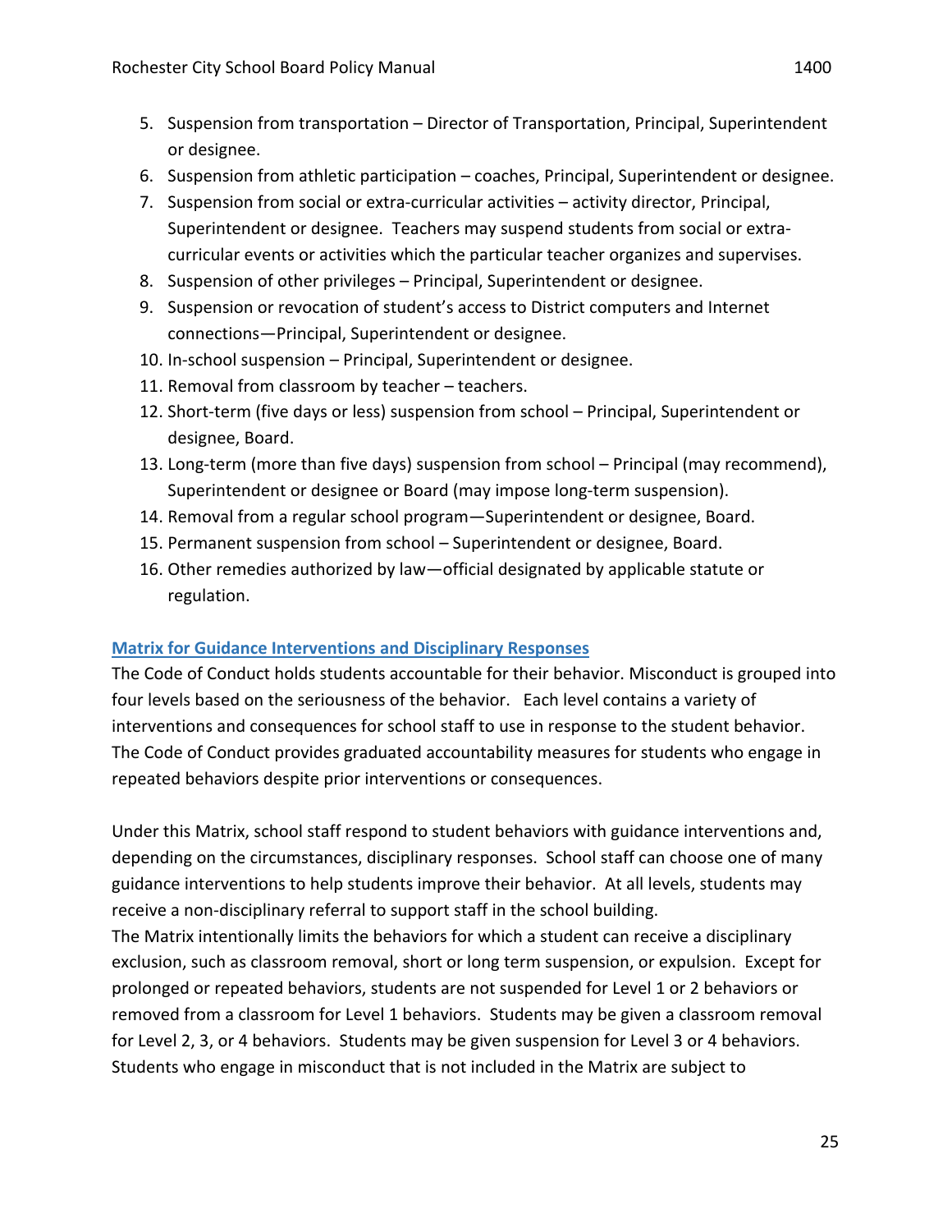5. Suspension from transportation – Director of Transportation, Principal, Superintendent or designee.
6. Suspension from athletic participation – coaches, Principal, Superintendent or designee.
7. Suspension from social or extra-curricular activities – activity director, Principal, Superintendent or designee. Teachers may suspend students from social or extra-curricular events or activities which the particular teacher organizes and supervises.
8. Suspension of other privileges – Principal, Superintendent or designee.
9. Suspension or revocation of student's access to District computers and Internet connections—Principal, Superintendent or designee.
10. In-school suspension – Principal, Superintendent or designee.
11. Removal from classroom by teacher – teachers.
12. Short-term (five days or less) suspension from school – Principal, Superintendent or designee, Board.
13. Long-term (more than five days) suspension from school – Principal (may recommend), Superintendent or designee or Board (may impose long-term suspension).
14. Removal from a regular school program—Superintendent or designee, Board.
15. Permanent suspension from school – Superintendent or designee, Board.
16. Other remedies authorized by law—official designated by applicable statute or regulation.

## Matrix for Guidance Interventions and Disciplinary Responses

The Code of Conduct holds students accountable for their behavior. Misconduct is grouped into four levels based on the seriousness of the behavior. Each level contains a variety of interventions and consequences for school staff to use in response to the student behavior. The Code of Conduct provides graduated accountability measures for students who engage in repeated behaviors despite prior interventions or consequences.

Under this Matrix, school staff respond to student behaviors with guidance interventions and, depending on the circumstances, disciplinary responses. School staff can choose one of many guidance interventions to help students improve their behavior. At all levels, students may receive a non-disciplinary referral to support staff in the school building.

The Matrix intentionally limits the behaviors for which a student can receive a disciplinary exclusion, such as classroom removal, short or long term suspension, or expulsion. Except for prolonged or repeated behaviors, students are not suspended for Level 1 or 2 behaviors or removed from a classroom for Level 1 behaviors. Students may be given a classroom removal for Level 2, 3, or 4 behaviors. Students may be given suspension for Level 3 or 4 behaviors. Students who engage in misconduct that is not included in the Matrix are subject to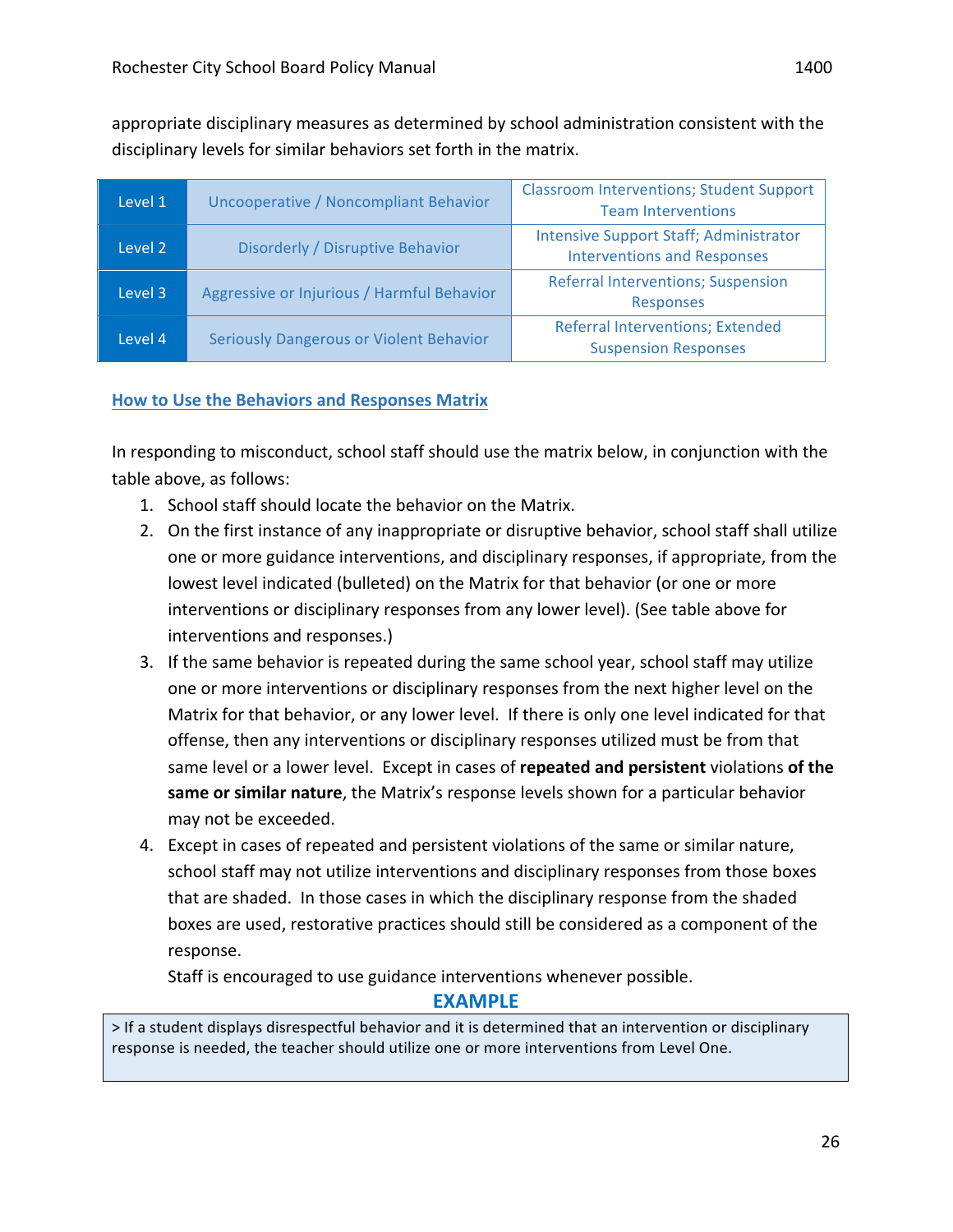appropriate disciplinary measures as determined by school administration consistent with the disciplinary levels for similar behaviors set forth in the matrix.

| Level 1 | Uncooperative / Noncompliant Behavior | Classroom Interventions; Student Support Team Interventions |
|---|---|---|
| Level 2 | Disorderly / Disruptive Behavior | Intensive Support Staff; Administrator Interventions and Responses |
| Level 3 | Aggressive or Injurious / Harmful Behavior | Referral Interventions; Suspension Responses |
| Level 4 | Seriously Dangerous or Violent Behavior | Referral Interventions; Extended Suspension Responses |

## How to Use the Behaviors and Responses Matrix

In responding to misconduct, school staff should use the matrix below, in conjunction with the table above, as follows:

1. School staff should locate the behavior on the Matrix.
2. On the first instance of any inappropriate or disruptive behavior, school staff shall utilize one or more guidance interventions, and disciplinary responses, if appropriate, from the lowest level indicated (bulleted) on the Matrix for that behavior (or one or more interventions or disciplinary responses from any lower level). (See table above for interventions and responses.)
3. If the same behavior is repeated during the same school year, school staff may utilize one or more interventions or disciplinary responses from the next higher level on the Matrix for that behavior, or any lower level. If there is only one level indicated for that offense, then any interventions or disciplinary responses utilized must be from that same level or a lower level. Except in cases of **repeated and persistent** violations **of the same or similar nature**, the Matrix's response levels shown for a particular behavior may not be exceeded.
4. Except in cases of repeated and persistent violations of the same or similar nature, school staff may not utilize interventions and disciplinary responses from those boxes that are shaded. In those cases in which the disciplinary response from the shaded boxes are used, restorative practices should still be considered as a component of the response.

   Staff is encouraged to use guidance interventions whenever possible.

**EXAMPLE**

> If a student displays disrespectful behavior and it is determined that an intervention or disciplinary response is needed, the teacher should utilize one or more interventions from Level One.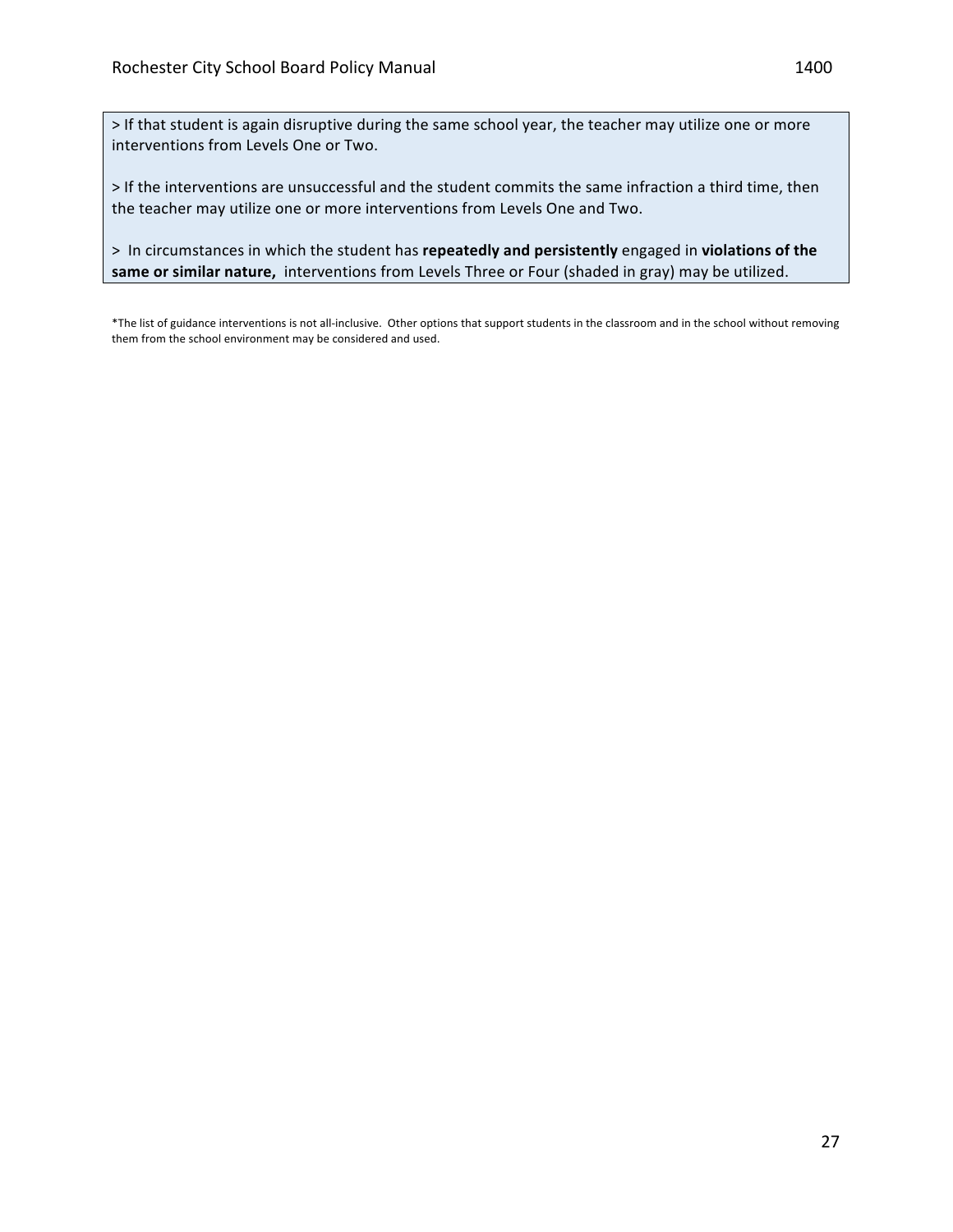> If that student is again disruptive during the same school year, the teacher may utilize one or more interventions from Levels One or Two.

> If the interventions are unsuccessful and the student commits the same infraction a third time, then the teacher may utilize one or more interventions from Levels One and Two.

> In circumstances in which the student has **repeatedly and persistently** engaged in **violations of the same or similar nature,** interventions from Levels Three or Four (shaded in gray) may be utilized.

*The list of guidance interventions is not all-inclusive. Other options that support students in the classroom and in the school without removing them from the school environment may be considered and used.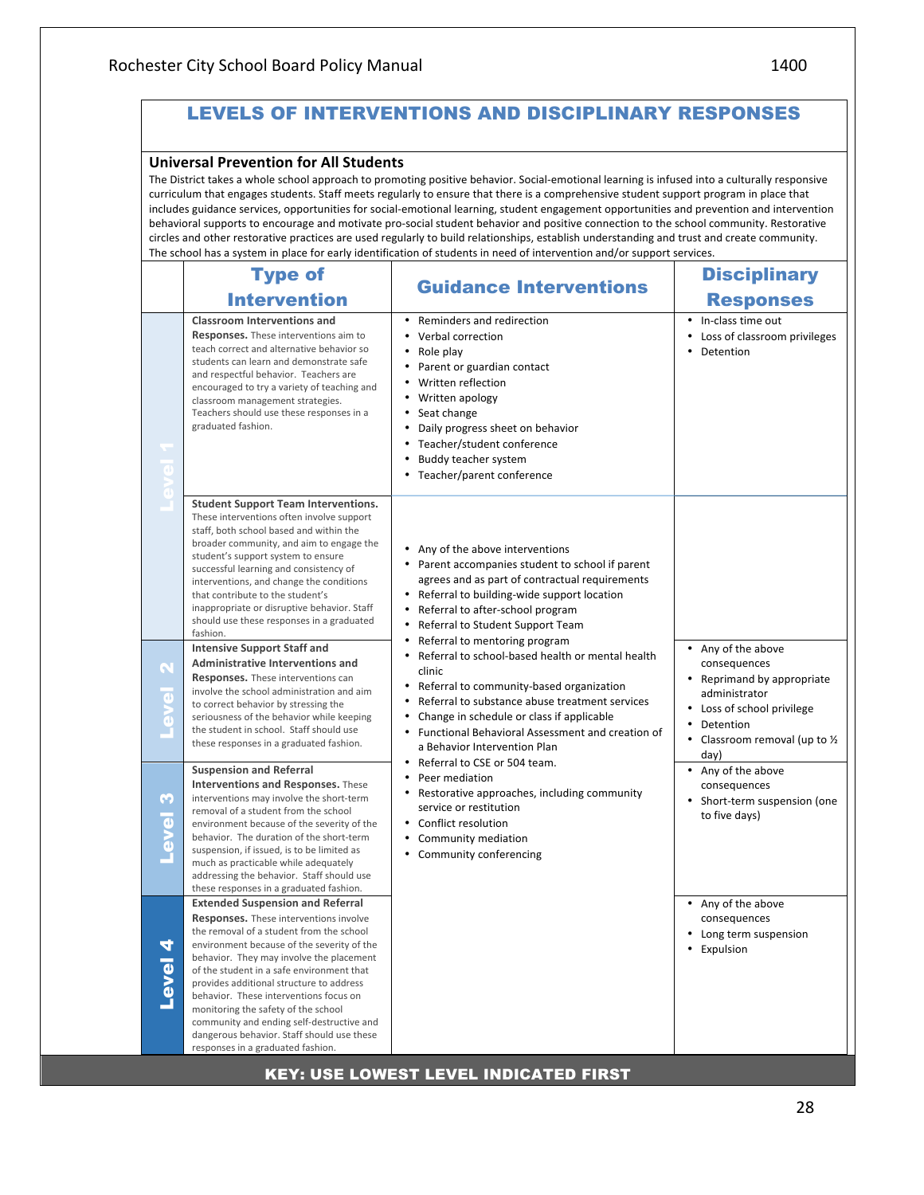## LEVELS OF INTERVENTIONS AND DISCIPLINARY RESPONSES

### Universal Prevention for All Students

The District takes a whole school approach to promoting positive behavior. Social-emotional learning is infused into a culturally responsive curriculum that engages students. Staff meets regularly to ensure that there is a comprehensive student support program in place that includes guidance services, opportunities for social-emotional learning, student engagement opportunities and prevention and intervention behavioral supports to encourage and motivate pro-social student behavior and positive connection to the school community. Restorative circles and other restorative practices are used regularly to build relationships, establish understanding and trust and create community. The school has a system in place for early identification of students in need of intervention and/or support services.

| Level | Type of Intervention | Guidance Interventions | Disciplinary Responses |
|---|---|---|---|
| Level 1 | **Classroom Interventions and Responses.** These interventions aim to teach correct and alternative behavior so students can learn and demonstrate safe and respectful behavior. Teachers are encouraged to try a variety of teaching and classroom management strategies. Teachers should use these responses in a graduated fashion. | • Reminders and redirection<br>• Verbal correction<br>• Role play<br>• Parent or guardian contact<br>• Written reflection<br>• Written apology<br>• Seat change<br>• Daily progress sheet on behavior<br>• Teacher/student conference<br>• Buddy teacher system<br>• Teacher/parent conference | • In-class time out<br>• Loss of classroom privileges<br>• Detention |
| Level 1 | **Student Support Team Interventions.** These interventions often involve support staff, both school based and within the broader community, and aim to engage the student's support system to ensure successful learning and consistency of interventions, and change the conditions that contribute to the student's inappropriate or disruptive behavior. Staff should use these responses in a graduated fashion. | • Any of the above interventions<br>• Parent accompanies student to school if parent agrees and as part of contractual requirements<br>• Referral to building-wide support location<br>• Referral to after-school program<br>• Referral to Student Support Team<br>• Referral to mentoring program<br>• Referral to school-based health or mental health clinic<br>• Referral to community-based organization<br>• Referral to substance abuse treatment services<br>• Change in schedule or class if applicable<br>• Functional Behavioral Assessment and creation of a Behavior Intervention Plan<br>• Referral to CSE or 504 team.<br>• Peer mediation<br>• Restorative approaches, including community service or restitution<br>• Conflict resolution<br>• Community mediation<br>• Community conferencing | |
| Level 2 | **Intensive Support Staff and Administrative Interventions and Responses.** These interventions can involve the school administration and aim to correct behavior by stressing the seriousness of the behavior while keeping the student in school. Staff should use these responses in a graduated fashion. | | • Any of the above consequences<br>• Reprimand by appropriate administrator<br>• Loss of school privilege<br>• Detention<br>• Classroom removal (up to ½ day) |
| Level 3 | **Suspension and Referral Interventions and Responses.** These interventions may involve the short-term removal of a student from the school environment because of the severity of the behavior. The duration of the short-term suspension, if issued, is to be limited as much as practicable while adequately addressing the behavior. Staff should use these responses in a graduated fashion. | | • Any of the above consequences<br>• Short-term suspension (one to five days) |
| Level 4 | **Extended Suspension and Referral Responses.** These interventions involve the removal of a student from the school environment because of the severity of the behavior. They may involve the placement of the student in a safe environment that provides additional structure to address behavior. These interventions focus on monitoring the safety of the school community and ending self-destructive and dangerous behavior. Staff should use these responses in a graduated fashion. | | • Any of the above consequences<br>• Long term suspension<br>• Expulsion |

**KEY: USE LOWEST LEVEL INDICATED FIRST**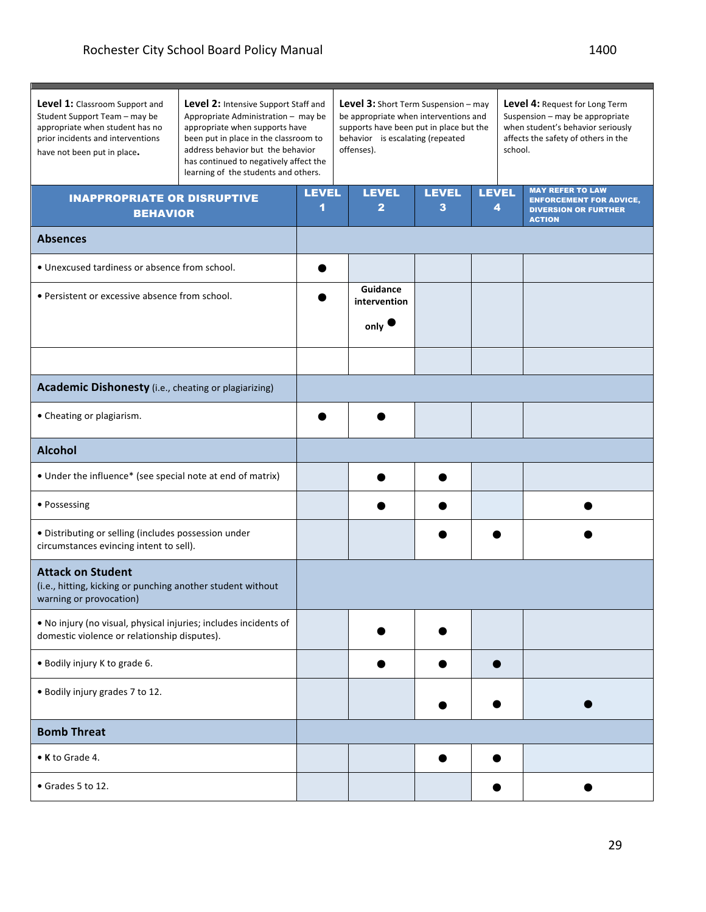| **Level 1:** Classroom Support and Student Support Team – may be appropriate when student has no prior incidents and interventions have not been put in place. | **Level 2:** Intensive Support Staff and Appropriate Administration – may be appropriate when supports have been put in place in the classroom to address behavior but the behavior has continued to negatively affect the learning of the students and others. | **Level 3:** Short Term Suspension – may be appropriate when interventions and supports have been put in place but the behavior is escalating (repeated offenses). | **Level 4:** Request for Long Term Suspension – may be appropriate when student's behavior seriously affects the safety of others in the school. |
|---|---|---|---|

| INAPPROPRIATE OR DISRUPTIVE BEHAVIOR | LEVEL 1 | LEVEL 2 | LEVEL 3 | LEVEL 4 | MAY REFER TO LAW ENFORCEMENT FOR ADVICE, DIVERSION OR FURTHER ACTION |
|---|---|---|---|---|---|
| **Absences** | | | | | |
| • Unexcused tardiness or absence from school. | ● | | | | |
| • Persistent or excessive absence from school. | ● | Guidance intervention only ● | | | |
| | | | | | |
| **Academic Dishonesty** (i.e., cheating or plagiarizing) | | | | | |
| • Cheating or plagiarism. | ● | ● | | | |
| **Alcohol** | | | | | |
| • Under the influence* (see special note at end of matrix) | | ● | ● | | |
| • Possessing | | ● | ● | | ● |
| • Distributing or selling (includes possession under circumstances evincing intent to sell). | | | ● | ● | ● |
| **Attack on Student** (i.e., hitting, kicking or punching another student without warning or provocation) | | | | | |
| • No injury (no visual, physical injuries; includes incidents of domestic violence or relationship disputes). | | ● | ● | | |
| • Bodily injury K to grade 6. | | ● | ● | ● | |
| • Bodily injury grades 7 to 12. | | | ● | ● | ● |
| **Bomb Threat** | | | | | |
| • **K** to Grade 4. | | | ● | ● | |
| • Grades 5 to 12. | | | | ● | ● |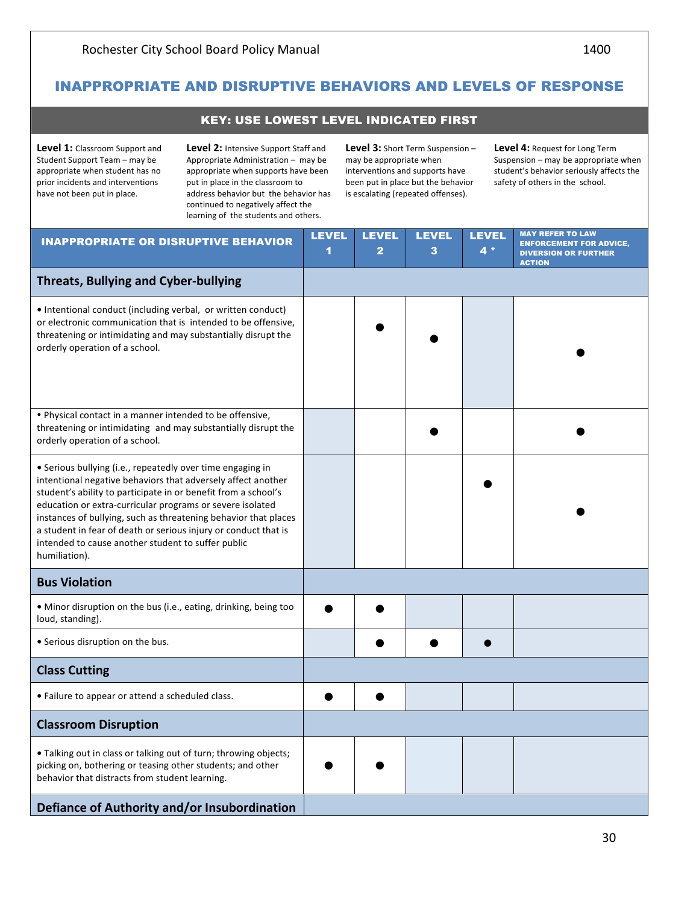## INAPPROPRIATE AND DISRUPTIVE BEHAVIORS AND LEVELS OF RESPONSE

**KEY: USE LOWEST LEVEL INDICATED FIRST**

**Level 1:** Classroom Support and Student Support Team – may be appropriate when student has no prior incidents and interventions have not been put in place.

**Level 2:** Intensive Support Staff and Appropriate Administration – may be appropriate when supports have been put in place in the classroom to address behavior but the behavior has continued to negatively affect the learning of the students and others.

**Level 3:** Short Term Suspension – may be appropriate when interventions and supports have been put in place but the behavior is escalating (repeated offenses).

**Level 4:** Request for Long Term Suspension – may be appropriate when student's behavior seriously affects the safety of others in the school.

| INAPPROPRIATE OR DISRUPTIVE BEHAVIOR | LEVEL 1 | LEVEL 2 | LEVEL 3 | LEVEL 4 * | MAY REFER TO LAW ENFORCEMENT FOR ADVICE, DIVERSION OR FURTHER ACTION |
|---|---|---|---|---|---|
| **Threats, Bullying and Cyber-bullying** | | | | | |
| • Intentional conduct (including verbal, or written conduct) or electronic communication that is intended to be offensive, threatening or intimidating and may substantially disrupt the orderly operation of a school. | | ● | ● | | ● |
| • Physical contact in a manner intended to be offensive, threatening or intimidating and may substantially disrupt the orderly operation of a school. | | | ● | | ● |
| • Serious bullying (i.e., repeatedly over time engaging in intentional negative behaviors that adversely affect another student's ability to participate in or benefit from a school's education or extra-curricular programs or severe isolated instances of bullying, such as threatening behavior that places a student in fear of death or serious injury or conduct that is intended to cause another student to suffer public humiliation). | | | | ● | ● |
| **Bus Violation** | | | | | |
| • Minor disruption on the bus (i.e., eating, drinking, being too loud, standing). | ● | ● | | | |
| • Serious disruption on the bus. | | ● | ● | ● | |
| **Class Cutting** | | | | | |
| • Failure to appear or attend a scheduled class. | ● | ● | | | |
| **Classroom Disruption** | | | | | |
| • Talking out in class or talking out of turn; throwing objects; picking on, bothering or teasing other students; and other behavior that distracts from student learning. | ● | ● | | | |
| **Defiance of Authority and/or Insubordination** | | | | | |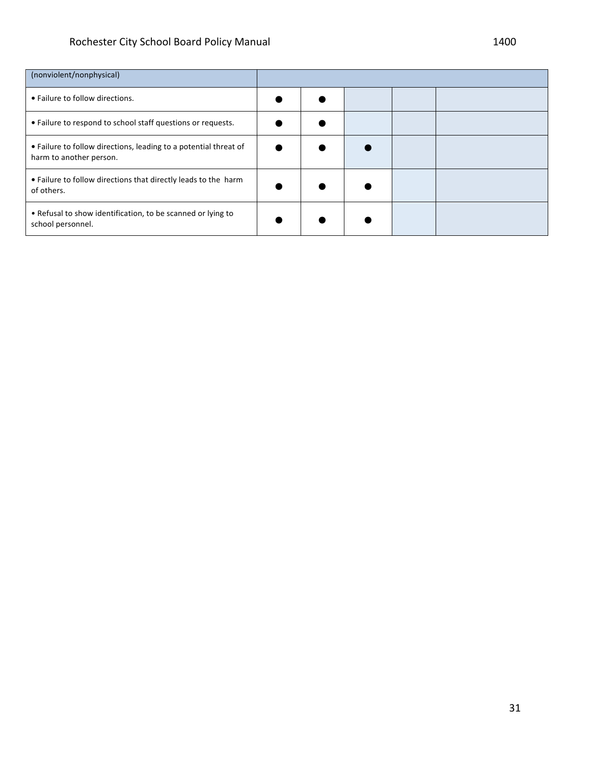| (nonviolent/nonphysical) | | | | | |
|---|---|---|---|---|---|
| • Failure to follow directions. | ● | ● | | | |
| • Failure to respond to school staff questions or requests. | ● | ● | | | |
| • Failure to follow directions, leading to a potential threat of harm to another person. | ● | ● | ● | | |
| • Failure to follow directions that directly leads to the harm of others. | ● | ● | ● | | |
| • Refusal to show identification, to be scanned or lying to school personnel. | ● | ● | ● | | |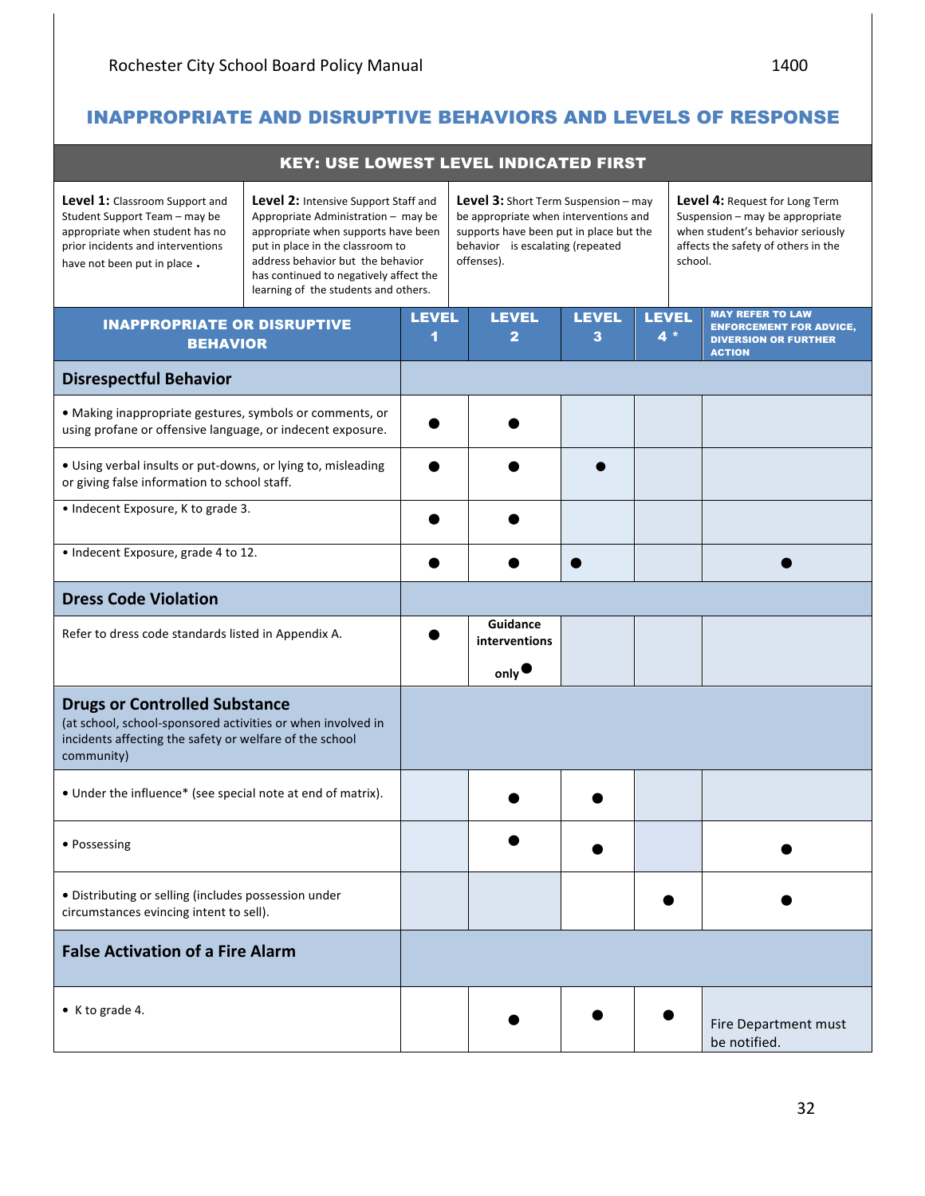## INAPPROPRIATE AND DISRUPTIVE BEHAVIORS AND LEVELS OF RESPONSE

| KEY: USE LOWEST LEVEL INDICATED FIRST | | | |
|---|---|---|---|
| **Level 1:** Classroom Support and Student Support Team – may be appropriate when student has no prior incidents and interventions have not been put in place . | **Level 2:** Intensive Support Staff and Appropriate Administration – may be appropriate when supports have been put in place in the classroom to address behavior but the behavior has continued to negatively affect the learning of the students and others. | **Level 3:** Short Term Suspension – may be appropriate when interventions and supports have been put in place but the behavior is escalating (repeated offenses). | **Level 4:** Request for Long Term Suspension – may be appropriate when student's behavior seriously affects the safety of others in the school. |

| INAPPROPRIATE OR DISRUPTIVE BEHAVIOR | LEVEL 1 | LEVEL 2 | LEVEL 3 | LEVEL 4 * | MAY REFER TO LAW ENFORCEMENT FOR ADVICE, DIVERSION OR FURTHER ACTION |
|---|---|---|---|---|---|
| **Disrespectful Behavior** | | | | | |
| • Making inappropriate gestures, symbols or comments, or using profane or offensive language, or indecent exposure. | ● | ● | | | |
| • Using verbal insults or put-downs, or lying to, misleading or giving false information to school staff. | ● | ● | ● | | |
| • Indecent Exposure, K to grade 3. | ● | ● | | | |
| • Indecent Exposure, grade 4 to 12. | ● | ● | ● | | ● |
| **Dress Code Violation** | | | | | |
| Refer to dress code standards listed in Appendix A. | ● | **Guidance interventions only** ● | | | |
| **Drugs or Controlled Substance** (at school, school-sponsored activities or when involved in incidents affecting the safety or welfare of the school community) | | | | | |
| • Under the influence* (see special note at end of matrix). | | ● | ● | | |
| • Possessing | | ● | ● | | ● |
| • Distributing or selling (includes possession under circumstances evincing intent to sell). | | | | ● | ● |
| **False Activation of a Fire Alarm** | | | | | |
| • K to grade 4. | | ● | ● | ● | Fire Department must be notified. |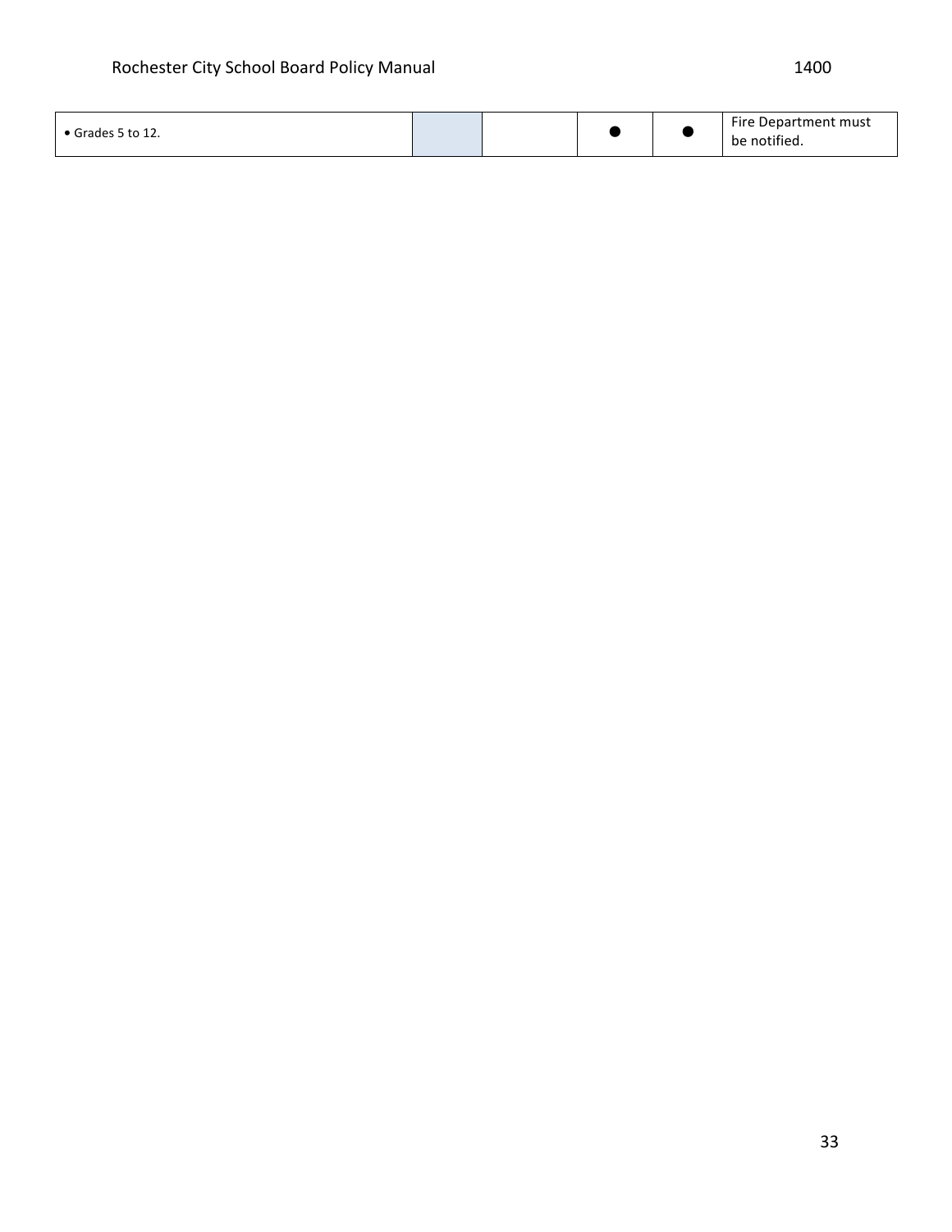| | | | | | |
|---|---|---|---|---|---|
| • Grades 5 to 12. | | | ● | ● | Fire Department must be notified. |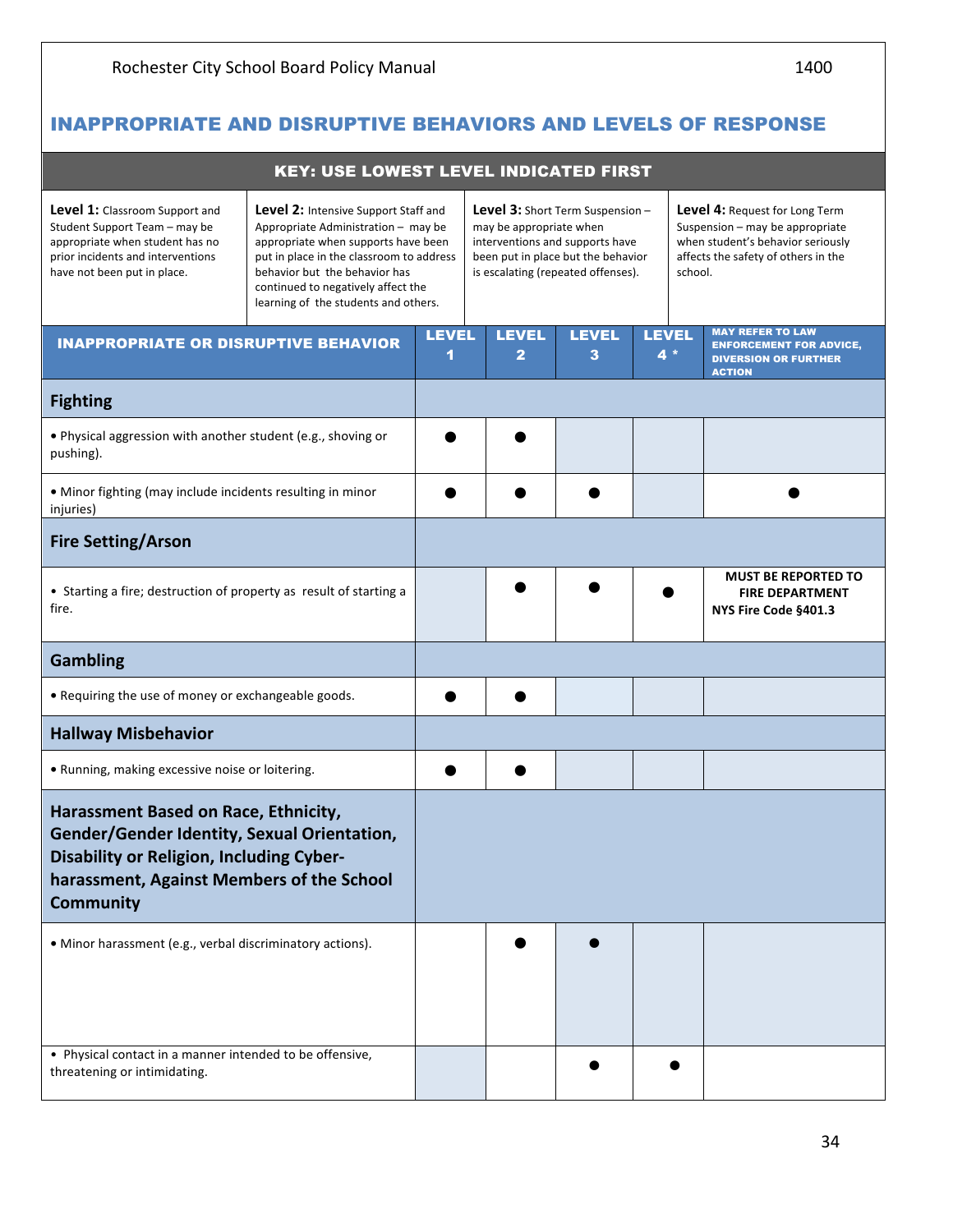## INAPPROPRIATE AND DISRUPTIVE BEHAVIORS AND LEVELS OF RESPONSE

**KEY: USE LOWEST LEVEL INDICATED FIRST**

| **Level 1:** Classroom Support and Student Support Team – may be appropriate when student has no prior incidents and interventions have not been put in place. | **Level 2:** Intensive Support Staff and Appropriate Administration – may be appropriate when supports have been put in place in the classroom to address behavior but the behavior has continued to negatively affect the learning of the students and others. | **Level 3:** Short Term Suspension – may be appropriate when interventions and supports have been put in place but the behavior is escalating (repeated offenses). | **Level 4:** Request for Long Term Suspension – may be appropriate when student's behavior seriously affects the safety of others in the school. |
|---|---|---|---|

| INAPPROPRIATE OR DISRUPTIVE BEHAVIOR | LEVEL 1 | LEVEL 2 | LEVEL 3 | LEVEL 4 * | MAY REFER TO LAW ENFORCEMENT FOR ADVICE, DIVERSION OR FURTHER ACTION |
|---|---|---|---|---|---|
| **Fighting** | | | | | |
| • Physical aggression with another student (e.g., shoving or pushing). | ● | ● | | | |
| • Minor fighting (may include incidents resulting in minor injuries) | ● | ● | ● | | ● |
| **Fire Setting/Arson** | | | | | |
| • Starting a fire; destruction of property as result of starting a fire. | | ● | ● | ● | **MUST BE REPORTED TO FIRE DEPARTMENT NYS Fire Code §401.3** |
| **Gambling** | | | | | |
| • Requiring the use of money or exchangeable goods. | ● | ● | | | |
| **Hallway Misbehavior** | | | | | |
| • Running, making excessive noise or loitering. | ● | ● | | | |
| **Harassment Based on Race, Ethnicity, Gender/Gender Identity, Sexual Orientation, Disability or Religion, Including Cyber-harassment, Against Members of the School Community** | | | | | |
| • Minor harassment (e.g., verbal discriminatory actions). | | ● | ● | | |
| • Physical contact in a manner intended to be offensive, threatening or intimidating. | | | ● | ● | |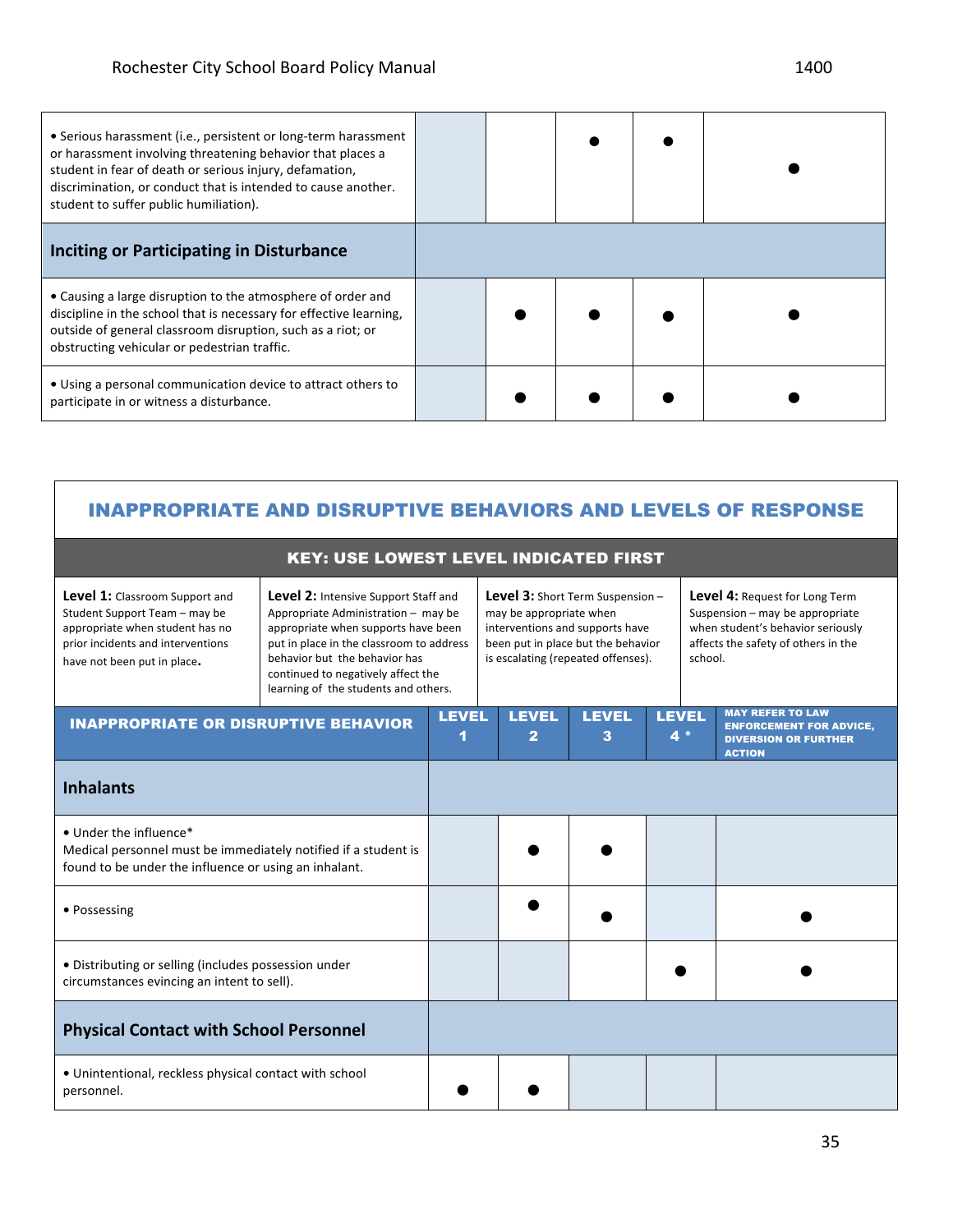| | | | | | |
|---|---|---|---|---|---|
| • Serious harassment (i.e., persistent or long-term harassment or harassment involving threatening behavior that places a student in fear of death or serious injury, defamation, discrimination, or conduct that is intended to cause another. student to suffer public humiliation). | | | ● | ● | ● |
| **Inciting or Participating in Disturbance** | | | | | |
| • Causing a large disruption to the atmosphere of order and discipline in the school that is necessary for effective learning, outside of general classroom disruption, such as a riot; or obstructing vehicular or pedestrian traffic. | | ● | ● | ● | ● |
| • Using a personal communication device to attract others to participate in or witness a disturbance. | | ● | ● | ● | ● |

## INAPPROPRIATE AND DISRUPTIVE BEHAVIORS AND LEVELS OF RESPONSE

**KEY: USE LOWEST LEVEL INDICATED FIRST**

**Level 1:** Classroom Support and Student Support Team – may be appropriate when student has no prior incidents and interventions have not been put in place.

**Level 2:** Intensive Support Staff and Appropriate Administration – may be appropriate when supports have been put in place in the classroom to address behavior but the behavior has continued to negatively affect the learning of the students and others.

**Level 3:** Short Term Suspension – may be appropriate when interventions and supports have been put in place but the behavior is escalating (repeated offenses).

**Level 4:** Request for Long Term Suspension – may be appropriate when student's behavior seriously affects the safety of others in the school.

| INAPPROPRIATE OR DISRUPTIVE BEHAVIOR | LEVEL 1 | LEVEL 2 | LEVEL 3 | LEVEL 4 * | MAY REFER TO LAW ENFORCEMENT FOR ADVICE, DIVERSION OR FURTHER ACTION |
|---|---|---|---|---|---|
| **Inhalants** | | | | | |
| • Under the influence*<br>Medical personnel must be immediately notified if a student is found to be under the influence or using an inhalant. | | ● | ● | | |
| • Possessing | | ● | ● | | ● |
| • Distributing or selling (includes possession under circumstances evincing an intent to sell). | | | | ● | ● |
| **Physical Contact with School Personnel** | | | | | |
| • Unintentional, reckless physical contact with school personnel. | ● | ● | | | |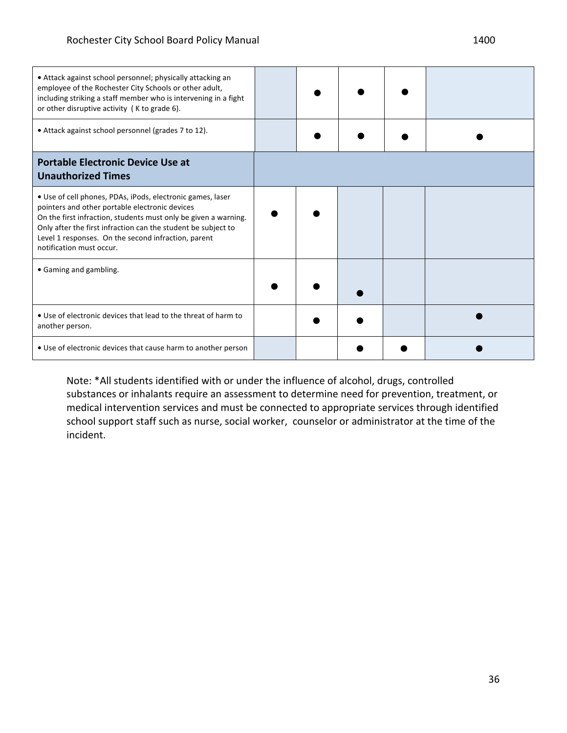| | | | | | |
|---|---|---|---|---|---|
| • Attack against school personnel; physically attacking an employee of the Rochester City Schools or other adult, including striking a staff member who is intervening in a fight or other disruptive activity ( K to grade 6). | | ● | ● | ● | |
| • Attack against school personnel (grades 7 to 12). | | ● | ● | ● | ● |
| **Portable Electronic Device Use at Unauthorized Times** | | | | | |
| • Use of cell phones, PDAs, iPods, electronic games, laser pointers and other portable electronic devices<br>On the first infraction, students must only be given a warning. Only after the first infraction can the student be subject to Level 1 responses. On the second infraction, parent notification must occur. | ● | ● | | | |
| • Gaming and gambling. | ● | ● | ● | | |
| • Use of electronic devices that lead to the threat of harm to another person. | | ● | ● | | ● |
| • Use of electronic devices that cause harm to another person | | | ● | ● | ● |

Note: *All students identified with or under the influence of alcohol, drugs, controlled substances or inhalants require an assessment to determine need for prevention, treatment, or medical intervention services and must be connected to appropriate services through identified school support staff such as nurse, social worker, counselor or administrator at the time of the incident.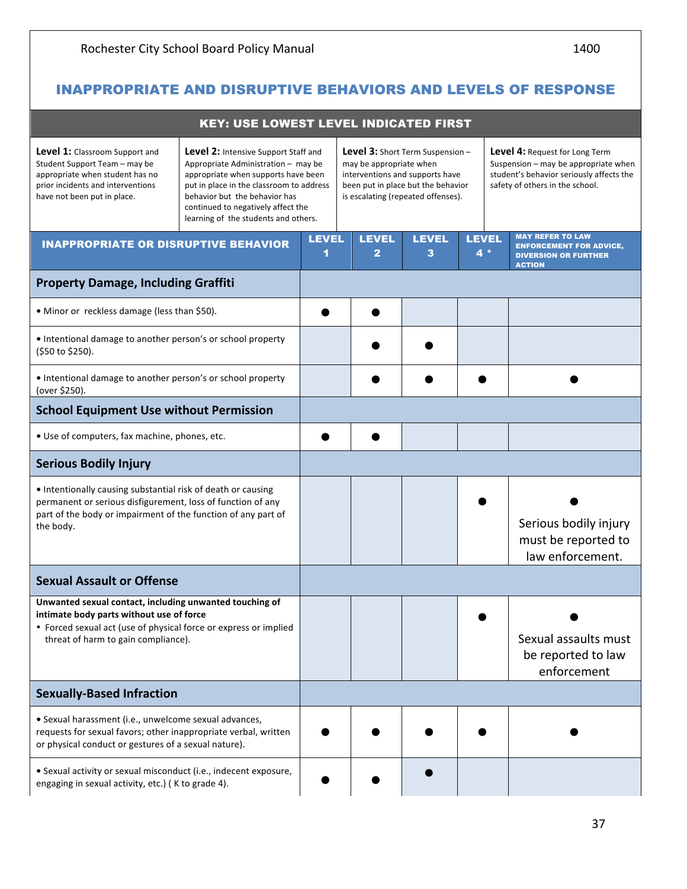## INAPPROPRIATE AND DISRUPTIVE BEHAVIORS AND LEVELS OF RESPONSE

**KEY: USE LOWEST LEVEL INDICATED FIRST**

| **Level 1:** Classroom Support and Student Support Team – may be appropriate when student has no prior incidents and interventions have not been put in place. | **Level 2:** Intensive Support Staff and Appropriate Administration – may be appropriate when supports have been put in place in the classroom to address behavior but the behavior has continued to negatively affect the learning of the students and others. | **Level 3:** Short Term Suspension – may be appropriate when interventions and supports have been put in place but the behavior is escalating (repeated offenses). | **Level 4:** Request for Long Term Suspension – may be appropriate when student's behavior seriously affects the safety of others in the school. |
|---|---|---|---|

| INAPPROPRIATE OR DISRUPTIVE BEHAVIOR | LEVEL 1 | LEVEL 2 | LEVEL 3 | LEVEL 4 * | MAY REFER TO LAW ENFORCEMENT FOR ADVICE, DIVERSION OR FURTHER ACTION |
|---|---|---|---|---|---|
| **Property Damage, Including Graffiti** | | | | | |
| • Minor or reckless damage (less than $50). | ● | ● | | | |
| • Intentional damage to another person's or school property ($50 to $250). | | ● | ● | | |
| • Intentional damage to another person's or school property (over $250). | | ● | ● | ● | ● |
| **School Equipment Use without Permission** | | | | | |
| • Use of computers, fax machine, phones, etc. | ● | ● | | | |
| **Serious Bodily Injury** | | | | | |
| • Intentionally causing substantial risk of death or causing permanent or serious disfigurement, loss of function of any part of the body or impairment of the function of any part of the body. | | | | ● | ● Serious bodily injury must be reported to law enforcement. |
| **Sexual Assault or Offense** | | | | | |
| **Unwanted sexual contact, including unwanted touching of intimate body parts without use of force** • Forced sexual act (use of physical force or express or implied threat of harm to gain compliance). | | | | ● | ● Sexual assaults must be reported to law enforcement |
| **Sexually-Based Infraction** | | | | | |
| • Sexual harassment (i.e., unwelcome sexual advances, requests for sexual favors; other inappropriate verbal, written or physical conduct or gestures of a sexual nature). | ● | ● | ● | ● | ● |
| • Sexual activity or sexual misconduct (i.e., indecent exposure, engaging in sexual activity, etc.) ( K to grade 4). | ● | ● | ● | | |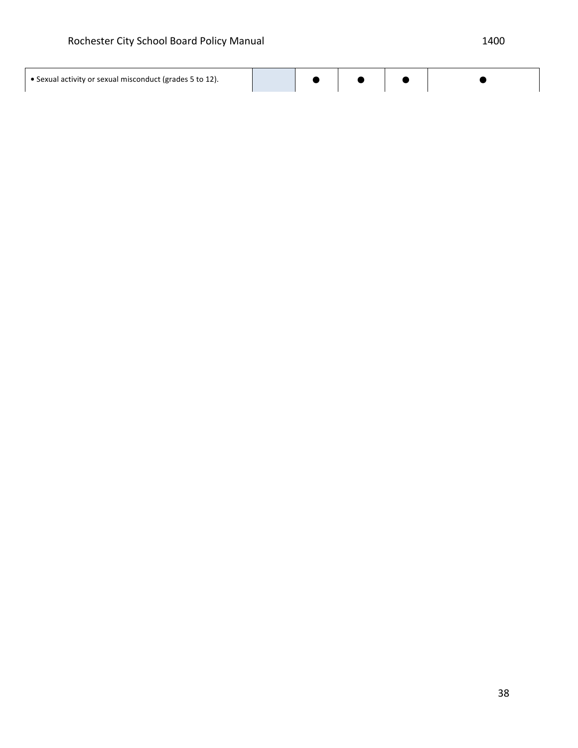| | | | | | |
|---|---|---|---|---|---|
| • Sexual activity or sexual misconduct (grades 5 to 12). | | ● | ● | ● | ● |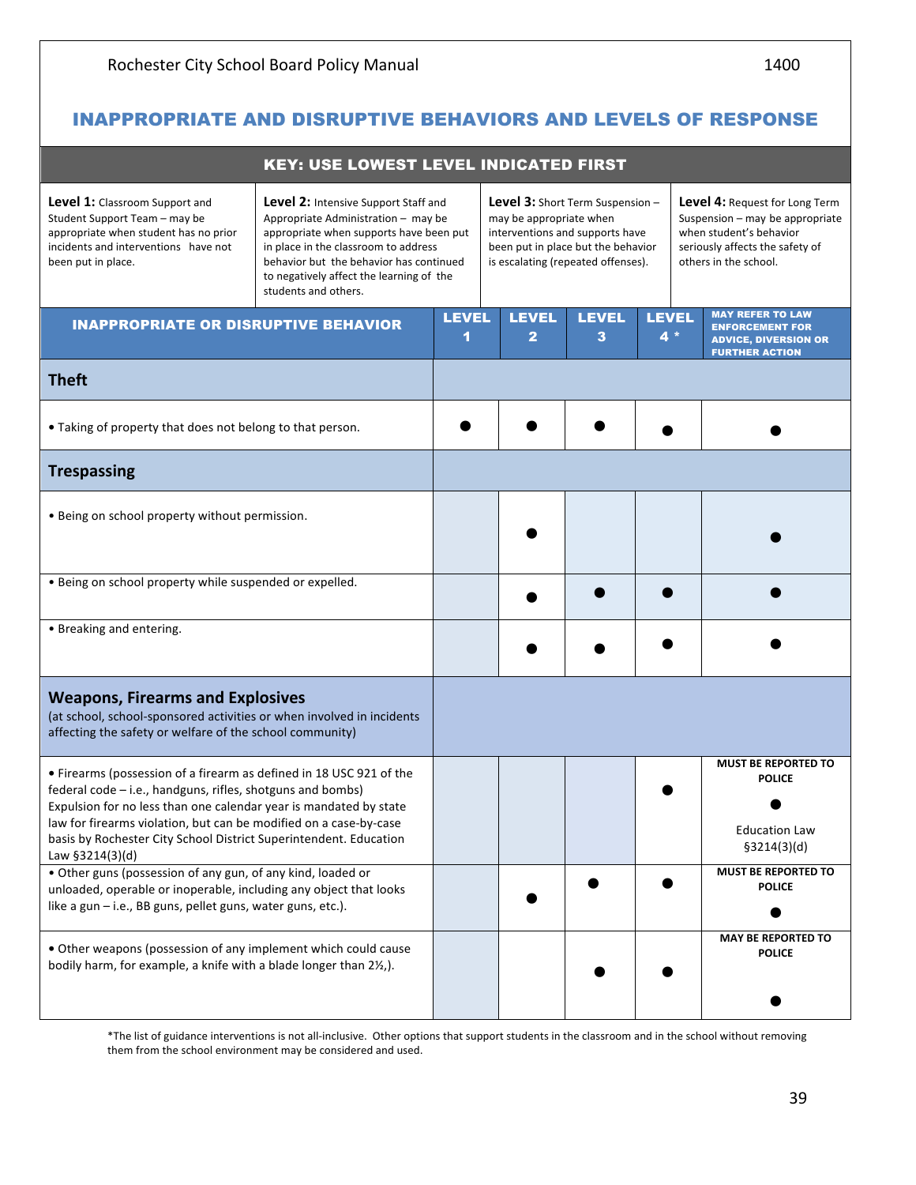# INAPPROPRIATE AND DISRUPTIVE BEHAVIORS AND LEVELS OF RESPONSE

| KEY: USE LOWEST LEVEL INDICATED FIRST | | | |
|---|---|---|---|
| **Level 1:** Classroom Support and Student Support Team – may be appropriate when student has no prior incidents and interventions have not been put in place. | **Level 2:** Intensive Support Staff and Appropriate Administration – may be appropriate when supports have been put in place in the classroom to address behavior but the behavior has continued to negatively affect the learning of the students and others. | **Level 3:** Short Term Suspension – may be appropriate when interventions and supports have been put in place but the behavior is escalating (repeated offenses). | **Level 4:** Request for Long Term Suspension – may be appropriate when student's behavior seriously affects the safety of others in the school. |

| INAPPROPRIATE OR DISRUPTIVE BEHAVIOR | LEVEL 1 | LEVEL 2 | LEVEL 3 | LEVEL 4 * | MAY REFER TO LAW ENFORCEMENT FOR ADVICE, DIVERSION OR FURTHER ACTION |
|---|---|---|---|---|---|
| **Theft** | | | | | |
| • Taking of property that does not belong to that person. | ● | ● | ● | ● | ● |
| **Trespassing** | | | | | |
| • Being on school property without permission. | | ● | | | ● |
| • Being on school property while suspended or expelled. | | ● | ● | ● | ● |
| • Breaking and entering. | | ● | ● | ● | ● |
| **Weapons, Firearms and Explosives** (at school, school-sponsored activities or when involved in incidents affecting the safety or welfare of the school community) | | | | | |
| • Firearms (possession of a firearm as defined in 18 USC 921 of the federal code – i.e., handguns, rifles, shotguns and bombs) Expulsion for no less than one calendar year is mandated by state law for firearms violation, but can be modified on a case-by-case basis by Rochester City School District Superintendent. Education Law §3214(3)(d) | | | | ● | MUST BE REPORTED TO POLICE ● Education Law §3214(3)(d) |
| • Other guns (possession of any gun, of any kind, loaded or unloaded, operable or inoperable, including any object that looks like a gun – i.e., BB guns, pellet guns, water guns, etc.). | | ● | ● | ● | MUST BE REPORTED TO POLICE ● |
| • Other weapons (possession of any implement which could cause bodily harm, for example, a knife with a blade longer than 2½,). | | | ● | ● | MAY BE REPORTED TO POLICE ● |

*The list of guidance interventions is not all-inclusive. Other options that support students in the classroom and in the school without removing them from the school environment may be considered and used.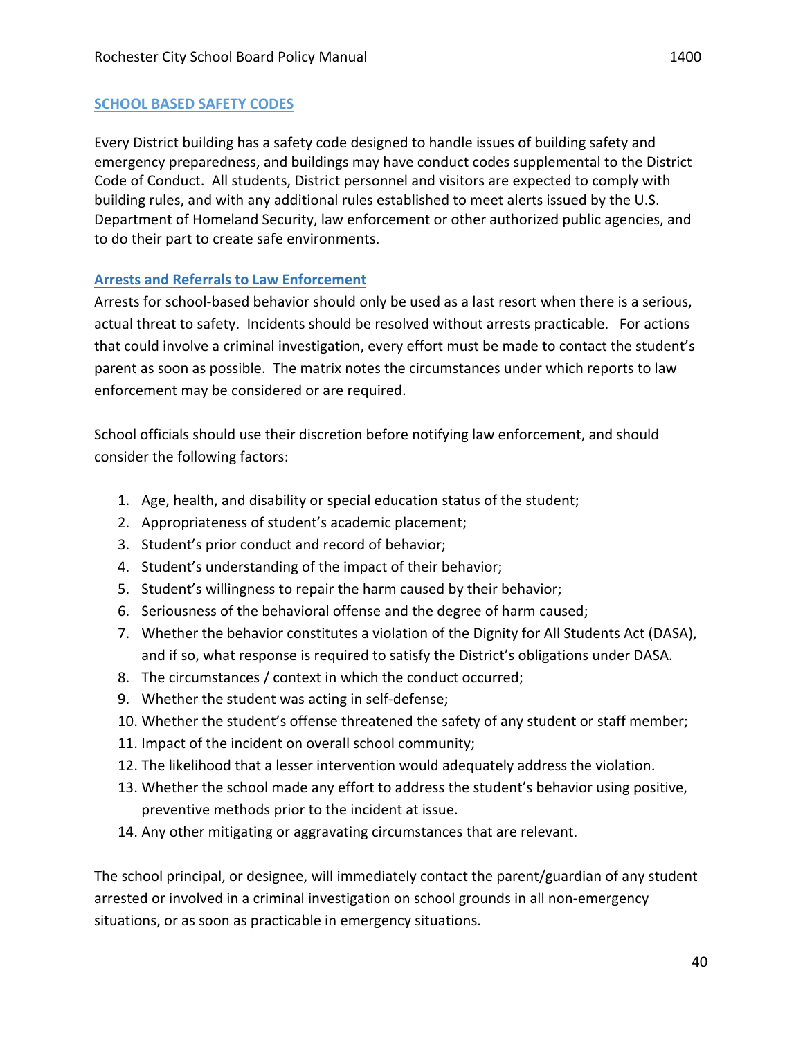## SCHOOL BASED SAFETY CODES

Every District building has a safety code designed to handle issues of building safety and emergency preparedness, and buildings may have conduct codes supplemental to the District Code of Conduct. All students, District personnel and visitors are expected to comply with building rules, and with any additional rules established to meet alerts issued by the U.S. Department of Homeland Security, law enforcement or other authorized public agencies, and to do their part to create safe environments.

### Arrests and Referrals to Law Enforcement

Arrests for school-based behavior should only be used as a last resort when there is a serious, actual threat to safety. Incidents should be resolved without arrests practicable. For actions that could involve a criminal investigation, every effort must be made to contact the student's parent as soon as possible. The matrix notes the circumstances under which reports to law enforcement may be considered or are required.

School officials should use their discretion before notifying law enforcement, and should consider the following factors:

1. Age, health, and disability or special education status of the student;
2. Appropriateness of student's academic placement;
3. Student's prior conduct and record of behavior;
4. Student's understanding of the impact of their behavior;
5. Student's willingness to repair the harm caused by their behavior;
6. Seriousness of the behavioral offense and the degree of harm caused;
7. Whether the behavior constitutes a violation of the Dignity for All Students Act (DASA), and if so, what response is required to satisfy the District's obligations under DASA.
8. The circumstances / context in which the conduct occurred;
9. Whether the student was acting in self-defense;
10. Whether the student's offense threatened the safety of any student or staff member;
11. Impact of the incident on overall school community;
12. The likelihood that a lesser intervention would adequately address the violation.
13. Whether the school made any effort to address the student's behavior using positive, preventive methods prior to the incident at issue.
14. Any other mitigating or aggravating circumstances that are relevant.

The school principal, or designee, will immediately contact the parent/guardian of any student arrested or involved in a criminal investigation on school grounds in all non-emergency situations, or as soon as practicable in emergency situations.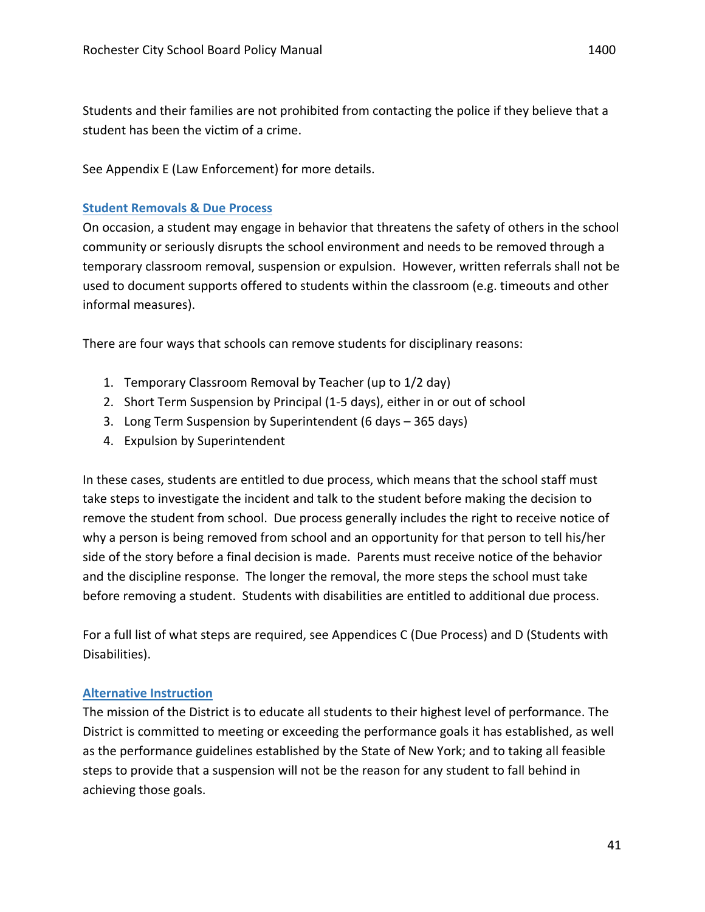Students and their families are not prohibited from contacting the police if they believe that a student has been the victim of a crime.

See Appendix E (Law Enforcement) for more details.

### Student Removals & Due Process

On occasion, a student may engage in behavior that threatens the safety of others in the school community or seriously disrupts the school environment and needs to be removed through a temporary classroom removal, suspension or expulsion. However, written referrals shall not be used to document supports offered to students within the classroom (e.g. timeouts and other informal measures).

There are four ways that schools can remove students for disciplinary reasons:

1. Temporary Classroom Removal by Teacher (up to 1/2 day)
2. Short Term Suspension by Principal (1-5 days), either in or out of school
3. Long Term Suspension by Superintendent (6 days – 365 days)
4. Expulsion by Superintendent

In these cases, students are entitled to due process, which means that the school staff must take steps to investigate the incident and talk to the student before making the decision to remove the student from school. Due process generally includes the right to receive notice of why a person is being removed from school and an opportunity for that person to tell his/her side of the story before a final decision is made. Parents must receive notice of the behavior and the discipline response. The longer the removal, the more steps the school must take before removing a student. Students with disabilities are entitled to additional due process.

For a full list of what steps are required, see Appendices C (Due Process) and D (Students with Disabilities).

### Alternative Instruction

The mission of the District is to educate all students to their highest level of performance. The District is committed to meeting or exceeding the performance goals it has established, as well as the performance guidelines established by the State of New York; and to taking all feasible steps to provide that a suspension will not be the reason for any student to fall behind in achieving those goals.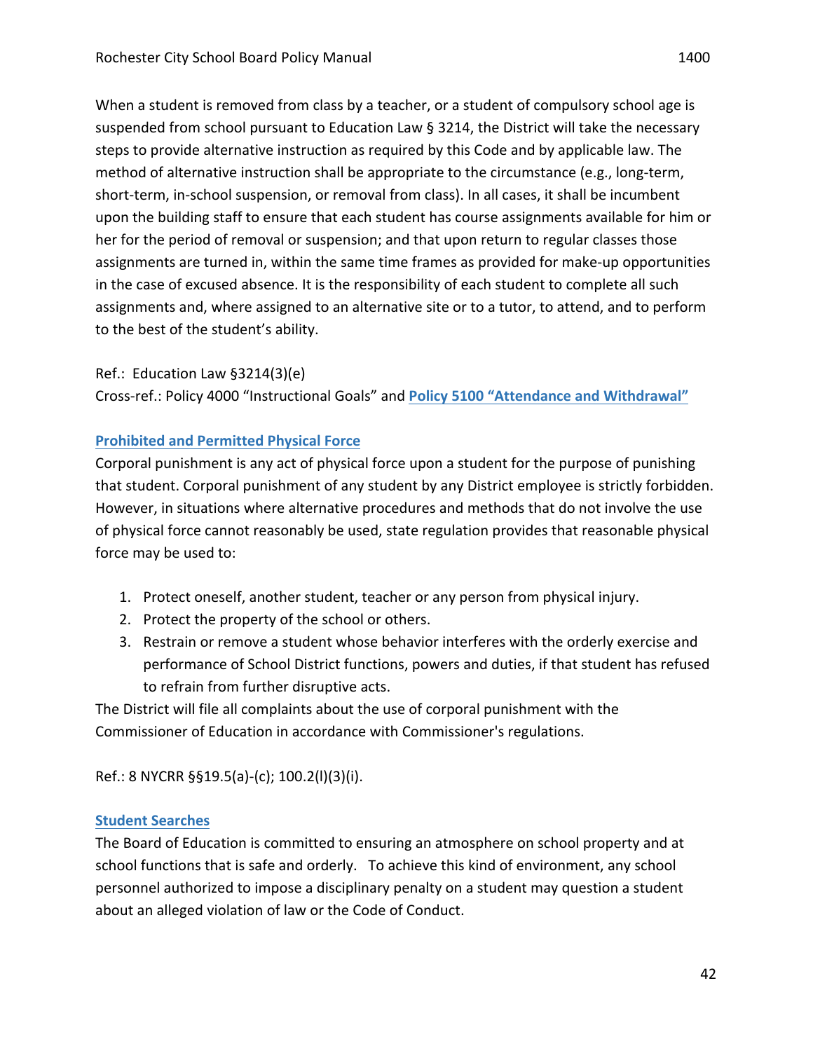When a student is removed from class by a teacher, or a student of compulsory school age is suspended from school pursuant to Education Law § 3214, the District will take the necessary steps to provide alternative instruction as required by this Code and by applicable law. The method of alternative instruction shall be appropriate to the circumstance (e.g., long-term, short-term, in-school suspension, or removal from class). In all cases, it shall be incumbent upon the building staff to ensure that each student has course assignments available for him or her for the period of removal or suspension; and that upon return to regular classes those assignments are turned in, within the same time frames as provided for make-up opportunities in the case of excused absence. It is the responsibility of each student to complete all such assignments and, where assigned to an alternative site or to a tutor, to attend, and to perform to the best of the student's ability.

Ref.: Education Law §3214(3)(e)
Cross-ref.: Policy 4000 "Instructional Goals" and **Policy 5100 "Attendance and Withdrawal"**

### Prohibited and Permitted Physical Force

Corporal punishment is any act of physical force upon a student for the purpose of punishing that student. Corporal punishment of any student by any District employee is strictly forbidden. However, in situations where alternative procedures and methods that do not involve the use of physical force cannot reasonably be used, state regulation provides that reasonable physical force may be used to:

1. Protect oneself, another student, teacher or any person from physical injury.
2. Protect the property of the school or others.
3. Restrain or remove a student whose behavior interferes with the orderly exercise and performance of School District functions, powers and duties, if that student has refused to refrain from further disruptive acts.

The District will file all complaints about the use of corporal punishment with the Commissioner of Education in accordance with Commissioner's regulations.

Ref.: 8 NYCRR §§19.5(a)-(c); 100.2(l)(3)(i).

### Student Searches

The Board of Education is committed to ensuring an atmosphere on school property and at school functions that is safe and orderly. To achieve this kind of environment, any school personnel authorized to impose a disciplinary penalty on a student may question a student about an alleged violation of law or the Code of Conduct.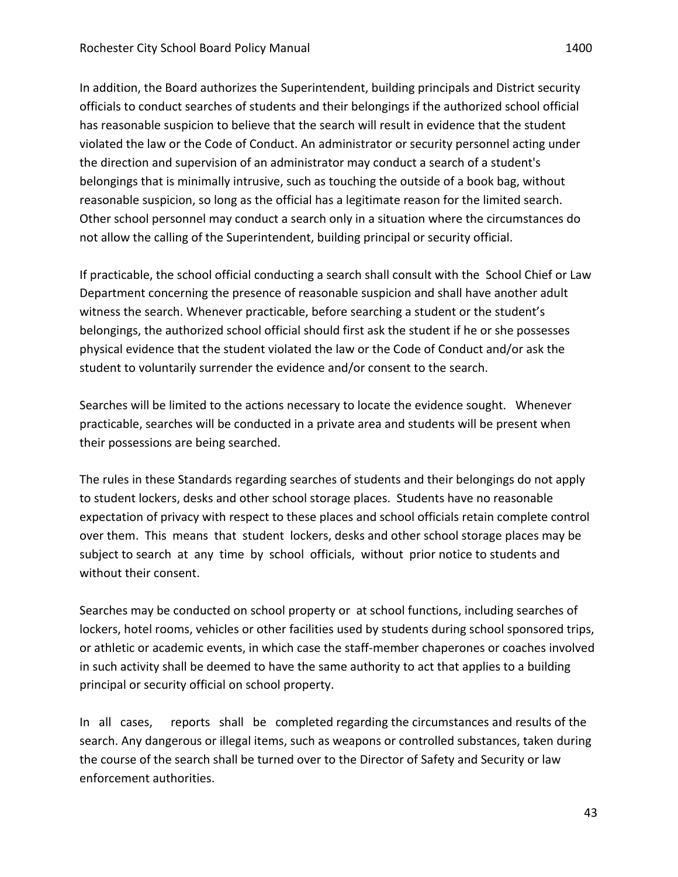In addition, the Board authorizes the Superintendent, building principals and District security officials to conduct searches of students and their belongings if the authorized school official has reasonable suspicion to believe that the search will result in evidence that the student violated the law or the Code of Conduct. An administrator or security personnel acting under the direction and supervision of an administrator may conduct a search of a student's belongings that is minimally intrusive, such as touching the outside of a book bag, without reasonable suspicion, so long as the official has a legitimate reason for the limited search. Other school personnel may conduct a search only in a situation where the circumstances do not allow the calling of the Superintendent, building principal or security official.

If practicable, the school official conducting a search shall consult with the School Chief or Law Department concerning the presence of reasonable suspicion and shall have another adult witness the search. Whenever practicable, before searching a student or the student's belongings, the authorized school official should first ask the student if he or she possesses physical evidence that the student violated the law or the Code of Conduct and/or ask the student to voluntarily surrender the evidence and/or consent to the search.

Searches will be limited to the actions necessary to locate the evidence sought. Whenever practicable, searches will be conducted in a private area and students will be present when their possessions are being searched.

The rules in these Standards regarding searches of students and their belongings do not apply to student lockers, desks and other school storage places. Students have no reasonable expectation of privacy with respect to these places and school officials retain complete control over them. This means that student lockers, desks and other school storage places may be subject to search at any time by school officials, without prior notice to students and without their consent.

Searches may be conducted on school property or at school functions, including searches of lockers, hotel rooms, vehicles or other facilities used by students during school sponsored trips, or athletic or academic events, in which case the staff-member chaperones or coaches involved in such activity shall be deemed to have the same authority to act that applies to a building principal or security official on school property.

In all cases, reports shall be completed regarding the circumstances and results of the search. Any dangerous or illegal items, such as weapons or controlled substances, taken during the course of the search shall be turned over to the Director of Safety and Security or law enforcement authorities.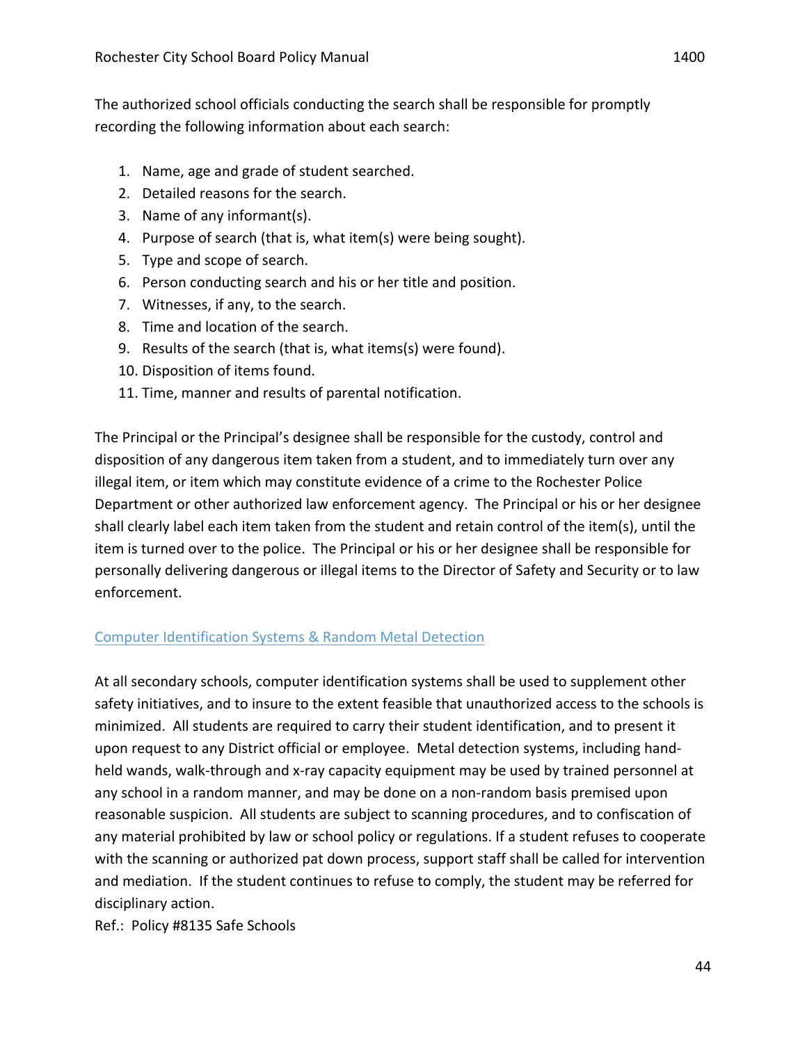The authorized school officials conducting the search shall be responsible for promptly recording the following information about each search:

1. Name, age and grade of student searched.
2. Detailed reasons for the search.
3. Name of any informant(s).
4. Purpose of search (that is, what item(s) were being sought).
5. Type and scope of search.
6. Person conducting search and his or her title and position.
7. Witnesses, if any, to the search.
8. Time and location of the search.
9. Results of the search (that is, what items(s) were found).
10. Disposition of items found.
11. Time, manner and results of parental notification.

The Principal or the Principal's designee shall be responsible for the custody, control and disposition of any dangerous item taken from a student, and to immediately turn over any illegal item, or item which may constitute evidence of a crime to the Rochester Police Department or other authorized law enforcement agency. The Principal or his or her designee shall clearly label each item taken from the student and retain control of the item(s), until the item is turned over to the police. The Principal or his or her designee shall be responsible for personally delivering dangerous or illegal items to the Director of Safety and Security or to law enforcement.

## Computer Identification Systems & Random Metal Detection

At all secondary schools, computer identification systems shall be used to supplement other safety initiatives, and to insure to the extent feasible that unauthorized access to the schools is minimized. All students are required to carry their student identification, and to present it upon request to any District official or employee. Metal detection systems, including hand-held wands, walk-through and x-ray capacity equipment may be used by trained personnel at any school in a random manner, and may be done on a non-random basis premised upon reasonable suspicion. All students are subject to scanning procedures, and to confiscation of any material prohibited by law or school policy or regulations. If a student refuses to cooperate with the scanning or authorized pat down process, support staff shall be called for intervention and mediation. If the student continues to refuse to comply, the student may be referred for disciplinary action.

Ref.: Policy #8135 Safe Schools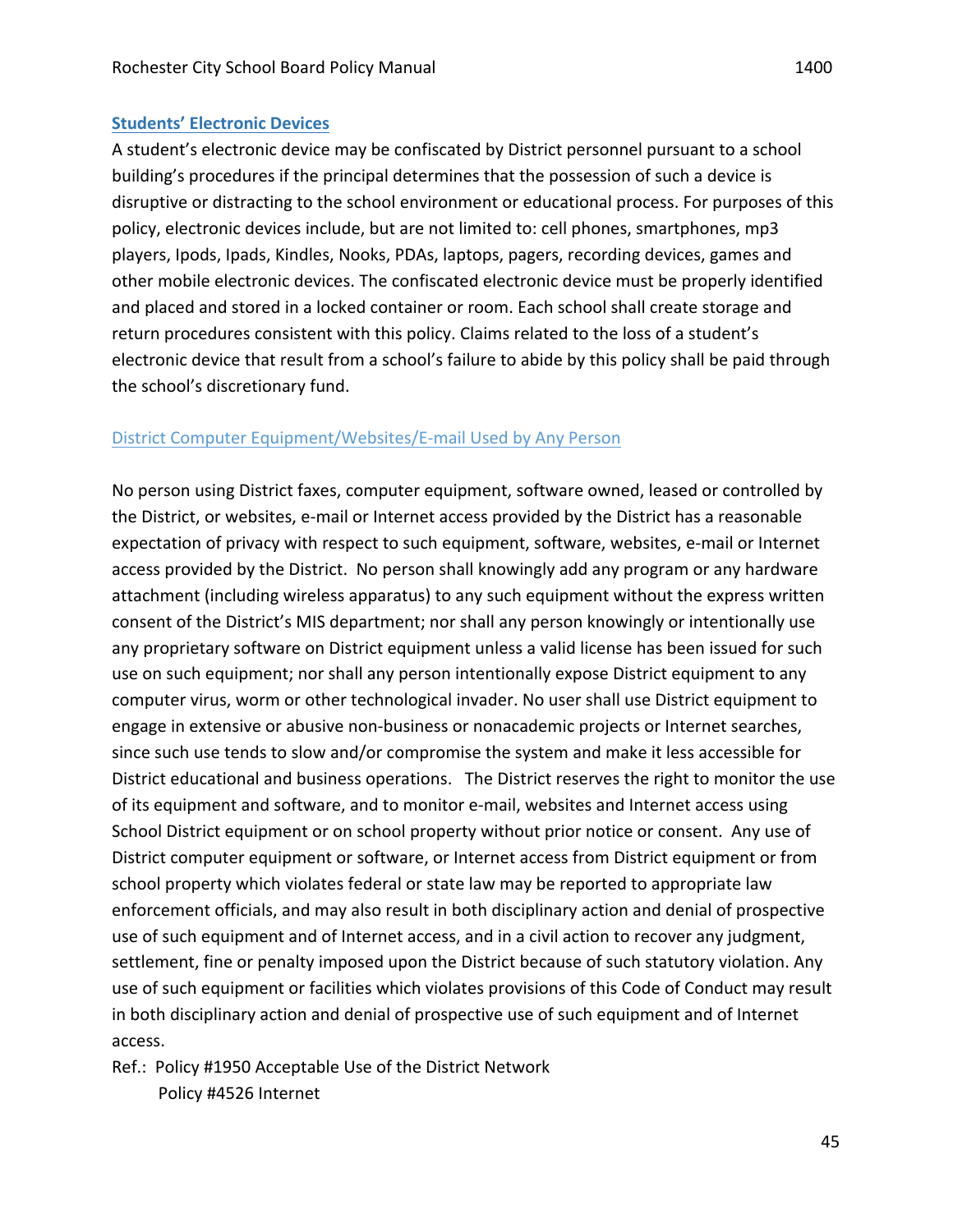## Students' Electronic Devices

A student's electronic device may be confiscated by District personnel pursuant to a school building's procedures if the principal determines that the possession of such a device is disruptive or distracting to the school environment or educational process. For purposes of this policy, electronic devices include, but are not limited to: cell phones, smartphones, mp3 players, Ipods, Ipads, Kindles, Nooks, PDAs, laptops, pagers, recording devices, games and other mobile electronic devices. The confiscated electronic device must be properly identified and placed and stored in a locked container or room. Each school shall create storage and return procedures consistent with this policy. Claims related to the loss of a student's electronic device that result from a school's failure to abide by this policy shall be paid through the school's discretionary fund.

## District Computer Equipment/Websites/E-mail Used by Any Person

No person using District faxes, computer equipment, software owned, leased or controlled by the District, or websites, e-mail or Internet access provided by the District has a reasonable expectation of privacy with respect to such equipment, software, websites, e-mail or Internet access provided by the District. No person shall knowingly add any program or any hardware attachment (including wireless apparatus) to any such equipment without the express written consent of the District's MIS department; nor shall any person knowingly or intentionally use any proprietary software on District equipment unless a valid license has been issued for such use on such equipment; nor shall any person intentionally expose District equipment to any computer virus, worm or other technological invader. No user shall use District equipment to engage in extensive or abusive non-business or nonacademic projects or Internet searches, since such use tends to slow and/or compromise the system and make it less accessible for District educational and business operations. The District reserves the right to monitor the use of its equipment and software, and to monitor e-mail, websites and Internet access using School District equipment or on school property without prior notice or consent. Any use of District computer equipment or software, or Internet access from District equipment or from school property which violates federal or state law may be reported to appropriate law enforcement officials, and may also result in both disciplinary action and denial of prospective use of such equipment and of Internet access, and in a civil action to recover any judgment, settlement, fine or penalty imposed upon the District because of such statutory violation. Any use of such equipment or facilities which violates provisions of this Code of Conduct may result in both disciplinary action and denial of prospective use of such equipment and of Internet access.

Ref.: Policy #1950 Acceptable Use of the District Network
Policy #4526 Internet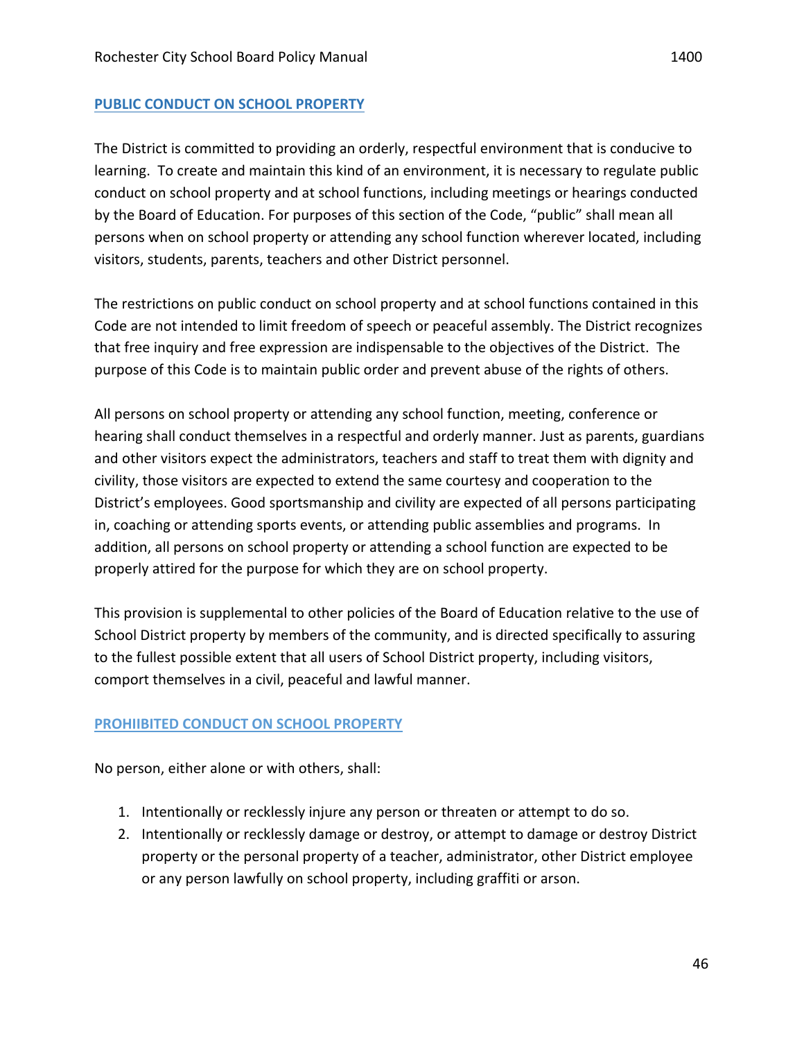## PUBLIC CONDUCT ON SCHOOL PROPERTY

The District is committed to providing an orderly, respectful environment that is conducive to learning. To create and maintain this kind of an environment, it is necessary to regulate public conduct on school property and at school functions, including meetings or hearings conducted by the Board of Education. For purposes of this section of the Code, "public" shall mean all persons when on school property or attending any school function wherever located, including visitors, students, parents, teachers and other District personnel.

The restrictions on public conduct on school property and at school functions contained in this Code are not intended to limit freedom of speech or peaceful assembly. The District recognizes that free inquiry and free expression are indispensable to the objectives of the District. The purpose of this Code is to maintain public order and prevent abuse of the rights of others.

All persons on school property or attending any school function, meeting, conference or hearing shall conduct themselves in a respectful and orderly manner. Just as parents, guardians and other visitors expect the administrators, teachers and staff to treat them with dignity and civility, those visitors are expected to extend the same courtesy and cooperation to the District's employees. Good sportsmanship and civility are expected of all persons participating in, coaching or attending sports events, or attending public assemblies and programs. In addition, all persons on school property or attending a school function are expected to be properly attired for the purpose for which they are on school property.

This provision is supplemental to other policies of the Board of Education relative to the use of School District property by members of the community, and is directed specifically to assuring to the fullest possible extent that all users of School District property, including visitors, comport themselves in a civil, peaceful and lawful manner.

## PROHIIBITED CONDUCT ON SCHOOL PROPERTY

No person, either alone or with others, shall:

1. Intentionally or recklessly injure any person or threaten or attempt to do so.
2. Intentionally or recklessly damage or destroy, or attempt to damage or destroy District property or the personal property of a teacher, administrator, other District employee or any person lawfully on school property, including graffiti or arson.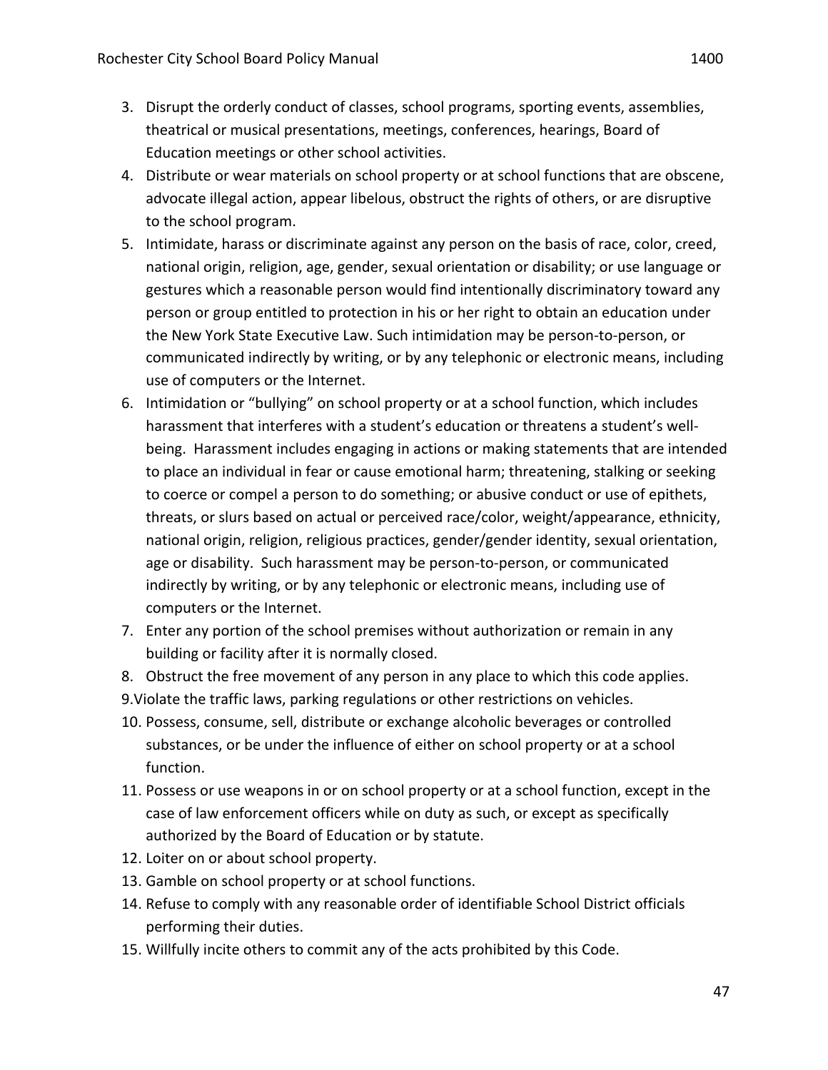3. Disrupt the orderly conduct of classes, school programs, sporting events, assemblies, theatrical or musical presentations, meetings, conferences, hearings, Board of Education meetings or other school activities.
4. Distribute or wear materials on school property or at school functions that are obscene, advocate illegal action, appear libelous, obstruct the rights of others, or are disruptive to the school program.
5. Intimidate, harass or discriminate against any person on the basis of race, color, creed, national origin, religion, age, gender, sexual orientation or disability; or use language or gestures which a reasonable person would find intentionally discriminatory toward any person or group entitled to protection in his or her right to obtain an education under the New York State Executive Law. Such intimidation may be person-to-person, or communicated indirectly by writing, or by any telephonic or electronic means, including use of computers or the Internet.
6. Intimidation or "bullying" on school property or at a school function, which includes harassment that interferes with a student's education or threatens a student's well-being. Harassment includes engaging in actions or making statements that are intended to place an individual in fear or cause emotional harm; threatening, stalking or seeking to coerce or compel a person to do something; or abusive conduct or use of epithets, threats, or slurs based on actual or perceived race/color, weight/appearance, ethnicity, national origin, religion, religious practices, gender/gender identity, sexual orientation, age or disability. Such harassment may be person-to-person, or communicated indirectly by writing, or by any telephonic or electronic means, including use of computers or the Internet.
7. Enter any portion of the school premises without authorization or remain in any building or facility after it is normally closed.
8. Obstruct the free movement of any person in any place to which this code applies.
9. Violate the traffic laws, parking regulations or other restrictions on vehicles.
10. Possess, consume, sell, distribute or exchange alcoholic beverages or controlled substances, or be under the influence of either on school property or at a school function.
11. Possess or use weapons in or on school property or at a school function, except in the case of law enforcement officers while on duty as such, or except as specifically authorized by the Board of Education or by statute.
12. Loiter on or about school property.
13. Gamble on school property or at school functions.
14. Refuse to comply with any reasonable order of identifiable School District officials performing their duties.
15. Willfully incite others to commit any of the acts prohibited by this Code.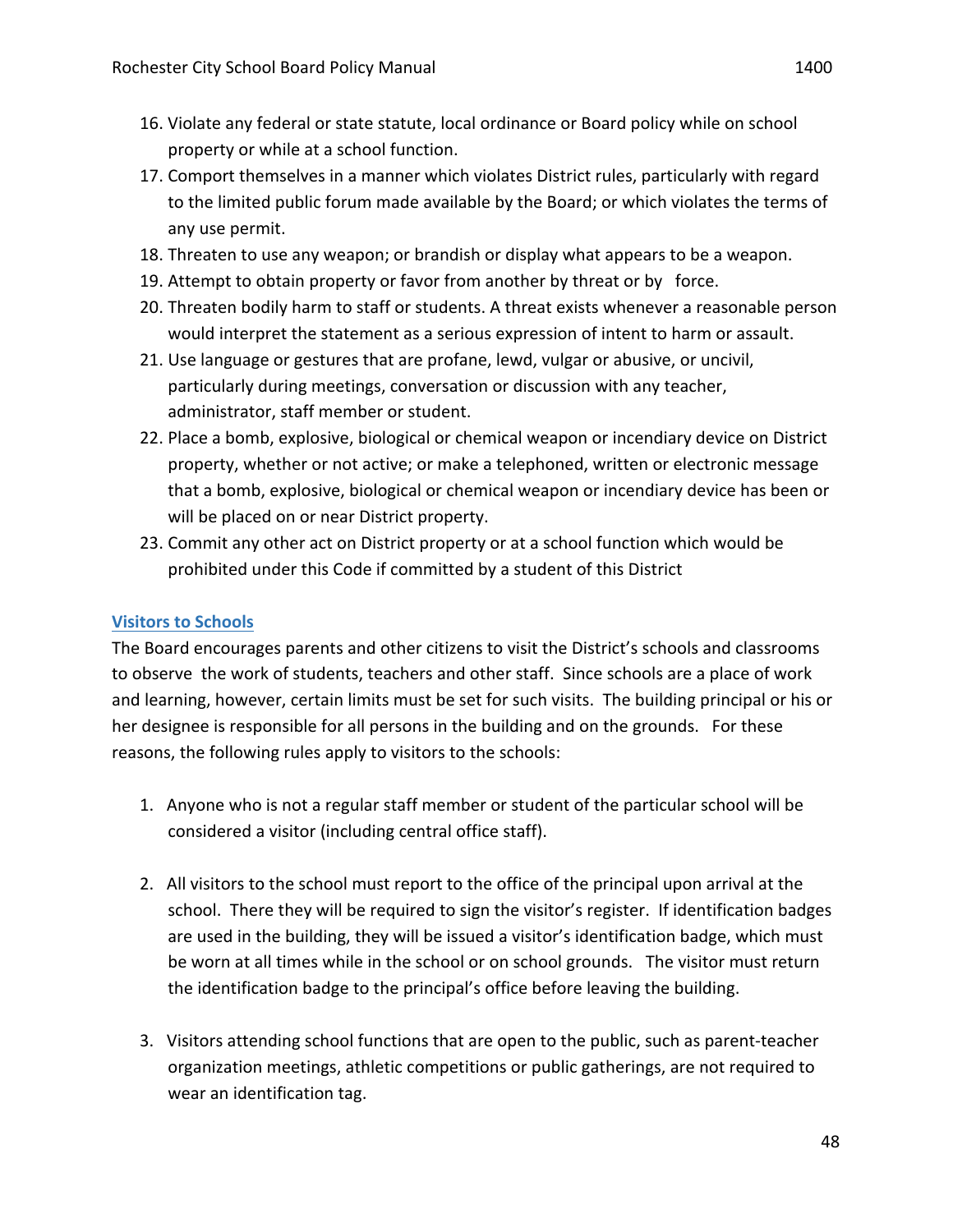16. Violate any federal or state statute, local ordinance or Board policy while on school property or while at a school function.
17. Comport themselves in a manner which violates District rules, particularly with regard to the limited public forum made available by the Board; or which violates the terms of any use permit.
18. Threaten to use any weapon; or brandish or display what appears to be a weapon.
19. Attempt to obtain property or favor from another by threat or by force.
20. Threaten bodily harm to staff or students. A threat exists whenever a reasonable person would interpret the statement as a serious expression of intent to harm or assault.
21. Use language or gestures that are profane, lewd, vulgar or abusive, or uncivil, particularly during meetings, conversation or discussion with any teacher, administrator, staff member or student.
22. Place a bomb, explosive, biological or chemical weapon or incendiary device on District property, whether or not active; or make a telephoned, written or electronic message that a bomb, explosive, biological or chemical weapon or incendiary device has been or will be placed on or near District property.
23. Commit any other act on District property or at a school function which would be prohibited under this Code if committed by a student of this District

## Visitors to Schools

The Board encourages parents and other citizens to visit the District's schools and classrooms to observe the work of students, teachers and other staff. Since schools are a place of work and learning, however, certain limits must be set for such visits. The building principal or his or her designee is responsible for all persons in the building and on the grounds. For these reasons, the following rules apply to visitors to the schools:

1. Anyone who is not a regular staff member or student of the particular school will be considered a visitor (including central office staff).

2. All visitors to the school must report to the office of the principal upon arrival at the school. There they will be required to sign the visitor's register. If identification badges are used in the building, they will be issued a visitor's identification badge, which must be worn at all times while in the school or on school grounds. The visitor must return the identification badge to the principal's office before leaving the building.

3. Visitors attending school functions that are open to the public, such as parent-teacher organization meetings, athletic competitions or public gatherings, are not required to wear an identification tag.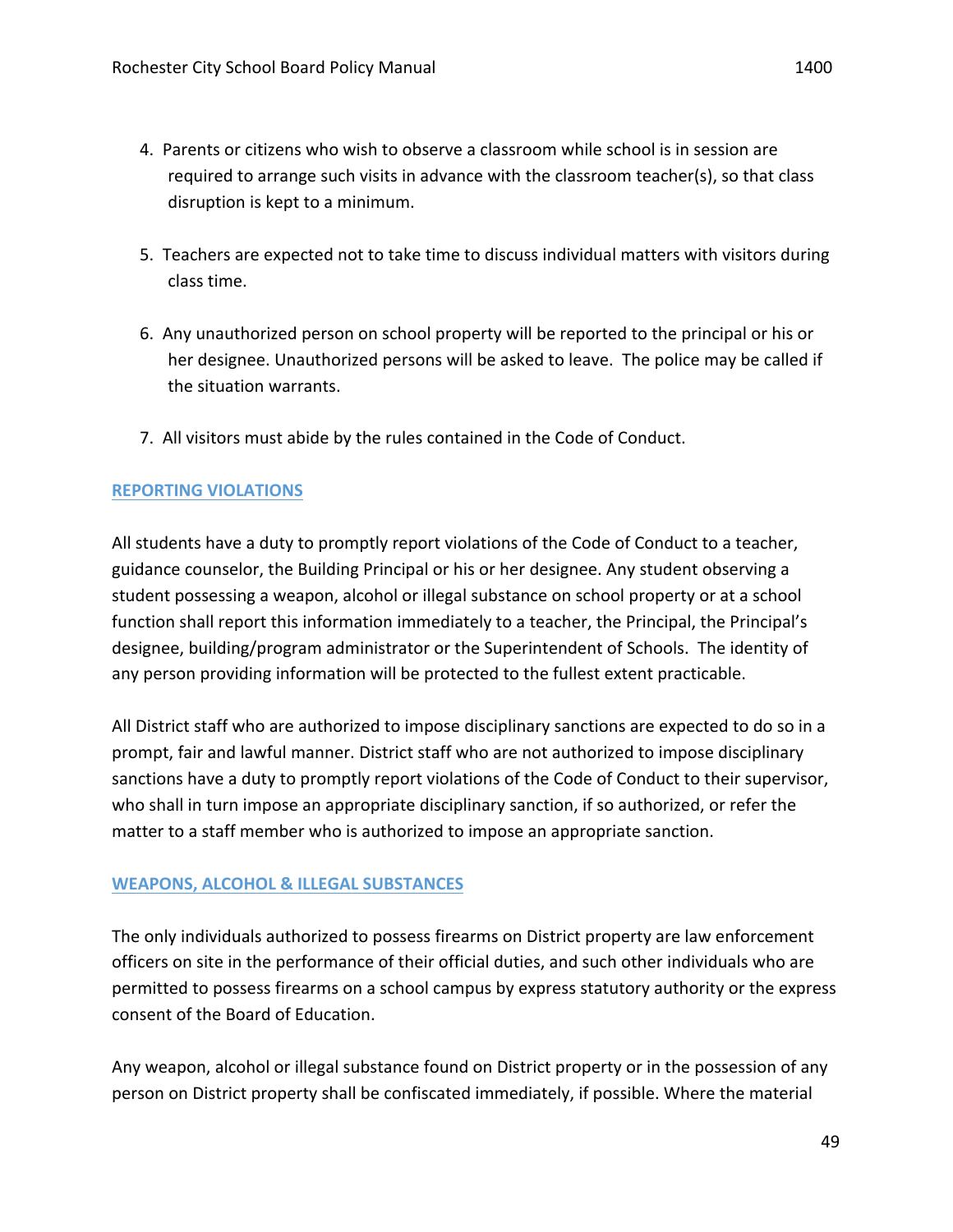4. Parents or citizens who wish to observe a classroom while school is in session are required to arrange such visits in advance with the classroom teacher(s), so that class disruption is kept to a minimum.

5. Teachers are expected not to take time to discuss individual matters with visitors during class time.

6. Any unauthorized person on school property will be reported to the principal or his or her designee. Unauthorized persons will be asked to leave. The police may be called if the situation warrants.

7. All visitors must abide by the rules contained in the Code of Conduct.

## REPORTING VIOLATIONS

All students have a duty to promptly report violations of the Code of Conduct to a teacher, guidance counselor, the Building Principal or his or her designee. Any student observing a student possessing a weapon, alcohol or illegal substance on school property or at a school function shall report this information immediately to a teacher, the Principal, the Principal's designee, building/program administrator or the Superintendent of Schools. The identity of any person providing information will be protected to the fullest extent practicable.

All District staff who are authorized to impose disciplinary sanctions are expected to do so in a prompt, fair and lawful manner. District staff who are not authorized to impose disciplinary sanctions have a duty to promptly report violations of the Code of Conduct to their supervisor, who shall in turn impose an appropriate disciplinary sanction, if so authorized, or refer the matter to a staff member who is authorized to impose an appropriate sanction.

## WEAPONS, ALCOHOL & ILLEGAL SUBSTANCES

The only individuals authorized to possess firearms on District property are law enforcement officers on site in the performance of their official duties, and such other individuals who are permitted to possess firearms on a school campus by express statutory authority or the express consent of the Board of Education.

Any weapon, alcohol or illegal substance found on District property or in the possession of any person on District property shall be confiscated immediately, if possible. Where the material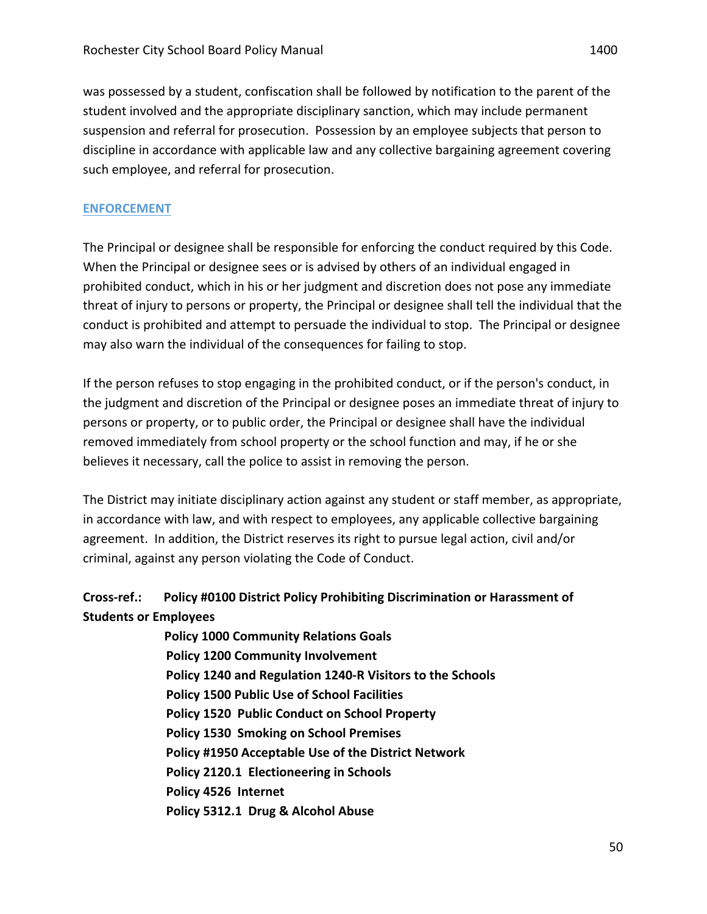was possessed by a student, confiscation shall be followed by notification to the parent of the student involved and the appropriate disciplinary sanction, which may include permanent suspension and referral for prosecution. Possession by an employee subjects that person to discipline in accordance with applicable law and any collective bargaining agreement covering such employee, and referral for prosecution.

## ENFORCEMENT

The Principal or designee shall be responsible for enforcing the conduct required by this Code. When the Principal or designee sees or is advised by others of an individual engaged in prohibited conduct, which in his or her judgment and discretion does not pose any immediate threat of injury to persons or property, the Principal or designee shall tell the individual that the conduct is prohibited and attempt to persuade the individual to stop. The Principal or designee may also warn the individual of the consequences for failing to stop.

If the person refuses to stop engaging in the prohibited conduct, or if the person's conduct, in the judgment and discretion of the Principal or designee poses an immediate threat of injury to persons or property, or to public order, the Principal or designee shall have the individual removed immediately from school property or the school function and may, if he or she believes it necessary, call the police to assist in removing the person.

The District may initiate disciplinary action against any student or staff member, as appropriate, in accordance with law, and with respect to employees, any applicable collective bargaining agreement. In addition, the District reserves its right to pursue legal action, civil and/or criminal, against any person violating the Code of Conduct.

**Cross-ref.: Policy #0100 District Policy Prohibiting Discrimination or Harassment of Students or Employees**
**Policy 1000 Community Relations Goals**
**Policy 1200 Community Involvement**
**Policy 1240 and Regulation 1240-R Visitors to the Schools**
**Policy 1500 Public Use of School Facilities**
**Policy 1520 Public Conduct on School Property**
**Policy 1530 Smoking on School Premises**
**Policy #1950 Acceptable Use of the District Network**
**Policy 2120.1 Electioneering in Schools**
**Policy 4526 Internet**
**Policy 5312.1 Drug & Alcohol Abuse**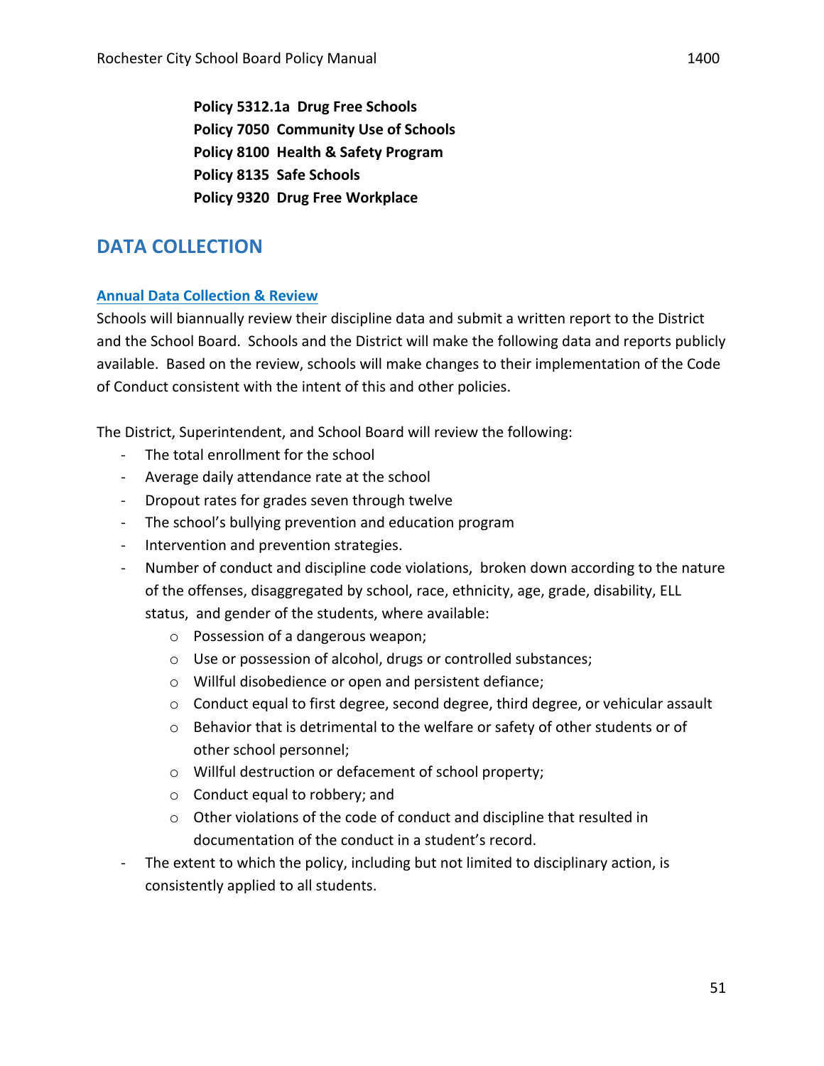**Policy 5312.1a Drug Free Schools**
**Policy 7050 Community Use of Schools**
**Policy 8100 Health & Safety Program**
**Policy 8135 Safe Schools**
**Policy 9320 Drug Free Workplace**

## DATA COLLECTION

### Annual Data Collection & Review

Schools will biannually review their discipline data and submit a written report to the District and the School Board. Schools and the District will make the following data and reports publicly available. Based on the review, schools will make changes to their implementation of the Code of Conduct consistent with the intent of this and other policies.

The District, Superintendent, and School Board will review the following:

- The total enrollment for the school
- Average daily attendance rate at the school
- Dropout rates for grades seven through twelve
- The school's bullying prevention and education program
- Intervention and prevention strategies.
- Number of conduct and discipline code violations, broken down according to the nature of the offenses, disaggregated by school, race, ethnicity, age, grade, disability, ELL status, and gender of the students, where available:
  - Possession of a dangerous weapon;
  - Use or possession of alcohol, drugs or controlled substances;
  - Willful disobedience or open and persistent defiance;
  - Conduct equal to first degree, second degree, third degree, or vehicular assault
  - Behavior that is detrimental to the welfare or safety of other students or of other school personnel;
  - Willful destruction or defacement of school property;
  - Conduct equal to robbery; and
  - Other violations of the code of conduct and discipline that resulted in documentation of the conduct in a student's record.
- The extent to which the policy, including but not limited to disciplinary action, is consistently applied to all students.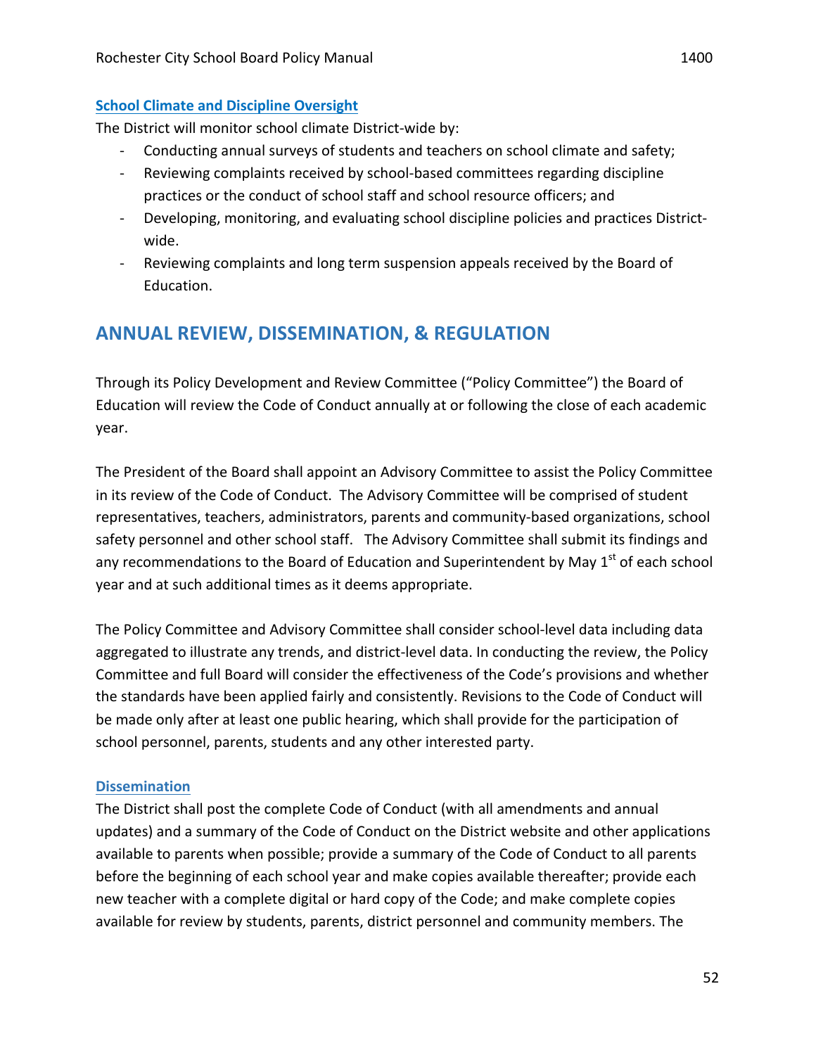### School Climate and Discipline Oversight

The District will monitor school climate District-wide by:

- Conducting annual surveys of students and teachers on school climate and safety;
- Reviewing complaints received by school-based committees regarding discipline practices or the conduct of school staff and school resource officers; and
- Developing, monitoring, and evaluating school discipline policies and practices District-wide.
- Reviewing complaints and long term suspension appeals received by the Board of Education.

## ANNUAL REVIEW, DISSEMINATION, & REGULATION

Through its Policy Development and Review Committee ("Policy Committee") the Board of Education will review the Code of Conduct annually at or following the close of each academic year.

The President of the Board shall appoint an Advisory Committee to assist the Policy Committee in its review of the Code of Conduct. The Advisory Committee will be comprised of student representatives, teachers, administrators, parents and community-based organizations, school safety personnel and other school staff. The Advisory Committee shall submit its findings and any recommendations to the Board of Education and Superintendent by May 1st of each school year and at such additional times as it deems appropriate.

The Policy Committee and Advisory Committee shall consider school-level data including data aggregated to illustrate any trends, and district-level data. In conducting the review, the Policy Committee and full Board will consider the effectiveness of the Code's provisions and whether the standards have been applied fairly and consistently. Revisions to the Code of Conduct will be made only after at least one public hearing, which shall provide for the participation of school personnel, parents, students and any other interested party.

### Dissemination

The District shall post the complete Code of Conduct (with all amendments and annual updates) and a summary of the Code of Conduct on the District website and other applications available to parents when possible; provide a summary of the Code of Conduct to all parents before the beginning of each school year and make copies available thereafter; provide each new teacher with a complete digital or hard copy of the Code; and make complete copies available for review by students, parents, district personnel and community members. The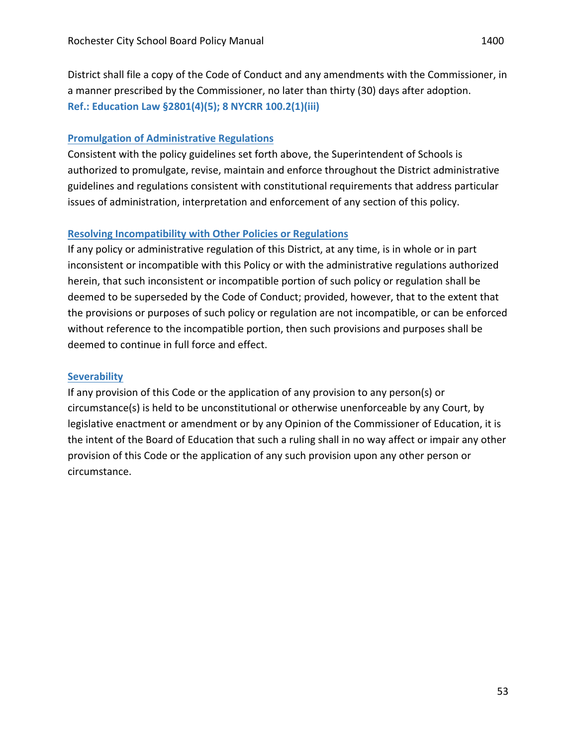District shall file a copy of the Code of Conduct and any amendments with the Commissioner, in a manner prescribed by the Commissioner, no later than thirty (30) days after adoption.
**Ref.: Education Law §2801(4)(5); 8 NYCRR 100.2(1)(iii)**

### Promulgation of Administrative Regulations

Consistent with the policy guidelines set forth above, the Superintendent of Schools is authorized to promulgate, revise, maintain and enforce throughout the District administrative guidelines and regulations consistent with constitutional requirements that address particular issues of administration, interpretation and enforcement of any section of this policy.

### Resolving Incompatibility with Other Policies or Regulations

If any policy or administrative regulation of this District, at any time, is in whole or in part inconsistent or incompatible with this Policy or with the administrative regulations authorized herein, that such inconsistent or incompatible portion of such policy or regulation shall be deemed to be superseded by the Code of Conduct; provided, however, that to the extent that the provisions or purposes of such policy or regulation are not incompatible, or can be enforced without reference to the incompatible portion, then such provisions and purposes shall be deemed to continue in full force and effect.

### Severability

If any provision of this Code or the application of any provision to any person(s) or circumstance(s) is held to be unconstitutional or otherwise unenforceable by any Court, by legislative enactment or amendment or by any Opinion of the Commissioner of Education, it is the intent of the Board of Education that such a ruling shall in no way affect or impair any other provision of this Code or the application of any such provision upon any other person or circumstance.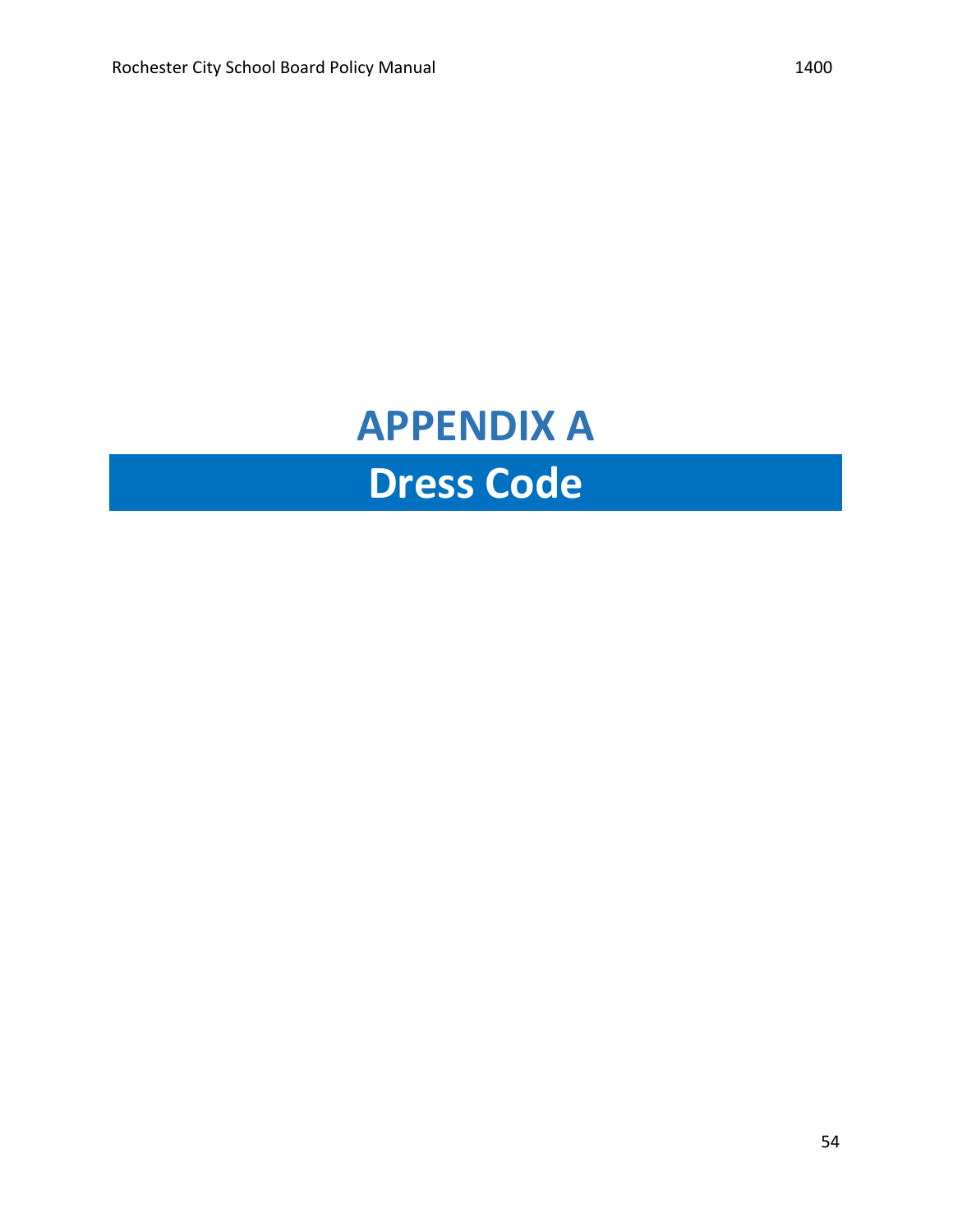# APPENDIX A

# Dress Code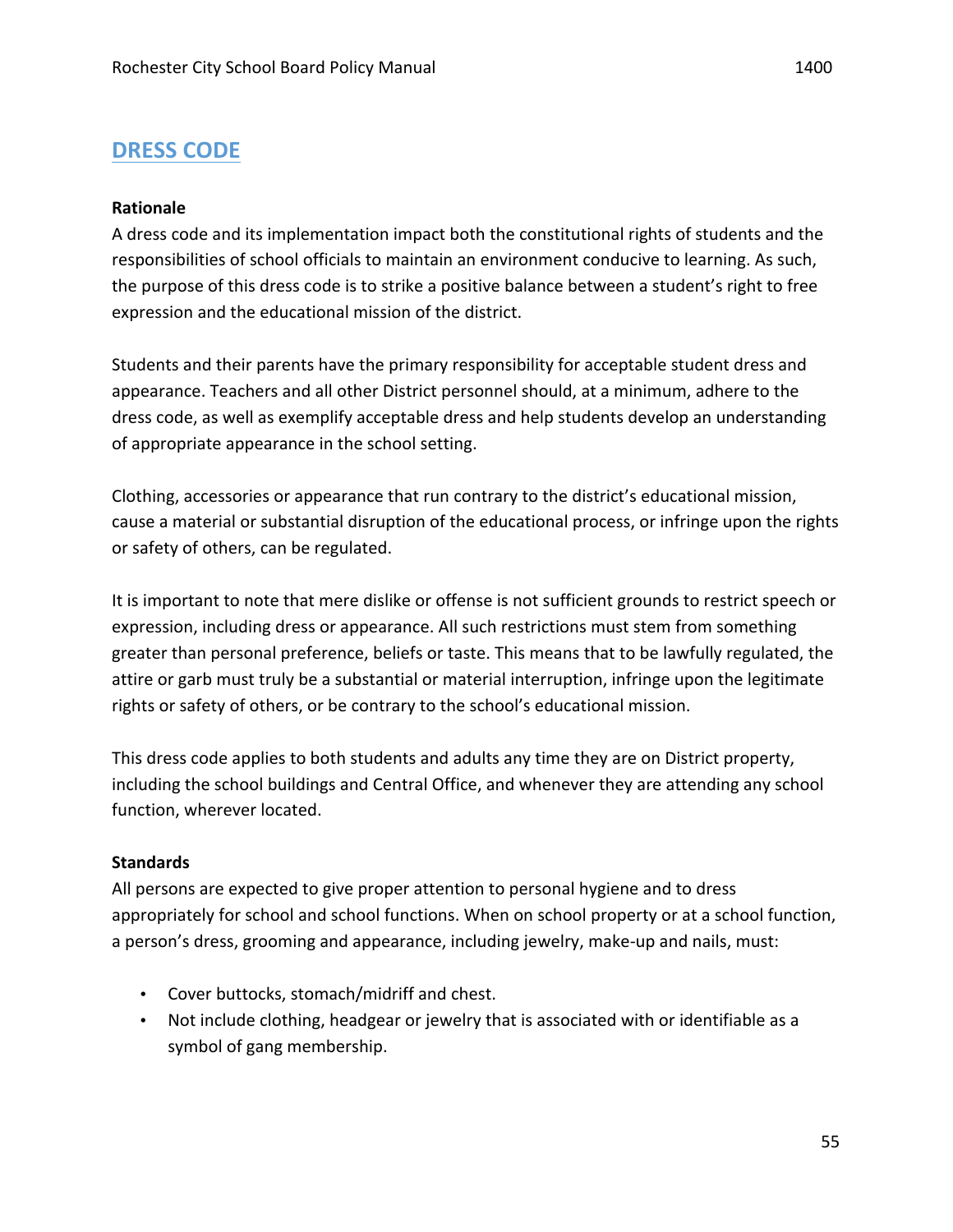## DRESS CODE

**Rationale**
A dress code and its implementation impact both the constitutional rights of students and the responsibilities of school officials to maintain an environment conducive to learning. As such, the purpose of this dress code is to strike a positive balance between a student's right to free expression and the educational mission of the district.

Students and their parents have the primary responsibility for acceptable student dress and appearance. Teachers and all other District personnel should, at a minimum, adhere to the dress code, as well as exemplify acceptable dress and help students develop an understanding of appropriate appearance in the school setting.

Clothing, accessories or appearance that run contrary to the district's educational mission, cause a material or substantial disruption of the educational process, or infringe upon the rights or safety of others, can be regulated.

It is important to note that mere dislike or offense is not sufficient grounds to restrict speech or expression, including dress or appearance. All such restrictions must stem from something greater than personal preference, beliefs or taste. This means that to be lawfully regulated, the attire or garb must truly be a substantial or material interruption, infringe upon the legitimate rights or safety of others, or be contrary to the school's educational mission.

This dress code applies to both students and adults any time they are on District property, including the school buildings and Central Office, and whenever they are attending any school function, wherever located.

**Standards**
All persons are expected to give proper attention to personal hygiene and to dress appropriately for school and school functions. When on school property or at a school function, a person's dress, grooming and appearance, including jewelry, make-up and nails, must:

- Cover buttocks, stomach/midriff and chest.
- Not include clothing, headgear or jewelry that is associated with or identifiable as a symbol of gang membership.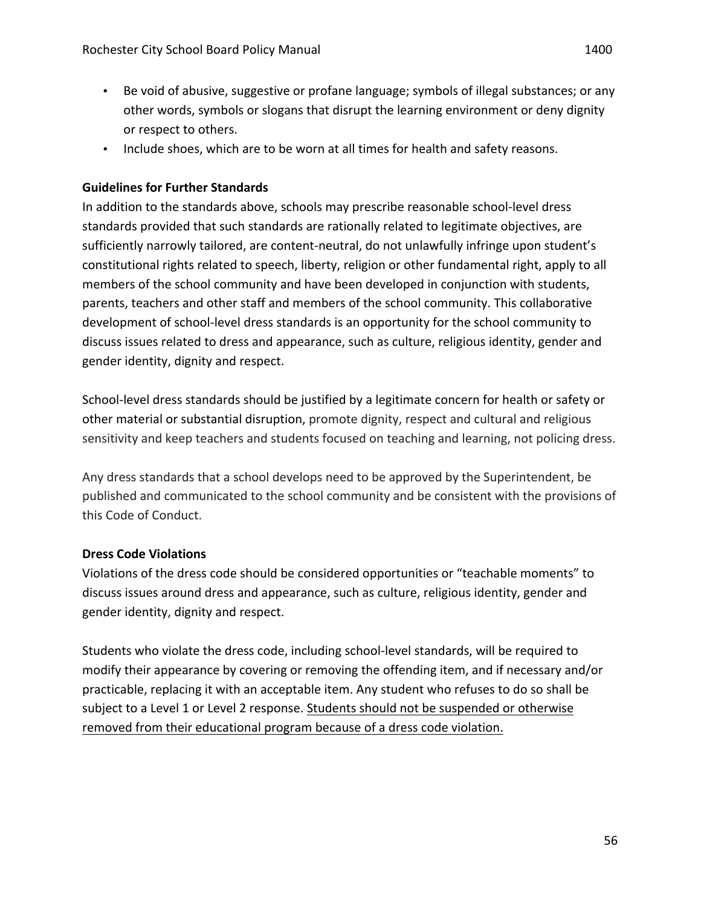- Be void of abusive, suggestive or profane language; symbols of illegal substances; or any other words, symbols or slogans that disrupt the learning environment or deny dignity or respect to others.
- Include shoes, which are to be worn at all times for health and safety reasons.

**Guidelines for Further Standards**

In addition to the standards above, schools may prescribe reasonable school-level dress standards provided that such standards are rationally related to legitimate objectives, are sufficiently narrowly tailored, are content-neutral, do not unlawfully infringe upon student's constitutional rights related to speech, liberty, religion or other fundamental right, apply to all members of the school community and have been developed in conjunction with students, parents, teachers and other staff and members of the school community. This collaborative development of school-level dress standards is an opportunity for the school community to discuss issues related to dress and appearance, such as culture, religious identity, gender and gender identity, dignity and respect.

School-level dress standards should be justified by a legitimate concern for health or safety or other material or substantial disruption, promote dignity, respect and cultural and religious sensitivity and keep teachers and students focused on teaching and learning, not policing dress.

Any dress standards that a school develops need to be approved by the Superintendent, be published and communicated to the school community and be consistent with the provisions of this Code of Conduct.

**Dress Code Violations**

Violations of the dress code should be considered opportunities or "teachable moments" to discuss issues around dress and appearance, such as culture, religious identity, gender and gender identity, dignity and respect.

Students who violate the dress code, including school-level standards, will be required to modify their appearance by covering or removing the offending item, and if necessary and/or practicable, replacing it with an acceptable item. Any student who refuses to do so shall be subject to a Level 1 or Level 2 response. <u>Students should not be suspended or otherwise removed from their educational program because of a dress code violation.</u>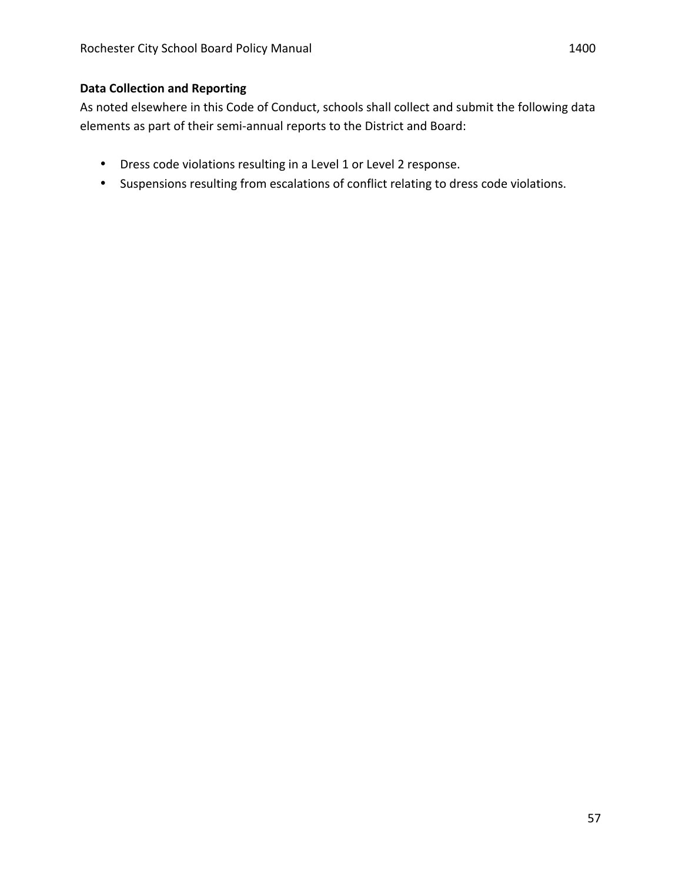**Data Collection and Reporting**

As noted elsewhere in this Code of Conduct, schools shall collect and submit the following data elements as part of their semi-annual reports to the District and Board:

- Dress code violations resulting in a Level 1 or Level 2 response.
- Suspensions resulting from escalations of conflict relating to dress code violations.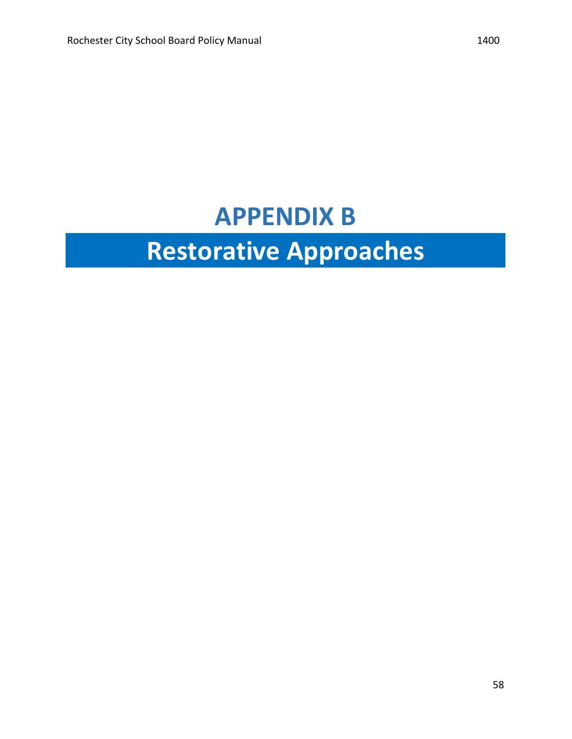# APPENDIX B

# Restorative Approaches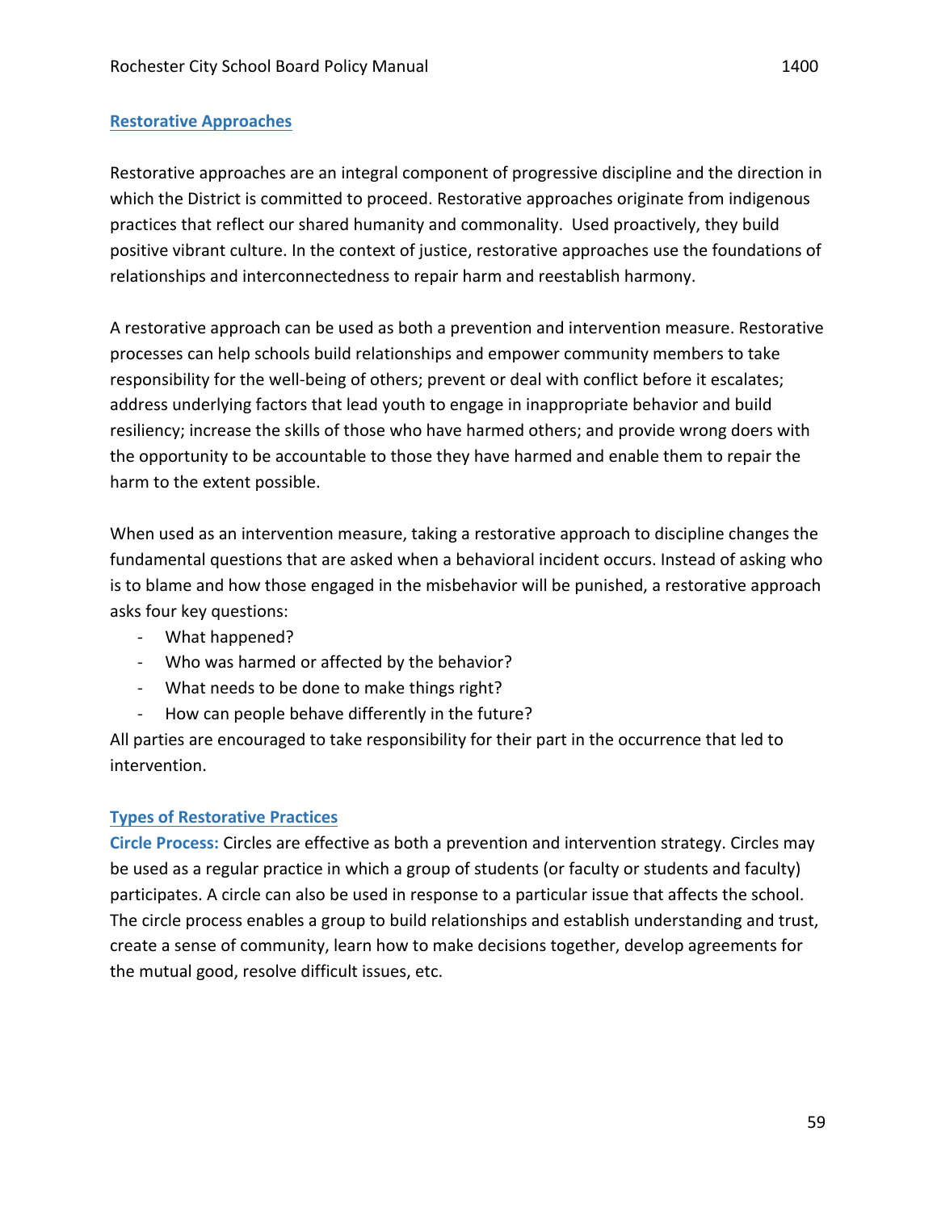## Restorative Approaches

Restorative approaches are an integral component of progressive discipline and the direction in which the District is committed to proceed. Restorative approaches originate from indigenous practices that reflect our shared humanity and commonality. Used proactively, they build positive vibrant culture. In the context of justice, restorative approaches use the foundations of relationships and interconnectedness to repair harm and reestablish harmony.

A restorative approach can be used as both a prevention and intervention measure. Restorative processes can help schools build relationships and empower community members to take responsibility for the well-being of others; prevent or deal with conflict before it escalates; address underlying factors that lead youth to engage in inappropriate behavior and build resiliency; increase the skills of those who have harmed others; and provide wrong doers with the opportunity to be accountable to those they have harmed and enable them to repair the harm to the extent possible.

When used as an intervention measure, taking a restorative approach to discipline changes the fundamental questions that are asked when a behavioral incident occurs. Instead of asking who is to blame and how those engaged in the misbehavior will be punished, a restorative approach asks four key questions:

- What happened?
- Who was harmed or affected by the behavior?
- What needs to be done to make things right?
- How can people behave differently in the future?

All parties are encouraged to take responsibility for their part in the occurrence that led to intervention.

## Types of Restorative Practices

**Circle Process:** Circles are effective as both a prevention and intervention strategy. Circles may be used as a regular practice in which a group of students (or faculty or students and faculty) participates. A circle can also be used in response to a particular issue that affects the school. The circle process enables a group to build relationships and establish understanding and trust, create a sense of community, learn how to make decisions together, develop agreements for the mutual good, resolve difficult issues, etc.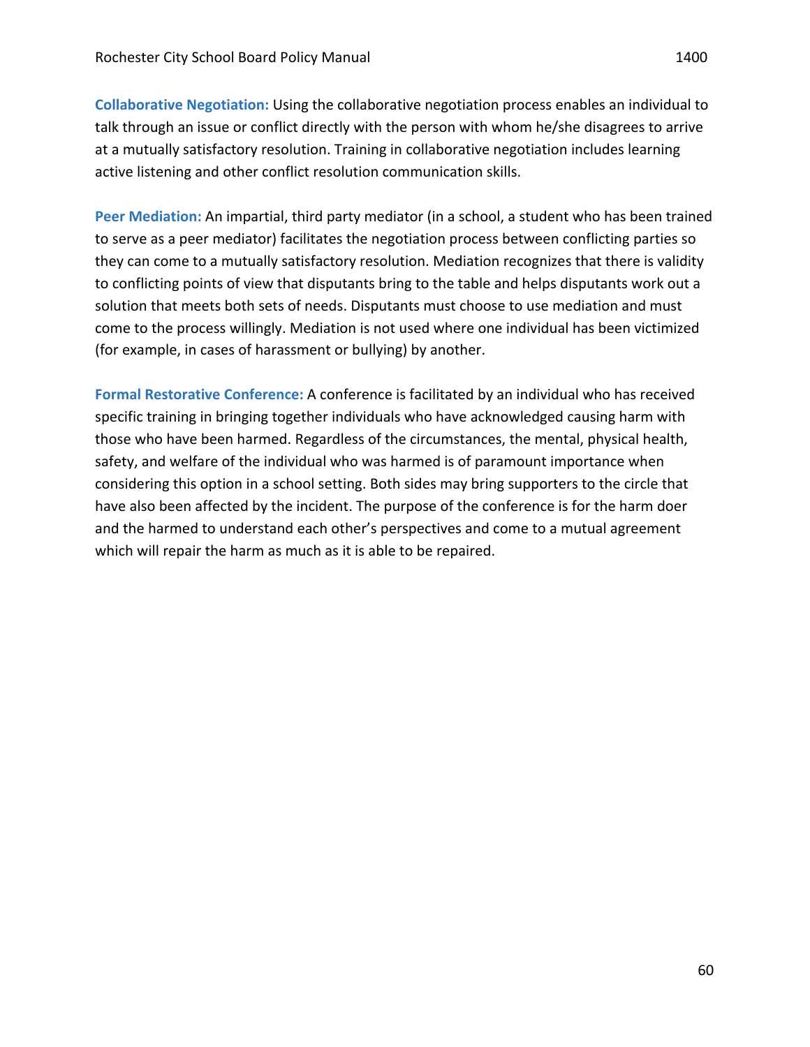**Collaborative Negotiation:** Using the collaborative negotiation process enables an individual to talk through an issue or conflict directly with the person with whom he/she disagrees to arrive at a mutually satisfactory resolution. Training in collaborative negotiation includes learning active listening and other conflict resolution communication skills.

**Peer Mediation:** An impartial, third party mediator (in a school, a student who has been trained to serve as a peer mediator) facilitates the negotiation process between conflicting parties so they can come to a mutually satisfactory resolution. Mediation recognizes that there is validity to conflicting points of view that disputants bring to the table and helps disputants work out a solution that meets both sets of needs. Disputants must choose to use mediation and must come to the process willingly. Mediation is not used where one individual has been victimized (for example, in cases of harassment or bullying) by another.

**Formal Restorative Conference:** A conference is facilitated by an individual who has received specific training in bringing together individuals who have acknowledged causing harm with those who have been harmed. Regardless of the circumstances, the mental, physical health, safety, and welfare of the individual who was harmed is of paramount importance when considering this option in a school setting. Both sides may bring supporters to the circle that have also been affected by the incident. The purpose of the conference is for the harm doer and the harmed to understand each other's perspectives and come to a mutual agreement which will repair the harm as much as it is able to be repaired.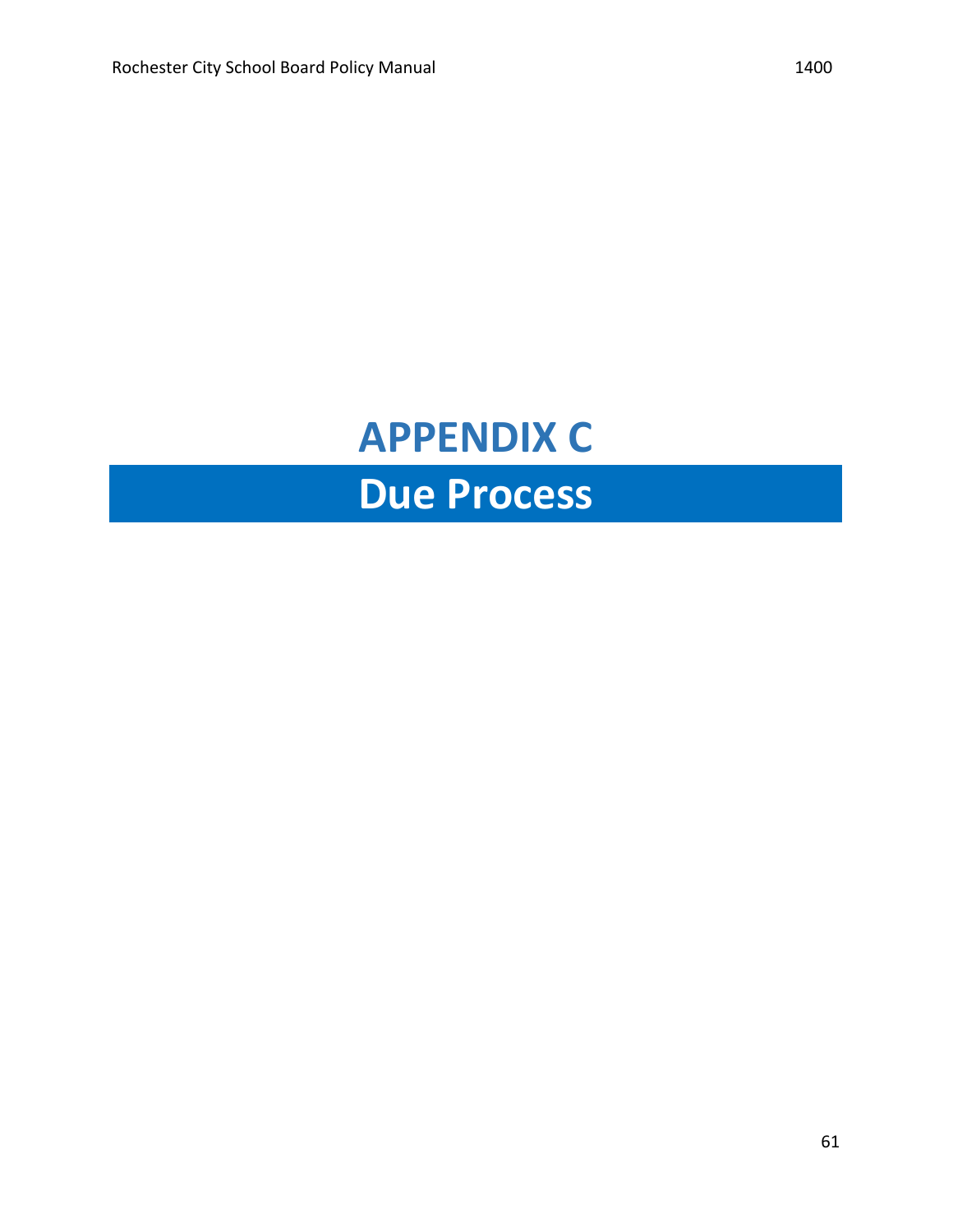# APPENDIX C

## Due Process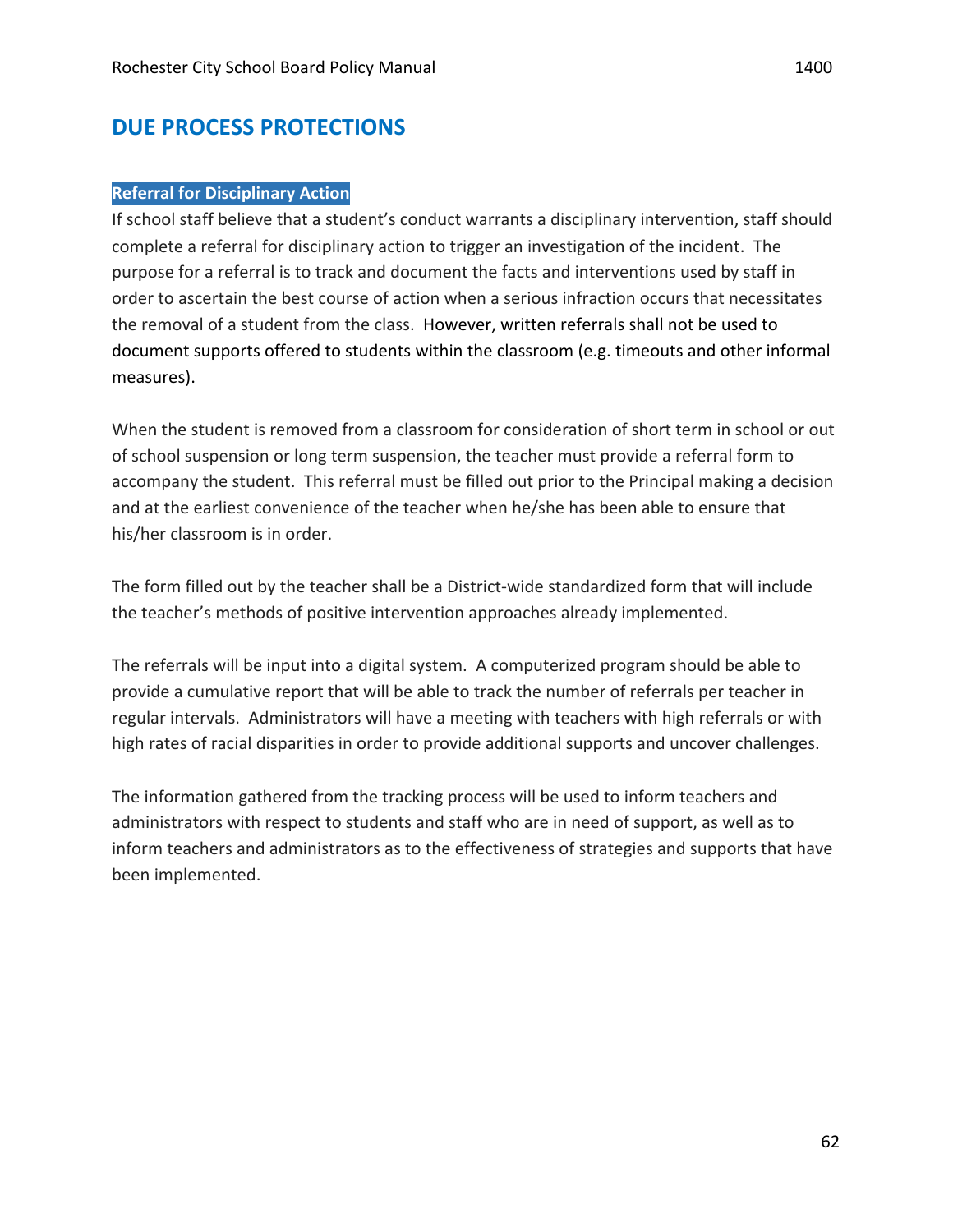## DUE PROCESS PROTECTIONS

### Referral for Disciplinary Action

If school staff believe that a student's conduct warrants a disciplinary intervention, staff should complete a referral for disciplinary action to trigger an investigation of the incident. The purpose for a referral is to track and document the facts and interventions used by staff in order to ascertain the best course of action when a serious infraction occurs that necessitates the removal of a student from the class. However, written referrals shall not be used to document supports offered to students within the classroom (e.g. timeouts and other informal measures).

When the student is removed from a classroom for consideration of short term in school or out of school suspension or long term suspension, the teacher must provide a referral form to accompany the student. This referral must be filled out prior to the Principal making a decision and at the earliest convenience of the teacher when he/she has been able to ensure that his/her classroom is in order.

The form filled out by the teacher shall be a District-wide standardized form that will include the teacher's methods of positive intervention approaches already implemented.

The referrals will be input into a digital system. A computerized program should be able to provide a cumulative report that will be able to track the number of referrals per teacher in regular intervals. Administrators will have a meeting with teachers with high referrals or with high rates of racial disparities in order to provide additional supports and uncover challenges.

The information gathered from the tracking process will be used to inform teachers and administrators with respect to students and staff who are in need of support, as well as to inform teachers and administrators as to the effectiveness of strategies and supports that have been implemented.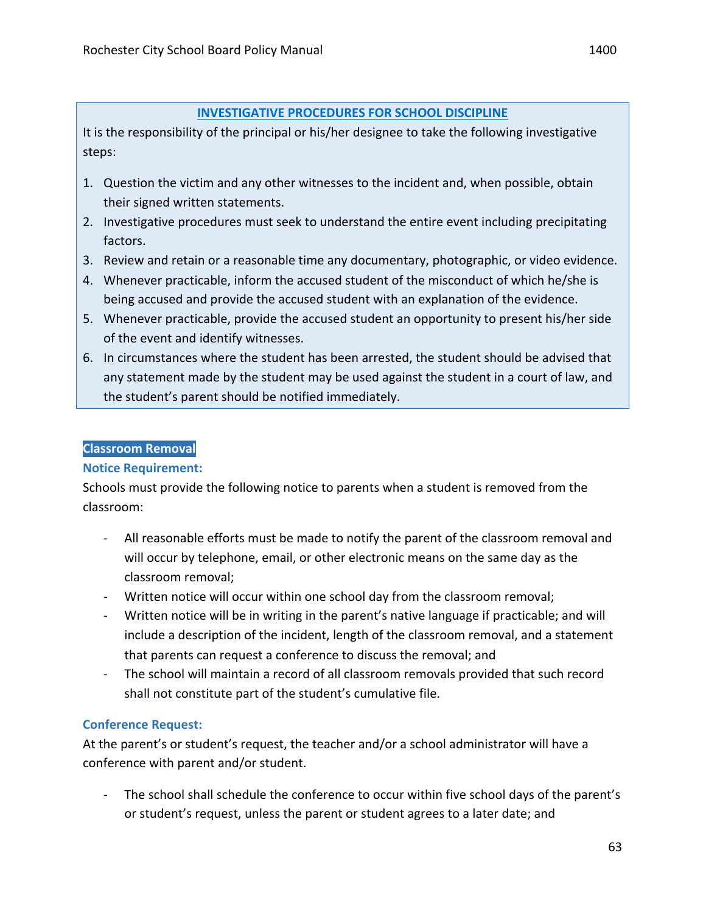## INVESTIGATIVE PROCEDURES FOR SCHOOL DISCIPLINE

It is the responsibility of the principal or his/her designee to take the following investigative steps:

1. Question the victim and any other witnesses to the incident and, when possible, obtain their signed written statements.
2. Investigative procedures must seek to understand the entire event including precipitating factors.
3. Review and retain or a reasonable time any documentary, photographic, or video evidence.
4. Whenever practicable, inform the accused student of the misconduct of which he/she is being accused and provide the accused student with an explanation of the evidence.
5. Whenever practicable, provide the accused student an opportunity to present his/her side of the event and identify witnesses.
6. In circumstances where the student has been arrested, the student should be advised that any statement made by the student may be used against the student in a court of law, and the student's parent should be notified immediately.

## Classroom Removal

### Notice Requirement:

Schools must provide the following notice to parents when a student is removed from the classroom:

- All reasonable efforts must be made to notify the parent of the classroom removal and will occur by telephone, email, or other electronic means on the same day as the classroom removal;
- Written notice will occur within one school day from the classroom removal;
- Written notice will be in writing in the parent's native language if practicable; and will include a description of the incident, length of the classroom removal, and a statement that parents can request a conference to discuss the removal; and
- The school will maintain a record of all classroom removals provided that such record shall not constitute part of the student's cumulative file.

### Conference Request:

At the parent's or student's request, the teacher and/or a school administrator will have a conference with parent and/or student.

- The school shall schedule the conference to occur within five school days of the parent's or student's request, unless the parent or student agrees to a later date; and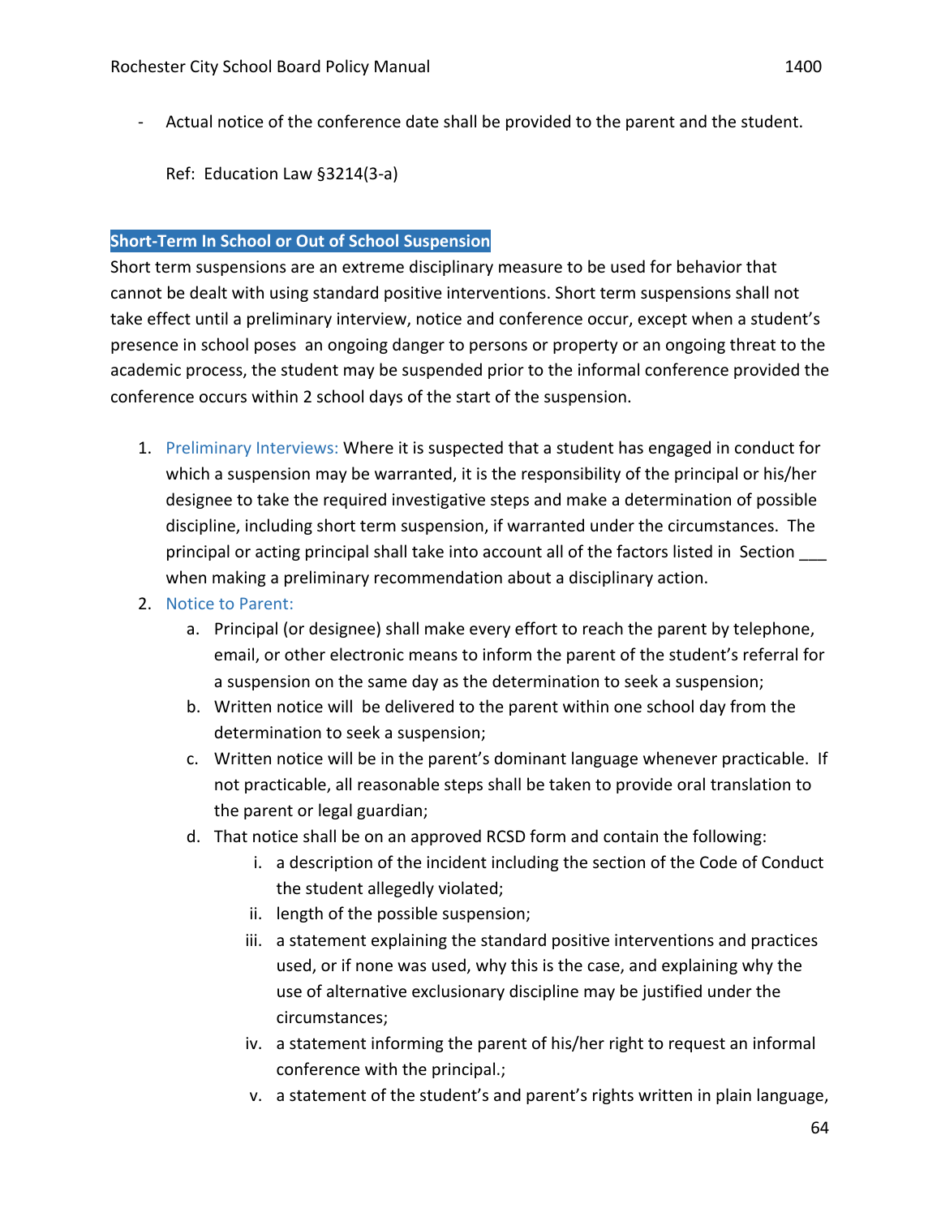- Actual notice of the conference date shall be provided to the parent and the student.

  Ref: Education Law §3214(3-a)

**Short-Term In School or Out of School Suspension**

Short term suspensions are an extreme disciplinary measure to be used for behavior that cannot be dealt with using standard positive interventions. Short term suspensions shall not take effect until a preliminary interview, notice and conference occur, except when a student's presence in school poses an ongoing danger to persons or property or an ongoing threat to the academic process, the student may be suspended prior to the informal conference provided the conference occurs within 2 school days of the start of the suspension.

1. Preliminary Interviews: Where it is suspected that a student has engaged in conduct for which a suspension may be warranted, it is the responsibility of the principal or his/her designee to take the required investigative steps and make a determination of possible discipline, including short term suspension, if warranted under the circumstances. The principal or acting principal shall take into account all of the factors listed in Section ___ when making a preliminary recommendation about a disciplinary action.
2. Notice to Parent:
   a. Principal (or designee) shall make every effort to reach the parent by telephone, email, or other electronic means to inform the parent of the student's referral for a suspension on the same day as the determination to seek a suspension;
   b. Written notice will be delivered to the parent within one school day from the determination to seek a suspension;
   c. Written notice will be in the parent's dominant language whenever practicable. If not practicable, all reasonable steps shall be taken to provide oral translation to the parent or legal guardian;
   d. That notice shall be on an approved RCSD form and contain the following:
      i. a description of the incident including the section of the Code of Conduct the student allegedly violated;
      ii. length of the possible suspension;
      iii. a statement explaining the standard positive interventions and practices used, or if none was used, why this is the case, and explaining why the use of alternative exclusionary discipline may be justified under the circumstances;
      iv. a statement informing the parent of his/her right to request an informal conference with the principal.;
      v. a statement of the student's and parent's rights written in plain language,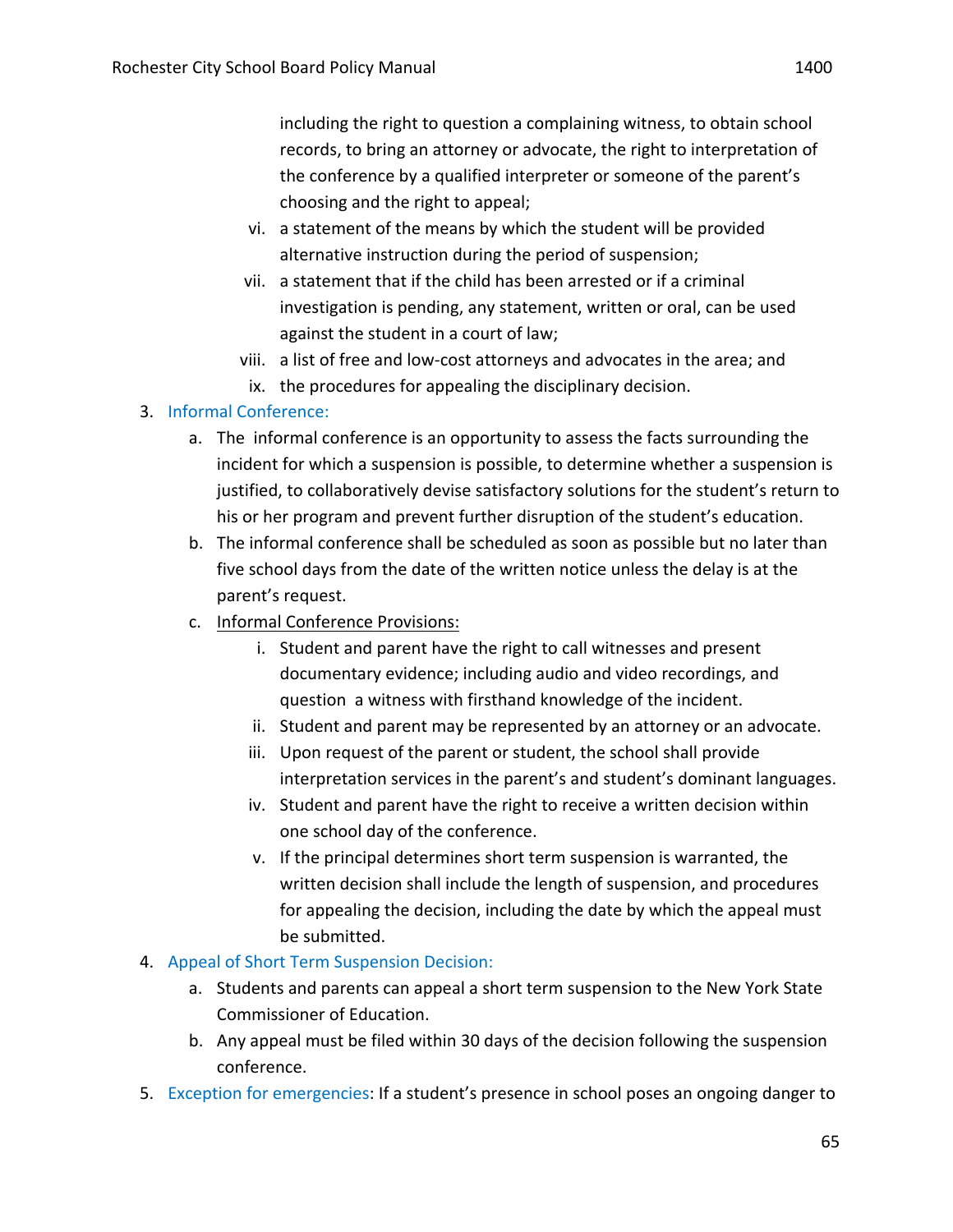including the right to question a complaining witness, to obtain school records, to bring an attorney or advocate, the right to interpretation of the conference by a qualified interpreter or someone of the parent's choosing and the right to appeal;

vi. a statement of the means by which the student will be provided alternative instruction during the period of suspension;

vii. a statement that if the child has been arrested or if a criminal investigation is pending, any statement, written or oral, can be used against the student in a court of law;

viii. a list of free and low-cost attorneys and advocates in the area; and

ix. the procedures for appealing the disciplinary decision.

3. Informal Conference:
   a. The informal conference is an opportunity to assess the facts surrounding the incident for which a suspension is possible, to determine whether a suspension is justified, to collaboratively devise satisfactory solutions for the student's return to his or her program and prevent further disruption of the student's education.
   b. The informal conference shall be scheduled as soon as possible but no later than five school days from the date of the written notice unless the delay is at the parent's request.
   c. Informal Conference Provisions:
      i. Student and parent have the right to call witnesses and present documentary evidence; including audio and video recordings, and question a witness with firsthand knowledge of the incident.
      ii. Student and parent may be represented by an attorney or an advocate.
      iii. Upon request of the parent or student, the school shall provide interpretation services in the parent's and student's dominant languages.
      iv. Student and parent have the right to receive a written decision within one school day of the conference.
      v. If the principal determines short term suspension is warranted, the written decision shall include the length of suspension, and procedures for appealing the decision, including the date by which the appeal must be submitted.
4. Appeal of Short Term Suspension Decision:
   a. Students and parents can appeal a short term suspension to the New York State Commissioner of Education.
   b. Any appeal must be filed within 30 days of the decision following the suspension conference.
5. Exception for emergencies: If a student's presence in school poses an ongoing danger to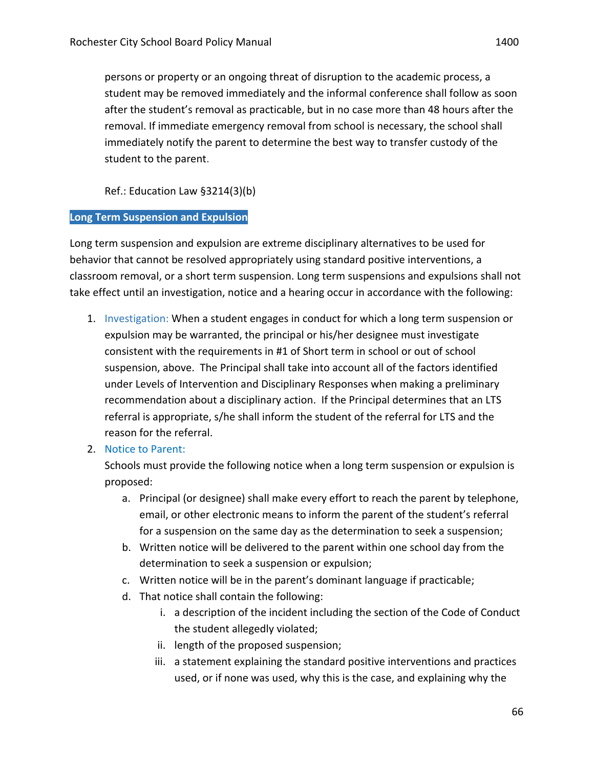persons or property or an ongoing threat of disruption to the academic process, a student may be removed immediately and the informal conference shall follow as soon after the student's removal as practicable, but in no case more than 48 hours after the removal. If immediate emergency removal from school is necessary, the school shall immediately notify the parent to determine the best way to transfer custody of the student to the parent.

Ref.: Education Law §3214(3)(b)

## Long Term Suspension and Expulsion

Long term suspension and expulsion are extreme disciplinary alternatives to be used for behavior that cannot be resolved appropriately using standard positive interventions, a classroom removal, or a short term suspension. Long term suspensions and expulsions shall not take effect until an investigation, notice and a hearing occur in accordance with the following:

1. Investigation: When a student engages in conduct for which a long term suspension or expulsion may be warranted, the principal or his/her designee must investigate consistent with the requirements in #1 of Short term in school or out of school suspension, above. The Principal shall take into account all of the factors identified under Levels of Intervention and Disciplinary Responses when making a preliminary recommendation about a disciplinary action. If the Principal determines that an LTS referral is appropriate, s/he shall inform the student of the referral for LTS and the reason for the referral.
2. Notice to Parent:
   Schools must provide the following notice when a long term suspension or expulsion is proposed:
   a. Principal (or designee) shall make every effort to reach the parent by telephone, email, or other electronic means to inform the parent of the student's referral for a suspension on the same day as the determination to seek a suspension;
   b. Written notice will be delivered to the parent within one school day from the determination to seek a suspension or expulsion;
   c. Written notice will be in the parent's dominant language if practicable;
   d. That notice shall contain the following:
      i. a description of the incident including the section of the Code of Conduct the student allegedly violated;
      ii. length of the proposed suspension;
      iii. a statement explaining the standard positive interventions and practices used, or if none was used, why this is the case, and explaining why the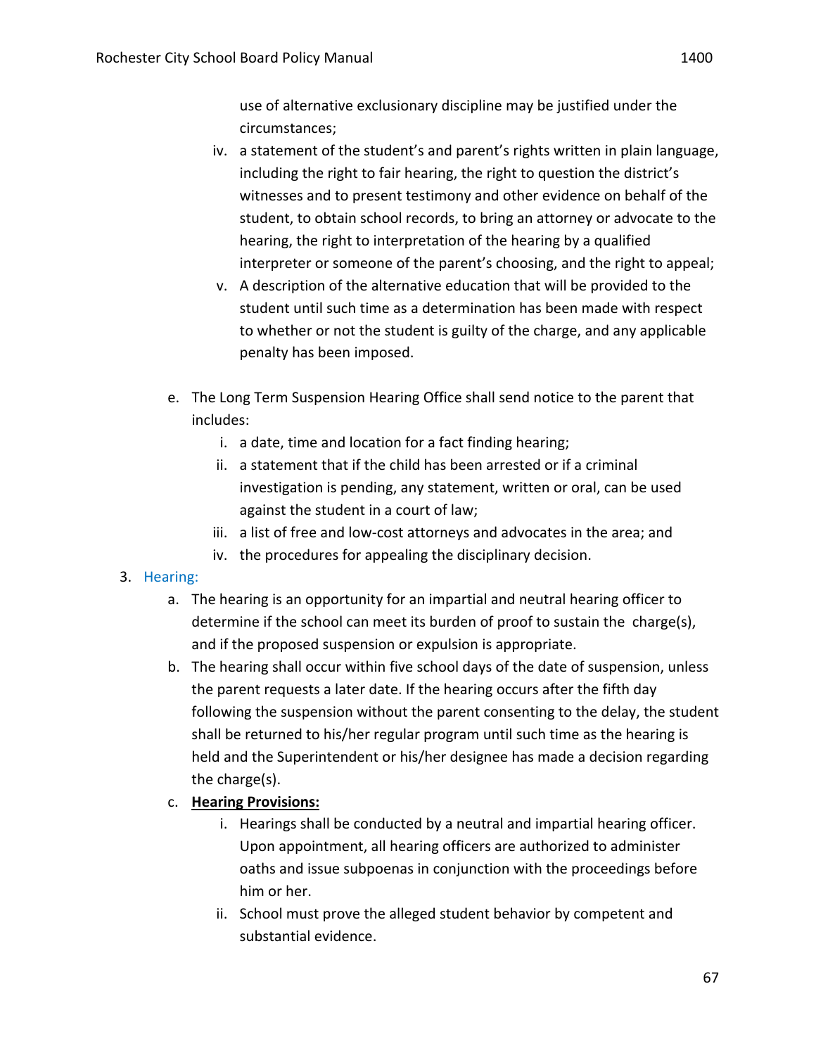use of alternative exclusionary discipline may be justified under the circumstances;

    iv. a statement of the student's and parent's rights written in plain language, including the right to fair hearing, the right to question the district's witnesses and to present testimony and other evidence on behalf of the student, to obtain school records, to bring an attorney or advocate to the hearing, the right to interpretation of the hearing by a qualified interpreter or someone of the parent's choosing, and the right to appeal;
    v. A description of the alternative education that will be provided to the student until such time as a determination has been made with respect to whether or not the student is guilty of the charge, and any applicable penalty has been imposed.

  e. The Long Term Suspension Hearing Office shall send notice to the parent that includes:
    i. a date, time and location for a fact finding hearing;
    ii. a statement that if the child has been arrested or if a criminal investigation is pending, any statement, written or oral, can be used against the student in a court of law;
    iii. a list of free and low-cost attorneys and advocates in the area; and
    iv. the procedures for appealing the disciplinary decision.

3. Hearing:
  a. The hearing is an opportunity for an impartial and neutral hearing officer to determine if the school can meet its burden of proof to sustain the charge(s), and if the proposed suspension or expulsion is appropriate.
  b. The hearing shall occur within five school days of the date of suspension, unless the parent requests a later date. If the hearing occurs after the fifth day following the suspension without the parent consenting to the delay, the student shall be returned to his/her regular program until such time as the hearing is held and the Superintendent or his/her designee has made a decision regarding the charge(s).
  c. **Hearing Provisions:**
    i. Hearings shall be conducted by a neutral and impartial hearing officer. Upon appointment, all hearing officers are authorized to administer oaths and issue subpoenas in conjunction with the proceedings before him or her.
    ii. School must prove the alleged student behavior by competent and substantial evidence.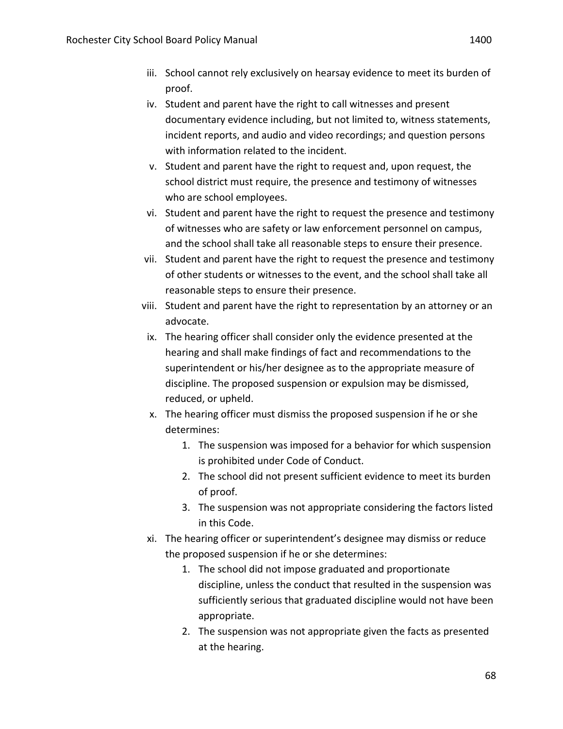iii. School cannot rely exclusively on hearsay evidence to meet its burden of proof.

iv. Student and parent have the right to call witnesses and present documentary evidence including, but not limited to, witness statements, incident reports, and audio and video recordings; and question persons with information related to the incident.

v. Student and parent have the right to request and, upon request, the school district must require, the presence and testimony of witnesses who are school employees.

vi. Student and parent have the right to request the presence and testimony of witnesses who are safety or law enforcement personnel on campus, and the school shall take all reasonable steps to ensure their presence.

vii. Student and parent have the right to request the presence and testimony of other students or witnesses to the event, and the school shall take all reasonable steps to ensure their presence.

viii. Student and parent have the right to representation by an attorney or an advocate.

ix. The hearing officer shall consider only the evidence presented at the hearing and shall make findings of fact and recommendations to the superintendent or his/her designee as to the appropriate measure of discipline. The proposed suspension or expulsion may be dismissed, reduced, or upheld.

x. The hearing officer must dismiss the proposed suspension if he or she determines:

    1. The suspension was imposed for a behavior for which suspension is prohibited under Code of Conduct.
    2. The school did not present sufficient evidence to meet its burden of proof.
    3. The suspension was not appropriate considering the factors listed in this Code.

xi. The hearing officer or superintendent's designee may dismiss or reduce the proposed suspension if he or she determines:

    1. The school did not impose graduated and proportionate discipline, unless the conduct that resulted in the suspension was sufficiently serious that graduated discipline would not have been appropriate.
    2. The suspension was not appropriate given the facts as presented at the hearing.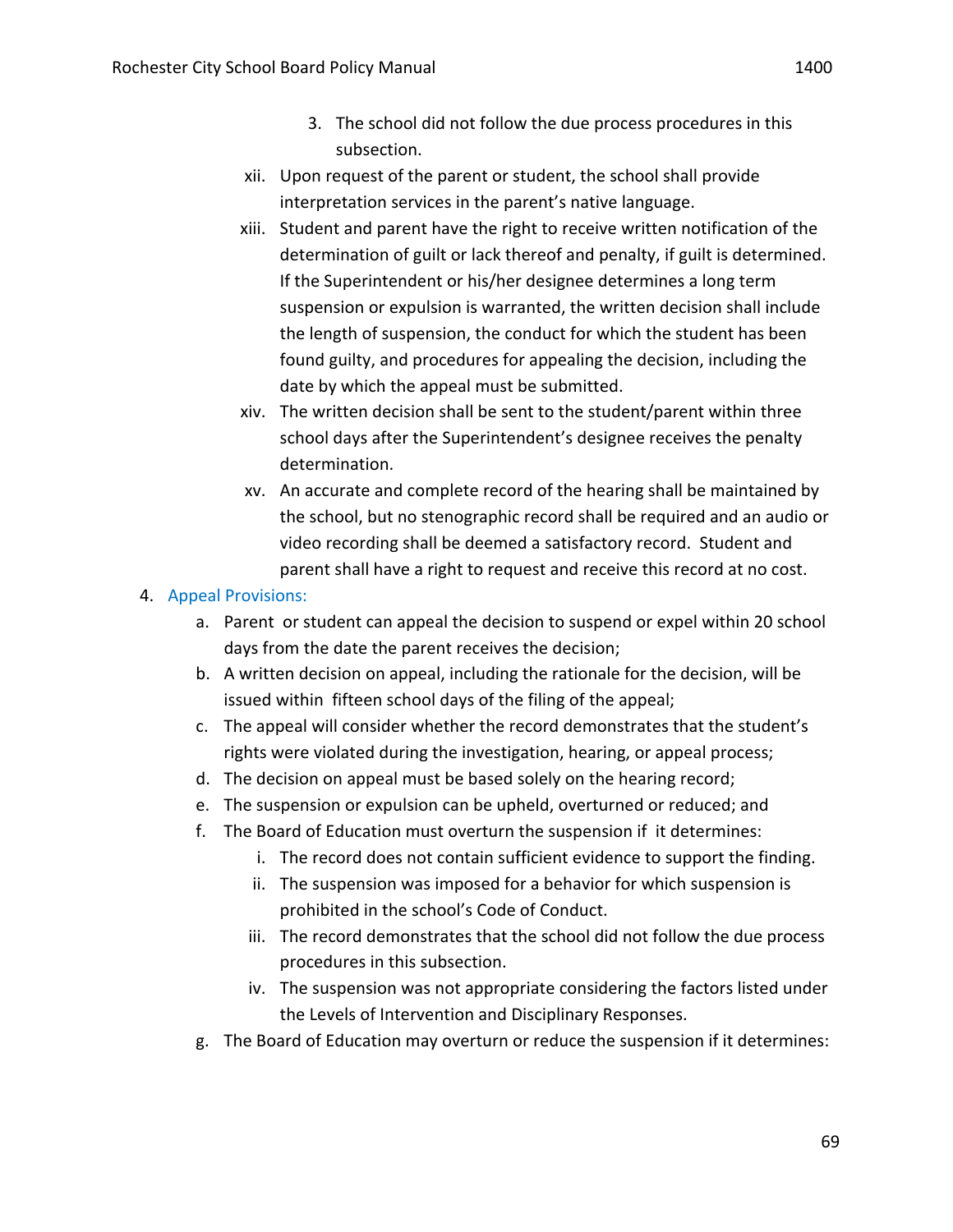3. The school did not follow the due process procedures in this subsection.

xii. Upon request of the parent or student, the school shall provide interpretation services in the parent's native language.

xiii. Student and parent have the right to receive written notification of the determination of guilt or lack thereof and penalty, if guilt is determined. If the Superintendent or his/her designee determines a long term suspension or expulsion is warranted, the written decision shall include the length of suspension, the conduct for which the student has been found guilty, and procedures for appealing the decision, including the date by which the appeal must be submitted.

xiv. The written decision shall be sent to the student/parent within three school days after the Superintendent's designee receives the penalty determination.

xv. An accurate and complete record of the hearing shall be maintained by the school, but no stenographic record shall be required and an audio or video recording shall be deemed a satisfactory record. Student and parent shall have a right to request and receive this record at no cost.

4. Appeal Provisions:
   a. Parent or student can appeal the decision to suspend or expel within 20 school days from the date the parent receives the decision;
   b. A written decision on appeal, including the rationale for the decision, will be issued within fifteen school days of the filing of the appeal;
   c. The appeal will consider whether the record demonstrates that the student's rights were violated during the investigation, hearing, or appeal process;
   d. The decision on appeal must be based solely on the hearing record;
   e. The suspension or expulsion can be upheld, overturned or reduced; and
   f. The Board of Education must overturn the suspension if it determines:
      i. The record does not contain sufficient evidence to support the finding.
      ii. The suspension was imposed for a behavior for which suspension is prohibited in the school's Code of Conduct.
      iii. The record demonstrates that the school did not follow the due process procedures in this subsection.
      iv. The suspension was not appropriate considering the factors listed under the Levels of Intervention and Disciplinary Responses.
   g. The Board of Education may overturn or reduce the suspension if it determines: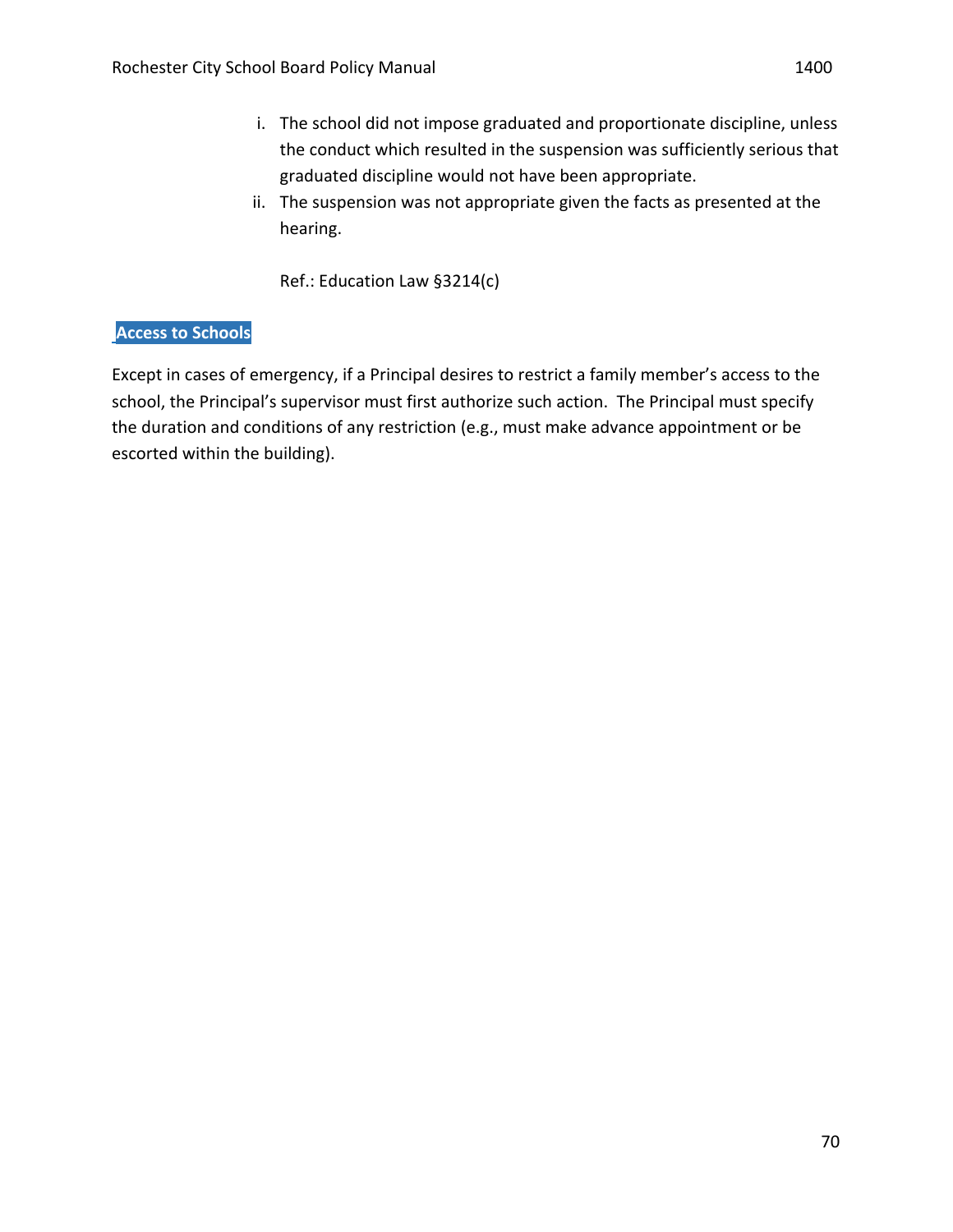i. The school did not impose graduated and proportionate discipline, unless the conduct which resulted in the suspension was sufficiently serious that graduated discipline would not have been appropriate.

ii. The suspension was not appropriate given the facts as presented at the hearing.

Ref.: Education Law §3214(c)

## Access to Schools

Except in cases of emergency, if a Principal desires to restrict a family member's access to the school, the Principal's supervisor must first authorize such action. The Principal must specify the duration and conditions of any restriction (e.g., must make advance appointment or be escorted within the building).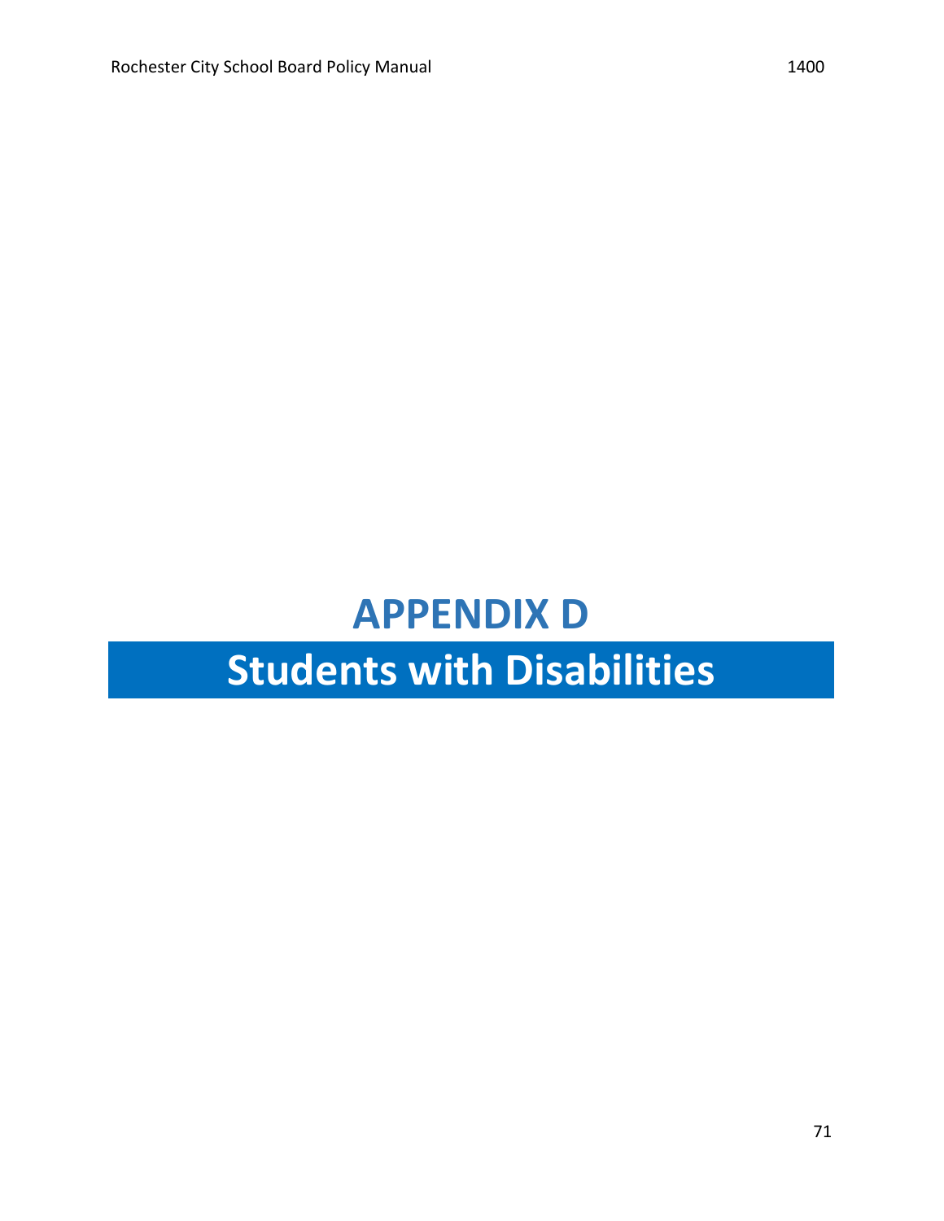# APPENDIX D

## Students with Disabilities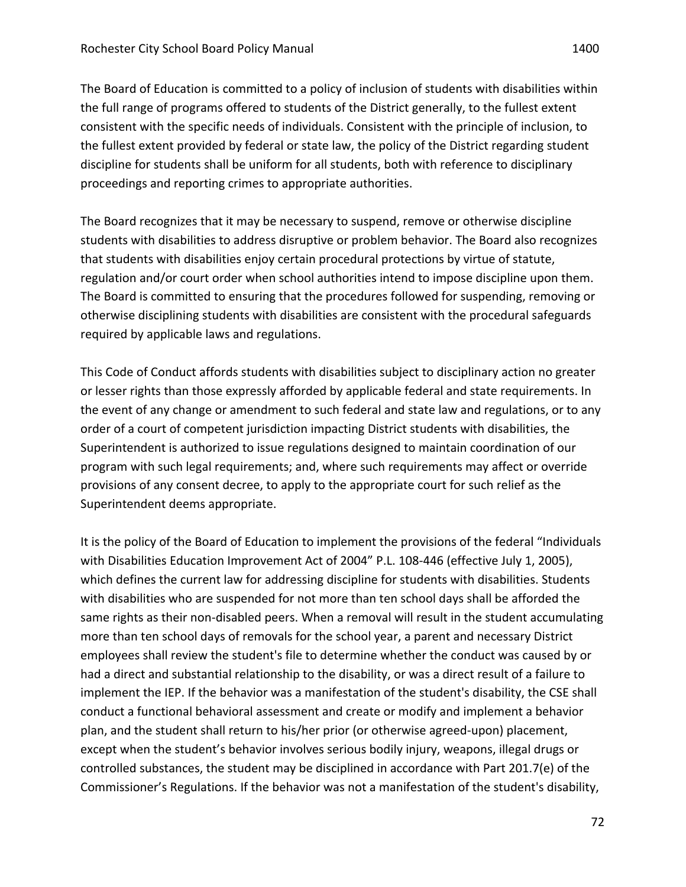The Board of Education is committed to a policy of inclusion of students with disabilities within the full range of programs offered to students of the District generally, to the fullest extent consistent with the specific needs of individuals. Consistent with the principle of inclusion, to the fullest extent provided by federal or state law, the policy of the District regarding student discipline for students shall be uniform for all students, both with reference to disciplinary proceedings and reporting crimes to appropriate authorities.

The Board recognizes that it may be necessary to suspend, remove or otherwise discipline students with disabilities to address disruptive or problem behavior. The Board also recognizes that students with disabilities enjoy certain procedural protections by virtue of statute, regulation and/or court order when school authorities intend to impose discipline upon them. The Board is committed to ensuring that the procedures followed for suspending, removing or otherwise disciplining students with disabilities are consistent with the procedural safeguards required by applicable laws and regulations.

This Code of Conduct affords students with disabilities subject to disciplinary action no greater or lesser rights than those expressly afforded by applicable federal and state requirements. In the event of any change or amendment to such federal and state law and regulations, or to any order of a court of competent jurisdiction impacting District students with disabilities, the Superintendent is authorized to issue regulations designed to maintain coordination of our program with such legal requirements; and, where such requirements may affect or override provisions of any consent decree, to apply to the appropriate court for such relief as the Superintendent deems appropriate.

It is the policy of the Board of Education to implement the provisions of the federal "Individuals with Disabilities Education Improvement Act of 2004" P.L. 108-446 (effective July 1, 2005), which defines the current law for addressing discipline for students with disabilities. Students with disabilities who are suspended for not more than ten school days shall be afforded the same rights as their non-disabled peers. When a removal will result in the student accumulating more than ten school days of removals for the school year, a parent and necessary District employees shall review the student's file to determine whether the conduct was caused by or had a direct and substantial relationship to the disability, or was a direct result of a failure to implement the IEP. If the behavior was a manifestation of the student's disability, the CSE shall conduct a functional behavioral assessment and create or modify and implement a behavior plan, and the student shall return to his/her prior (or otherwise agreed-upon) placement, except when the student's behavior involves serious bodily injury, weapons, illegal drugs or controlled substances, the student may be disciplined in accordance with Part 201.7(e) of the Commissioner's Regulations. If the behavior was not a manifestation of the student's disability,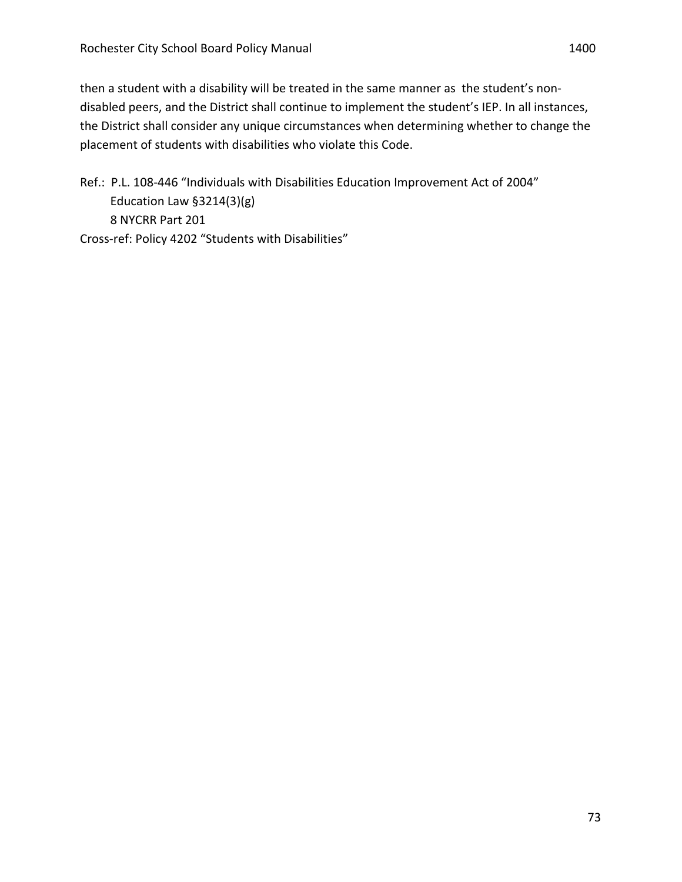then a student with a disability will be treated in the same manner as the student's non-disabled peers, and the District shall continue to implement the student's IEP. In all instances, the District shall consider any unique circumstances when determining whether to change the placement of students with disabilities who violate this Code.

Ref.: P.L. 108-446 "Individuals with Disabilities Education Improvement Act of 2004"
Education Law §3214(3)(g)
8 NYCRR Part 201
Cross-ref: Policy 4202 "Students with Disabilities"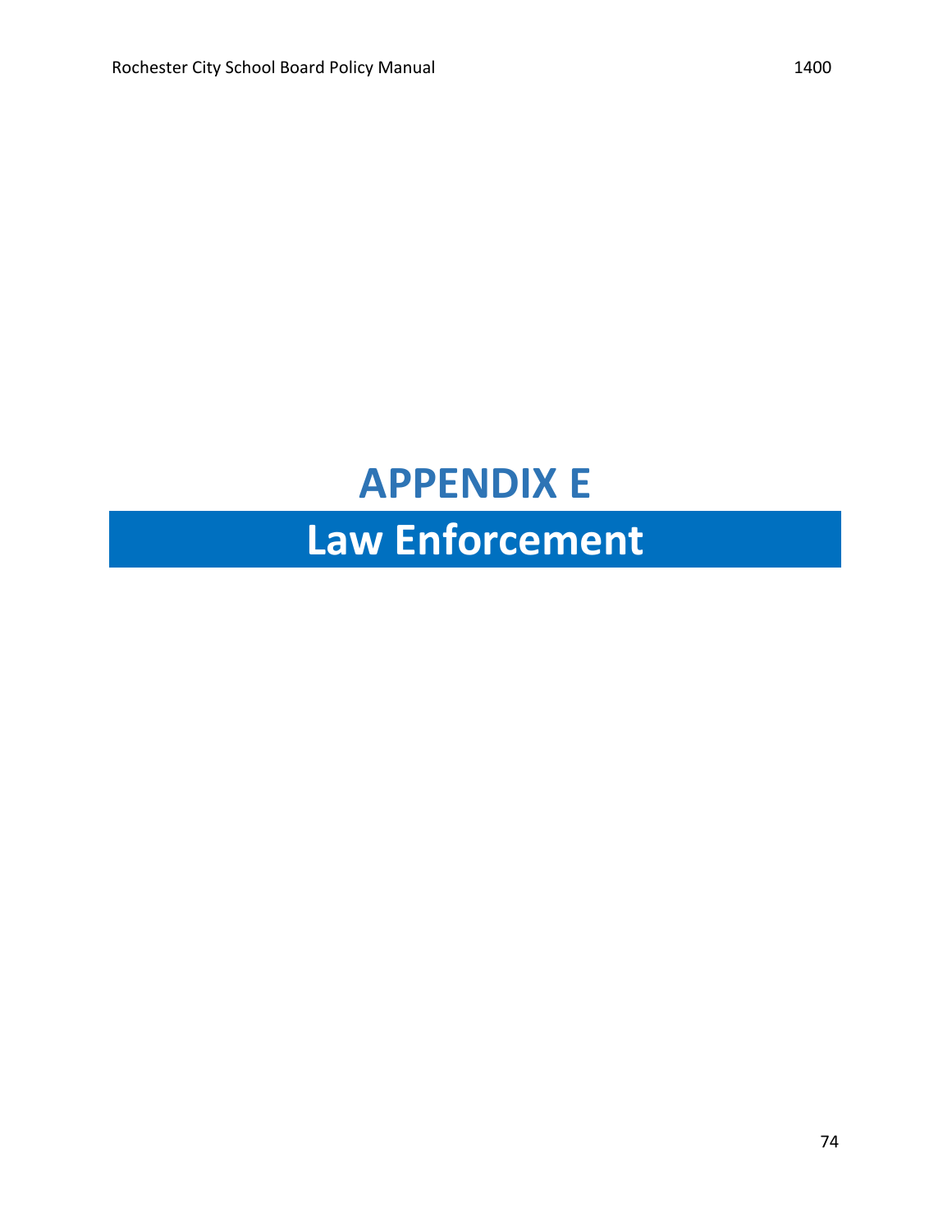# APPENDIX E

# Law Enforcement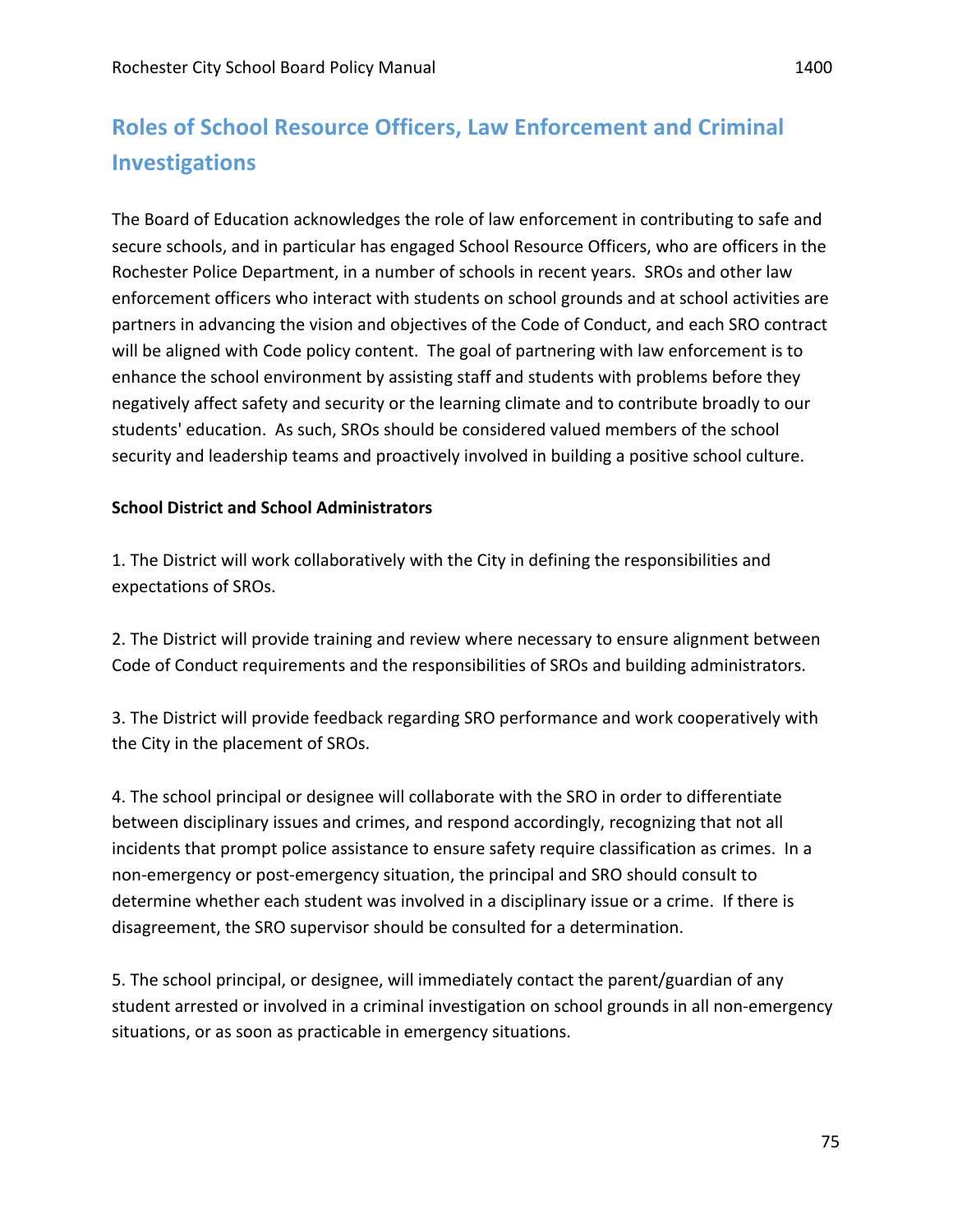## Roles of School Resource Officers, Law Enforcement and Criminal Investigations

The Board of Education acknowledges the role of law enforcement in contributing to safe and secure schools, and in particular has engaged School Resource Officers, who are officers in the Rochester Police Department, in a number of schools in recent years. SROs and other law enforcement officers who interact with students on school grounds and at school activities are partners in advancing the vision and objectives of the Code of Conduct, and each SRO contract will be aligned with Code policy content. The goal of partnering with law enforcement is to enhance the school environment by assisting staff and students with problems before they negatively affect safety and security or the learning climate and to contribute broadly to our students' education. As such, SROs should be considered valued members of the school security and leadership teams and proactively involved in building a positive school culture.

**School District and School Administrators**

1. The District will work collaboratively with the City in defining the responsibilities and expectations of SROs.

2. The District will provide training and review where necessary to ensure alignment between Code of Conduct requirements and the responsibilities of SROs and building administrators.

3. The District will provide feedback regarding SRO performance and work cooperatively with the City in the placement of SROs.

4. The school principal or designee will collaborate with the SRO in order to differentiate between disciplinary issues and crimes, and respond accordingly, recognizing that not all incidents that prompt police assistance to ensure safety require classification as crimes. In a non-emergency or post-emergency situation, the principal and SRO should consult to determine whether each student was involved in a disciplinary issue or a crime. If there is disagreement, the SRO supervisor should be consulted for a determination.

5. The school principal, or designee, will immediately contact the parent/guardian of any student arrested or involved in a criminal investigation on school grounds in all non-emergency situations, or as soon as practicable in emergency situations.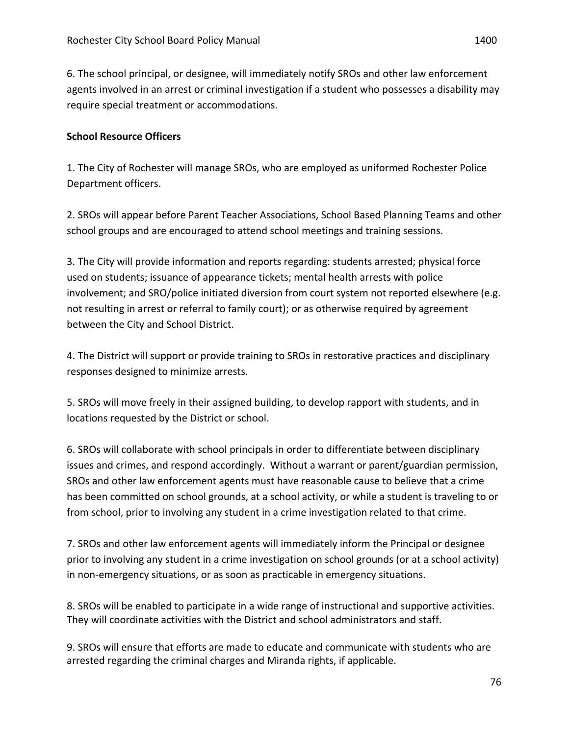6. The school principal, or designee, will immediately notify SROs and other law enforcement agents involved in an arrest or criminal investigation if a student who possesses a disability may require special treatment or accommodations.

**School Resource Officers**

1. The City of Rochester will manage SROs, who are employed as uniformed Rochester Police Department officers.

2. SROs will appear before Parent Teacher Associations, School Based Planning Teams and other school groups and are encouraged to attend school meetings and training sessions.

3. The City will provide information and reports regarding: students arrested; physical force used on students; issuance of appearance tickets; mental health arrests with police involvement; and SRO/police initiated diversion from court system not reported elsewhere (e.g. not resulting in arrest or referral to family court); or as otherwise required by agreement between the City and School District.

4. The District will support or provide training to SROs in restorative practices and disciplinary responses designed to minimize arrests.

5. SROs will move freely in their assigned building, to develop rapport with students, and in locations requested by the District or school.

6. SROs will collaborate with school principals in order to differentiate between disciplinary issues and crimes, and respond accordingly. Without a warrant or parent/guardian permission, SROs and other law enforcement agents must have reasonable cause to believe that a crime has been committed on school grounds, at a school activity, or while a student is traveling to or from school, prior to involving any student in a crime investigation related to that crime.

7. SROs and other law enforcement agents will immediately inform the Principal or designee prior to involving any student in a crime investigation on school grounds (or at a school activity) in non-emergency situations, or as soon as practicable in emergency situations.

8. SROs will be enabled to participate in a wide range of instructional and supportive activities. They will coordinate activities with the District and school administrators and staff.

9. SROs will ensure that efforts are made to educate and communicate with students who are arrested regarding the criminal charges and Miranda rights, if applicable.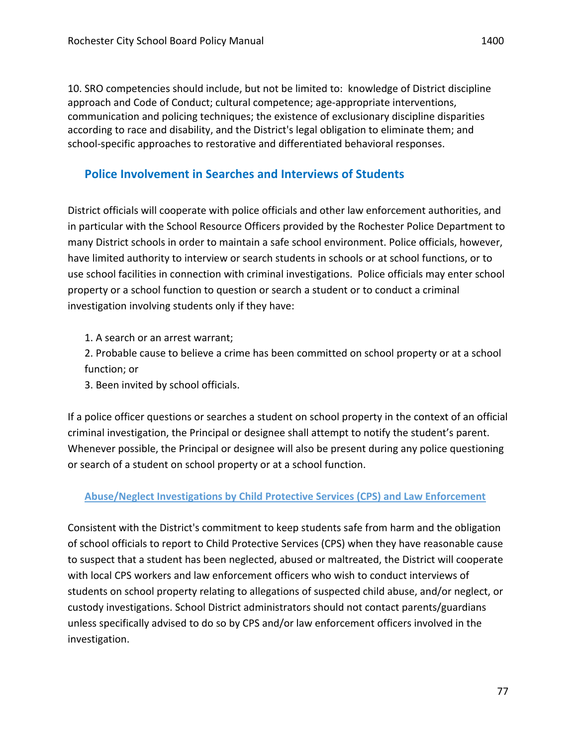10. SRO competencies should include, but not be limited to: knowledge of District discipline approach and Code of Conduct; cultural competence; age-appropriate interventions, communication and policing techniques; the existence of exclusionary discipline disparities according to race and disability, and the District's legal obligation to eliminate them; and school-specific approaches to restorative and differentiated behavioral responses.

## Police Involvement in Searches and Interviews of Students

District officials will cooperate with police officials and other law enforcement authorities, and in particular with the School Resource Officers provided by the Rochester Police Department to many District schools in order to maintain a safe school environment. Police officials, however, have limited authority to interview or search students in schools or at school functions, or to use school facilities in connection with criminal investigations. Police officials may enter school property or a school function to question or search a student or to conduct a criminal investigation involving students only if they have:

1. A search or an arrest warrant;
2. Probable cause to believe a crime has been committed on school property or at a school function; or
3. Been invited by school officials.

If a police officer questions or searches a student on school property in the context of an official criminal investigation, the Principal or designee shall attempt to notify the student's parent. Whenever possible, the Principal or designee will also be present during any police questioning or search of a student on school property or at a school function.

### Abuse/Neglect Investigations by Child Protective Services (CPS) and Law Enforcement

Consistent with the District's commitment to keep students safe from harm and the obligation of school officials to report to Child Protective Services (CPS) when they have reasonable cause to suspect that a student has been neglected, abused or maltreated, the District will cooperate with local CPS workers and law enforcement officers who wish to conduct interviews of students on school property relating to allegations of suspected child abuse, and/or neglect, or custody investigations. School District administrators should not contact parents/guardians unless specifically advised to do so by CPS and/or law enforcement officers involved in the investigation.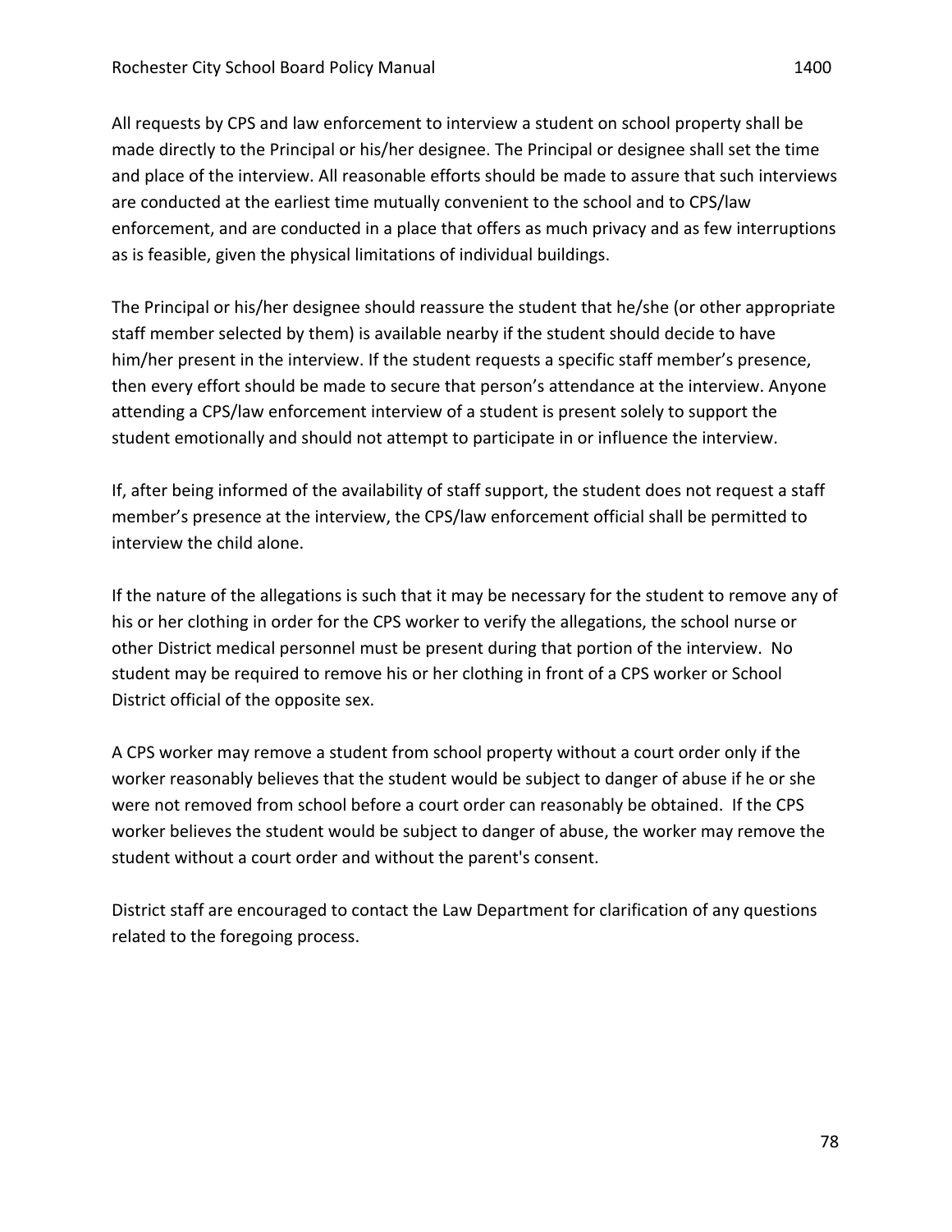All requests by CPS and law enforcement to interview a student on school property shall be made directly to the Principal or his/her designee. The Principal or designee shall set the time and place of the interview. All reasonable efforts should be made to assure that such interviews are conducted at the earliest time mutually convenient to the school and to CPS/law enforcement, and are conducted in a place that offers as much privacy and as few interruptions as is feasible, given the physical limitations of individual buildings.

The Principal or his/her designee should reassure the student that he/she (or other appropriate staff member selected by them) is available nearby if the student should decide to have him/her present in the interview. If the student requests a specific staff member's presence, then every effort should be made to secure that person's attendance at the interview. Anyone attending a CPS/law enforcement interview of a student is present solely to support the student emotionally and should not attempt to participate in or influence the interview.

If, after being informed of the availability of staff support, the student does not request a staff member's presence at the interview, the CPS/law enforcement official shall be permitted to interview the child alone.

If the nature of the allegations is such that it may be necessary for the student to remove any of his or her clothing in order for the CPS worker to verify the allegations, the school nurse or other District medical personnel must be present during that portion of the interview. No student may be required to remove his or her clothing in front of a CPS worker or School District official of the opposite sex.

A CPS worker may remove a student from school property without a court order only if the worker reasonably believes that the student would be subject to danger of abuse if he or she were not removed from school before a court order can reasonably be obtained. If the CPS worker believes the student would be subject to danger of abuse, the worker may remove the student without a court order and without the parent's consent.

District staff are encouraged to contact the Law Department for clarification of any questions related to the foregoing process.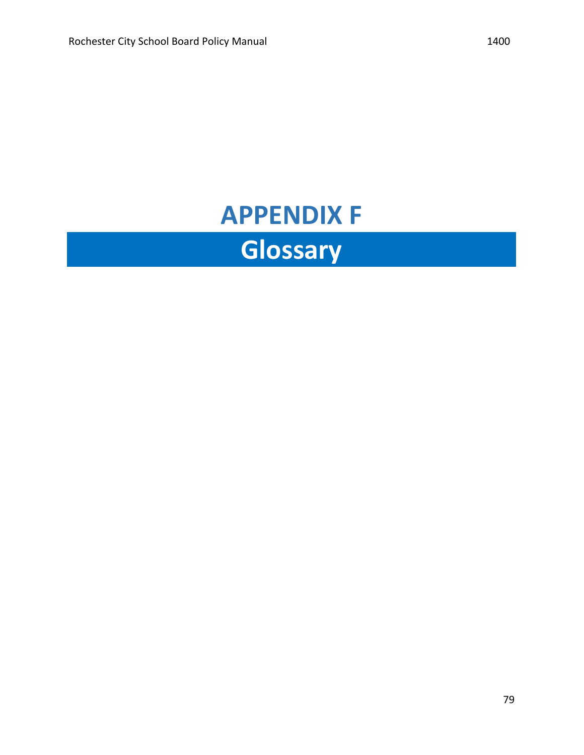# APPENDIX F

## Glossary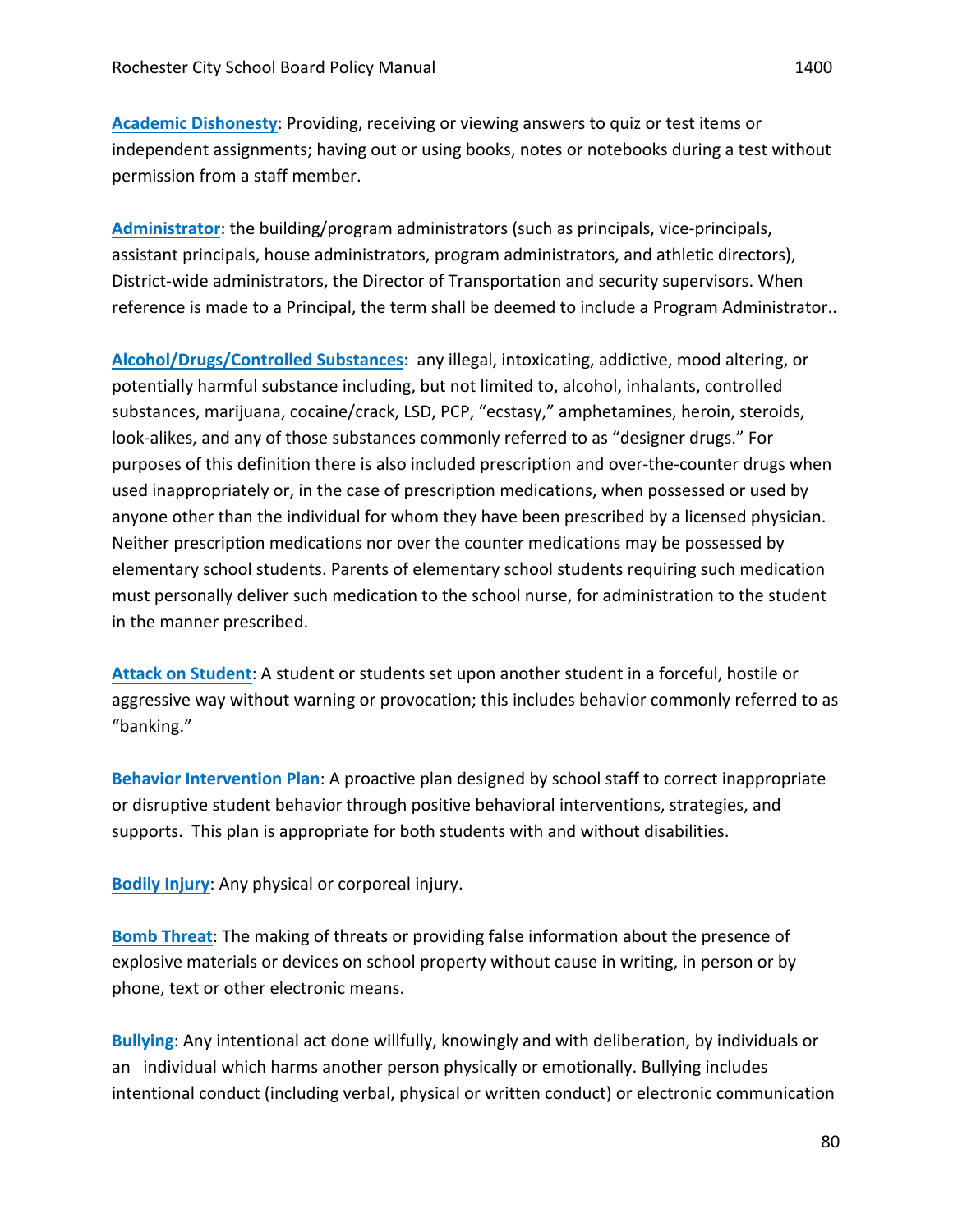**Academic Dishonesty**: Providing, receiving or viewing answers to quiz or test items or independent assignments; having out or using books, notes or notebooks during a test without permission from a staff member.

**Administrator**: the building/program administrators (such as principals, vice-principals, assistant principals, house administrators, program administrators, and athletic directors), District-wide administrators, the Director of Transportation and security supervisors. When reference is made to a Principal, the term shall be deemed to include a Program Administrator..

**Alcohol/Drugs/Controlled Substances**: any illegal, intoxicating, addictive, mood altering, or potentially harmful substance including, but not limited to, alcohol, inhalants, controlled substances, marijuana, cocaine/crack, LSD, PCP, "ecstasy," amphetamines, heroin, steroids, look-alikes, and any of those substances commonly referred to as "designer drugs." For purposes of this definition there is also included prescription and over-the-counter drugs when used inappropriately or, in the case of prescription medications, when possessed or used by anyone other than the individual for whom they have been prescribed by a licensed physician. Neither prescription medications nor over the counter medications may be possessed by elementary school students. Parents of elementary school students requiring such medication must personally deliver such medication to the school nurse, for administration to the student in the manner prescribed.

**Attack on Student**: A student or students set upon another student in a forceful, hostile or aggressive way without warning or provocation; this includes behavior commonly referred to as "banking."

**Behavior Intervention Plan**: A proactive plan designed by school staff to correct inappropriate or disruptive student behavior through positive behavioral interventions, strategies, and supports. This plan is appropriate for both students with and without disabilities.

**Bodily Injury**: Any physical or corporeal injury.

**Bomb Threat**: The making of threats or providing false information about the presence of explosive materials or devices on school property without cause in writing, in person or by phone, text or other electronic means.

**Bullying**: Any intentional act done willfully, knowingly and with deliberation, by individuals or an individual which harms another person physically or emotionally. Bullying includes intentional conduct (including verbal, physical or written conduct) or electronic communication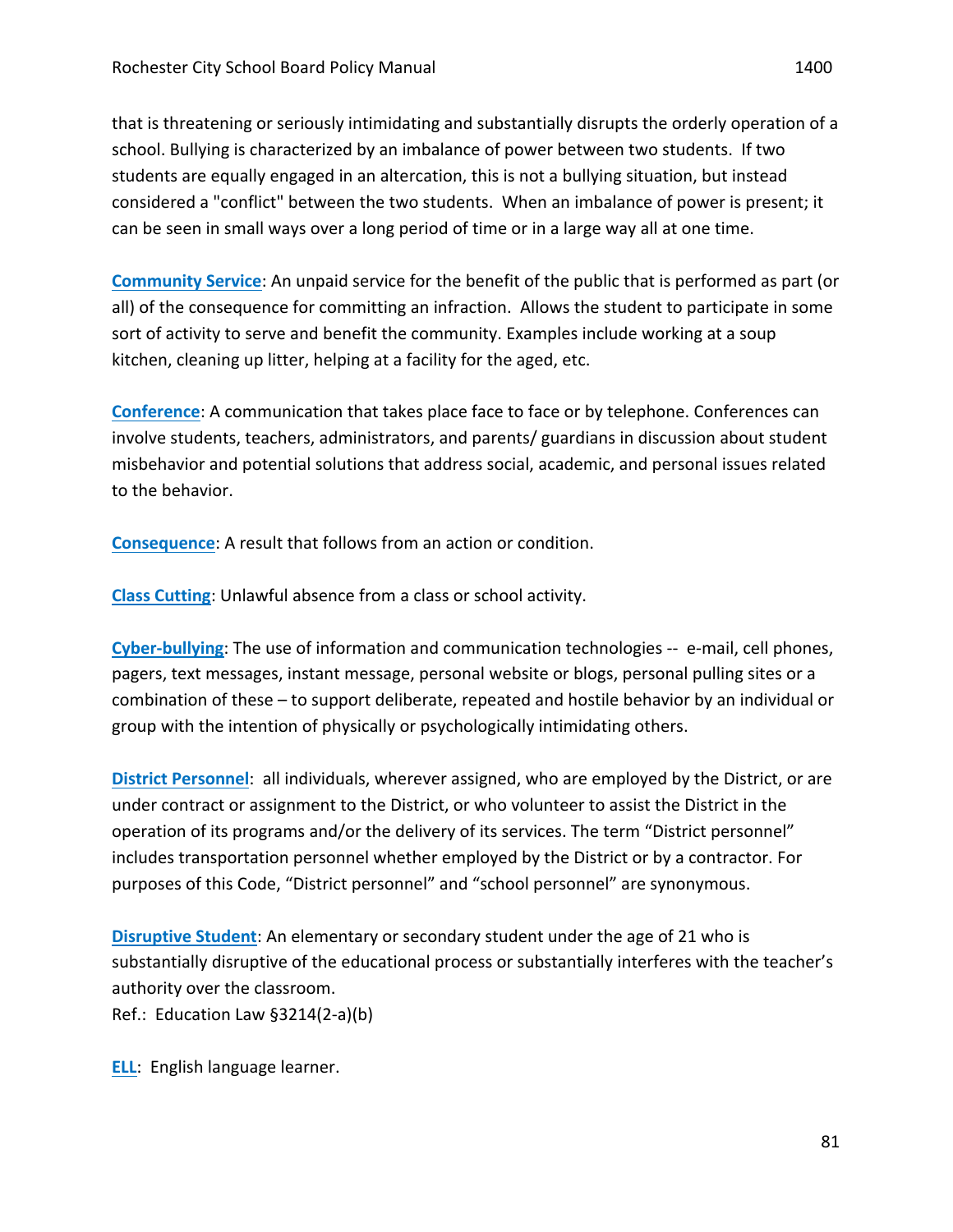that is threatening or seriously intimidating and substantially disrupts the orderly operation of a school. Bullying is characterized by an imbalance of power between two students. If two students are equally engaged in an altercation, this is not a bullying situation, but instead considered a "conflict" between the two students. When an imbalance of power is present; it can be seen in small ways over a long period of time or in a large way all at one time.

**Community Service**: An unpaid service for the benefit of the public that is performed as part (or all) of the consequence for committing an infraction. Allows the student to participate in some sort of activity to serve and benefit the community. Examples include working at a soup kitchen, cleaning up litter, helping at a facility for the aged, etc.

**Conference**: A communication that takes place face to face or by telephone. Conferences can involve students, teachers, administrators, and parents/ guardians in discussion about student misbehavior and potential solutions that address social, academic, and personal issues related to the behavior.

**Consequence**: A result that follows from an action or condition.

**Class Cutting**: Unlawful absence from a class or school activity.

**Cyber-bullying**: The use of information and communication technologies -- e-mail, cell phones, pagers, text messages, instant message, personal website or blogs, personal pulling sites or a combination of these – to support deliberate, repeated and hostile behavior by an individual or group with the intention of physically or psychologically intimidating others.

**District Personnel**: all individuals, wherever assigned, who are employed by the District, or are under contract or assignment to the District, or who volunteer to assist the District in the operation of its programs and/or the delivery of its services. The term "District personnel" includes transportation personnel whether employed by the District or by a contractor. For purposes of this Code, "District personnel" and "school personnel" are synonymous.

**Disruptive Student**: An elementary or secondary student under the age of 21 who is substantially disruptive of the educational process or substantially interferes with the teacher's authority over the classroom.
Ref.: Education Law §3214(2-a)(b)

**ELL**: English language learner.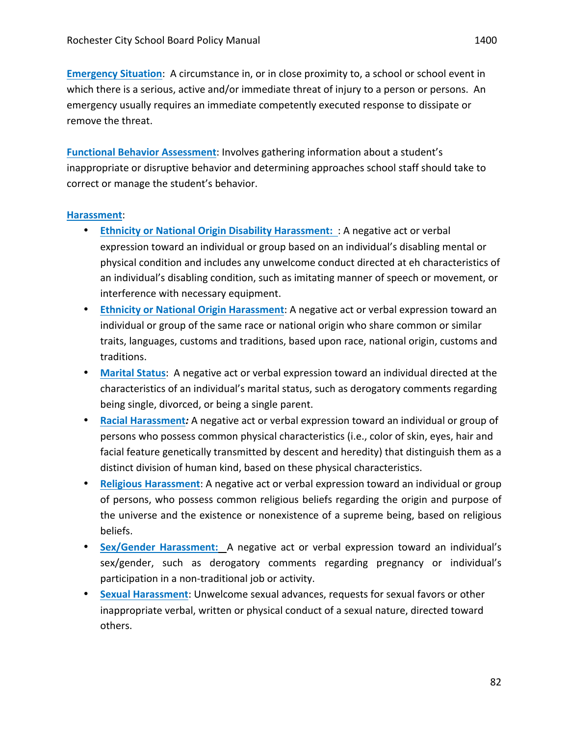**Emergency Situation**: A circumstance in, or in close proximity to, a school or school event in which there is a serious, active and/or immediate threat of injury to a person or persons. An emergency usually requires an immediate competently executed response to dissipate or remove the threat.

**Functional Behavior Assessment**: Involves gathering information about a student's inappropriate or disruptive behavior and determining approaches school staff should take to correct or manage the student's behavior.

**Harassment**:

- **Ethnicity or National Origin Disability Harassment:** : A negative act or verbal expression toward an individual or group based on an individual's disabling mental or physical condition and includes any unwelcome conduct directed at eh characteristics of an individual's disabling condition, such as imitating manner of speech or movement, or interference with necessary equipment.
- **Ethnicity or National Origin Harassment**: A negative act or verbal expression toward an individual or group of the same race or national origin who share common or similar traits, languages, customs and traditions, based upon race, national origin, customs and traditions.
- **Marital Status**: A negative act or verbal expression toward an individual directed at the characteristics of an individual's marital status, such as derogatory comments regarding being single, divorced, or being a single parent.
- **Racial Harassment***:* A negative act or verbal expression toward an individual or group of persons who possess common physical characteristics (i.e., color of skin, eyes, hair and facial feature genetically transmitted by descent and heredity) that distinguish them as a distinct division of human kind, based on these physical characteristics.
- **Religious Harassment**: A negative act or verbal expression toward an individual or group of persons, who possess common religious beliefs regarding the origin and purpose of the universe and the existence or nonexistence of a supreme being, based on religious beliefs.
- **Sex/Gender Harassment:** A negative act or verbal expression toward an individual's sex/gender, such as derogatory comments regarding pregnancy or individual's participation in a non-traditional job or activity.
- **Sexual Harassment**: Unwelcome sexual advances, requests for sexual favors or other inappropriate verbal, written or physical conduct of a sexual nature, directed toward others.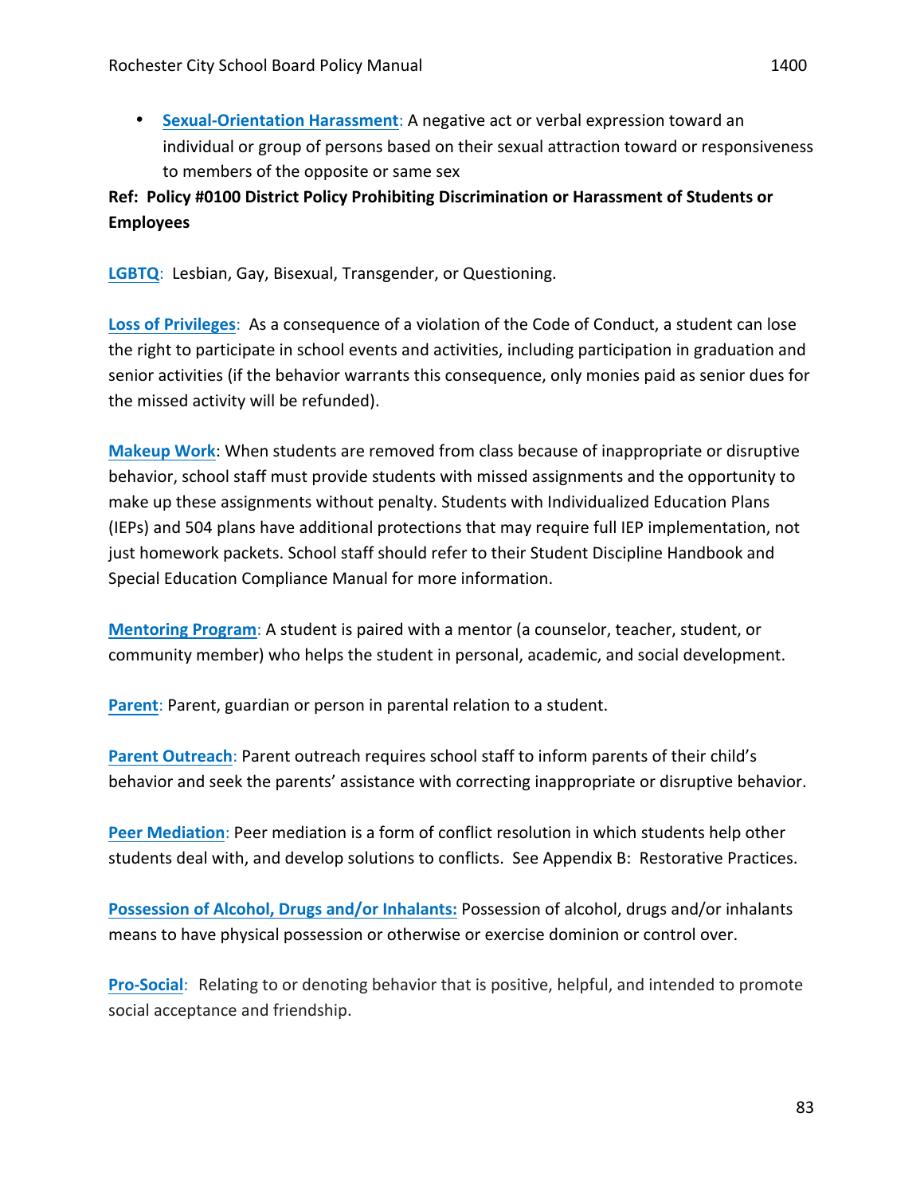- **Sexual-Orientation Harassment**: A negative act or verbal expression toward an individual or group of persons based on their sexual attraction toward or responsiveness to members of the opposite or same sex

**Ref: Policy #0100 District Policy Prohibiting Discrimination or Harassment of Students or Employees**

**LGBTQ**: Lesbian, Gay, Bisexual, Transgender, or Questioning.

**Loss of Privileges**: As a consequence of a violation of the Code of Conduct, a student can lose the right to participate in school events and activities, including participation in graduation and senior activities (if the behavior warrants this consequence, only monies paid as senior dues for the missed activity will be refunded).

**Makeup Work**: When students are removed from class because of inappropriate or disruptive behavior, school staff must provide students with missed assignments and the opportunity to make up these assignments without penalty. Students with Individualized Education Plans (IEPs) and 504 plans have additional protections that may require full IEP implementation, not just homework packets. School staff should refer to their Student Discipline Handbook and Special Education Compliance Manual for more information.

**Mentoring Program**: A student is paired with a mentor (a counselor, teacher, student, or community member) who helps the student in personal, academic, and social development.

**Parent**: Parent, guardian or person in parental relation to a student.

**Parent Outreach**: Parent outreach requires school staff to inform parents of their child's behavior and seek the parents' assistance with correcting inappropriate or disruptive behavior.

**Peer Mediation**: Peer mediation is a form of conflict resolution in which students help other students deal with, and develop solutions to conflicts. See Appendix B: Restorative Practices.

**Possession of Alcohol, Drugs and/or Inhalants:** Possession of alcohol, drugs and/or inhalants means to have physical possession or otherwise or exercise dominion or control over.

**Pro-Social**: Relating to or denoting behavior that is positive, helpful, and intended to promote social acceptance and friendship.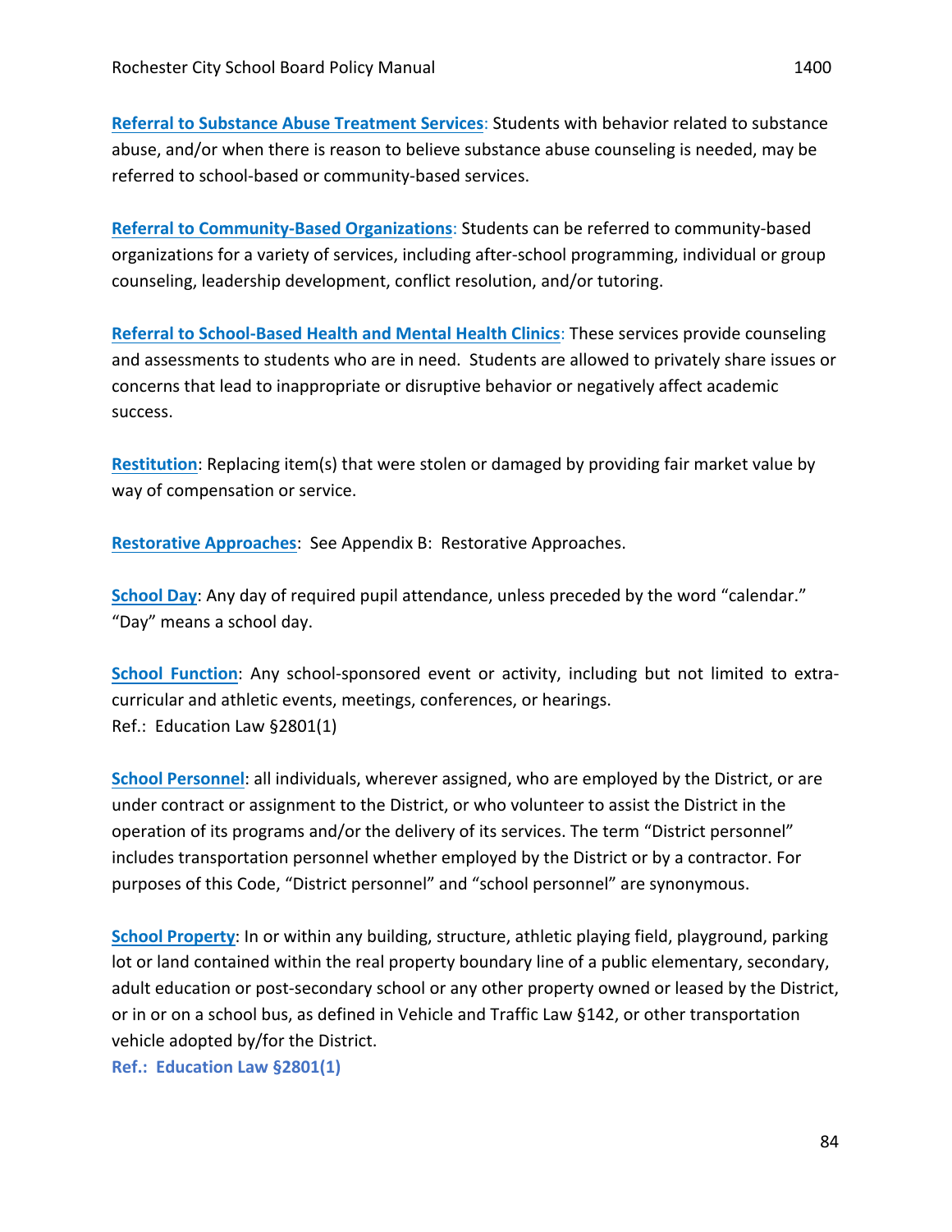**Referral to Substance Abuse Treatment Services**: Students with behavior related to substance abuse, and/or when there is reason to believe substance abuse counseling is needed, may be referred to school-based or community-based services.

**Referral to Community-Based Organizations**: Students can be referred to community-based organizations for a variety of services, including after-school programming, individual or group counseling, leadership development, conflict resolution, and/or tutoring.

**Referral to School-Based Health and Mental Health Clinics**: These services provide counseling and assessments to students who are in need. Students are allowed to privately share issues or concerns that lead to inappropriate or disruptive behavior or negatively affect academic success.

**Restitution**: Replacing item(s) that were stolen or damaged by providing fair market value by way of compensation or service.

**Restorative Approaches**: See Appendix B: Restorative Approaches.

**School Day**: Any day of required pupil attendance, unless preceded by the word "calendar." "Day" means a school day.

**School Function**: Any school-sponsored event or activity, including but not limited to extra-curricular and athletic events, meetings, conferences, or hearings.
Ref.: Education Law §2801(1)

**School Personnel**: all individuals, wherever assigned, who are employed by the District, or are under contract or assignment to the District, or who volunteer to assist the District in the operation of its programs and/or the delivery of its services. The term "District personnel" includes transportation personnel whether employed by the District or by a contractor. For purposes of this Code, "District personnel" and "school personnel" are synonymous.

**School Property**: In or within any building, structure, athletic playing field, playground, parking lot or land contained within the real property boundary line of a public elementary, secondary, adult education or post-secondary school or any other property owned or leased by the District, or in or on a school bus, as defined in Vehicle and Traffic Law §142, or other transportation vehicle adopted by/for the District.
**Ref.: Education Law §2801(1)**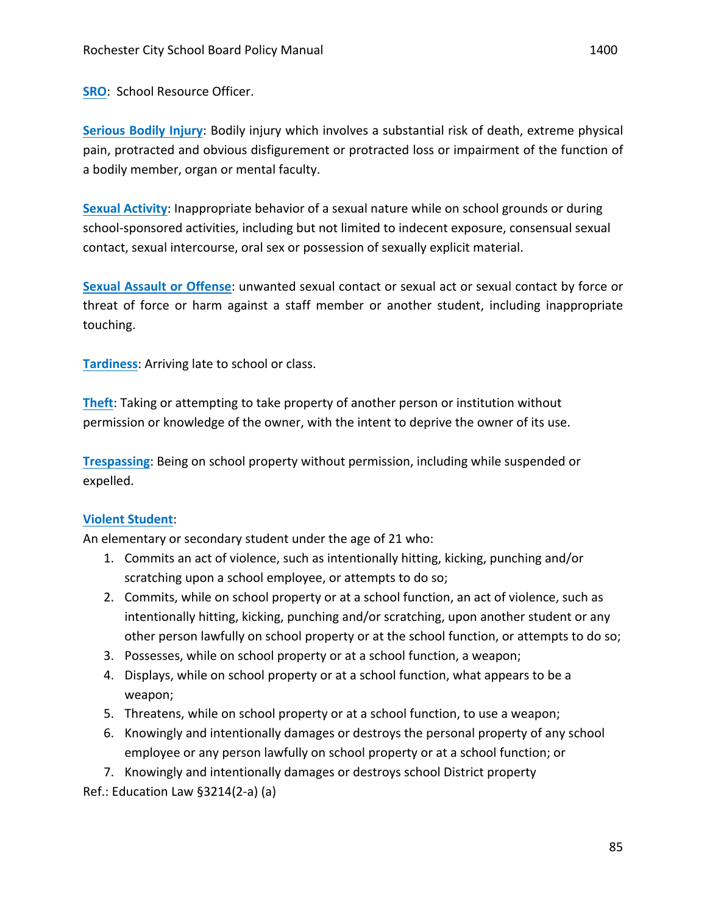**SRO**: School Resource Officer.

**Serious Bodily Injury**: Bodily injury which involves a substantial risk of death, extreme physical pain, protracted and obvious disfigurement or protracted loss or impairment of the function of a bodily member, organ or mental faculty.

**Sexual Activity**: Inappropriate behavior of a sexual nature while on school grounds or during school-sponsored activities, including but not limited to indecent exposure, consensual sexual contact, sexual intercourse, oral sex or possession of sexually explicit material.

**Sexual Assault or Offense**: unwanted sexual contact or sexual act or sexual contact by force or threat of force or harm against a staff member or another student, including inappropriate touching.

**Tardiness**: Arriving late to school or class.

**Theft**: Taking or attempting to take property of another person or institution without permission or knowledge of the owner, with the intent to deprive the owner of its use.

**Trespassing**: Being on school property without permission, including while suspended or expelled.

**Violent Student**:

An elementary or secondary student under the age of 21 who:

1. Commits an act of violence, such as intentionally hitting, kicking, punching and/or scratching upon a school employee, or attempts to do so;
2. Commits, while on school property or at a school function, an act of violence, such as intentionally hitting, kicking, punching and/or scratching, upon another student or any other person lawfully on school property or at the school function, or attempts to do so;
3. Possesses, while on school property or at a school function, a weapon;
4. Displays, while on school property or at a school function, what appears to be a weapon;
5. Threatens, while on school property or at a school function, to use a weapon;
6. Knowingly and intentionally damages or destroys the personal property of any school employee or any person lawfully on school property or at a school function; or
7. Knowingly and intentionally damages or destroys school District property

Ref.: Education Law §3214(2-a) (a)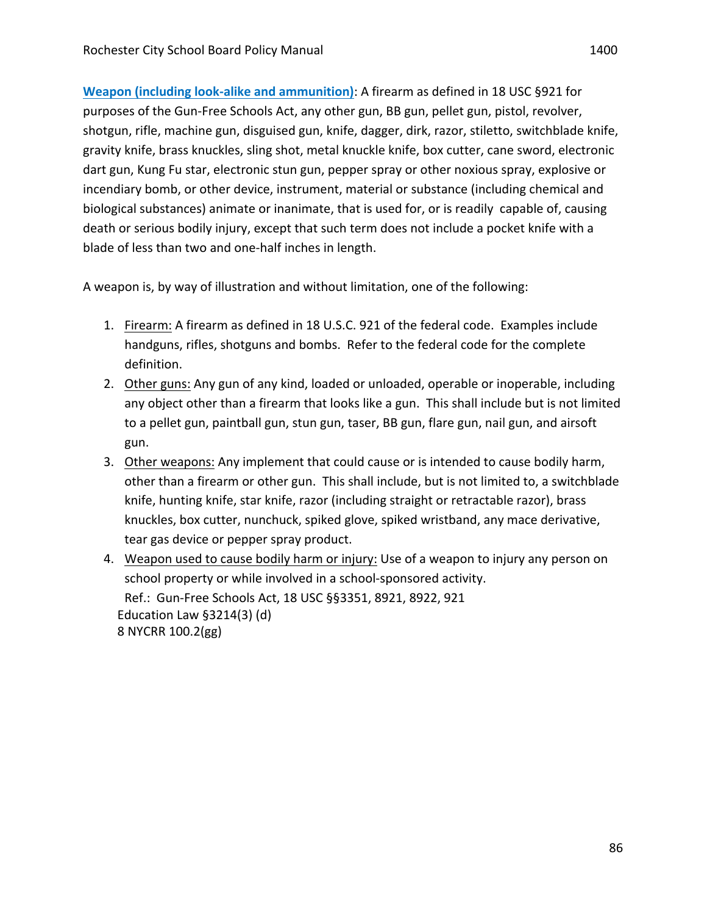**Weapon (including look-alike and ammunition)**: A firearm as defined in 18 USC §921 for purposes of the Gun-Free Schools Act, any other gun, BB gun, pellet gun, pistol, revolver, shotgun, rifle, machine gun, disguised gun, knife, dagger, dirk, razor, stiletto, switchblade knife, gravity knife, brass knuckles, sling shot, metal knuckle knife, box cutter, cane sword, electronic dart gun, Kung Fu star, electronic stun gun, pepper spray or other noxious spray, explosive or incendiary bomb, or other device, instrument, material or substance (including chemical and biological substances) animate or inanimate, that is used for, or is readily capable of, causing death or serious bodily injury, except that such term does not include a pocket knife with a blade of less than two and one-half inches in length.

A weapon is, by way of illustration and without limitation, one of the following:

1. Firearm: A firearm as defined in 18 U.S.C. 921 of the federal code. Examples include handguns, rifles, shotguns and bombs. Refer to the federal code for the complete definition.
2. Other guns: Any gun of any kind, loaded or unloaded, operable or inoperable, including any object other than a firearm that looks like a gun. This shall include but is not limited to a pellet gun, paintball gun, stun gun, taser, BB gun, flare gun, nail gun, and airsoft gun.
3. Other weapons: Any implement that could cause or is intended to cause bodily harm, other than a firearm or other gun. This shall include, but is not limited to, a switchblade knife, hunting knife, star knife, razor (including straight or retractable razor), brass knuckles, box cutter, nunchuck, spiked glove, spiked wristband, any mace derivative, tear gas device or pepper spray product.
4. Weapon used to cause bodily harm or injury: Use of a weapon to injury any person on school property or while involved in a school-sponsored activity.

Ref.: Gun-Free Schools Act, 18 USC §§3351, 8921, 8922, 921
Education Law §3214(3) (d)
8 NYCRR 100.2(gg)